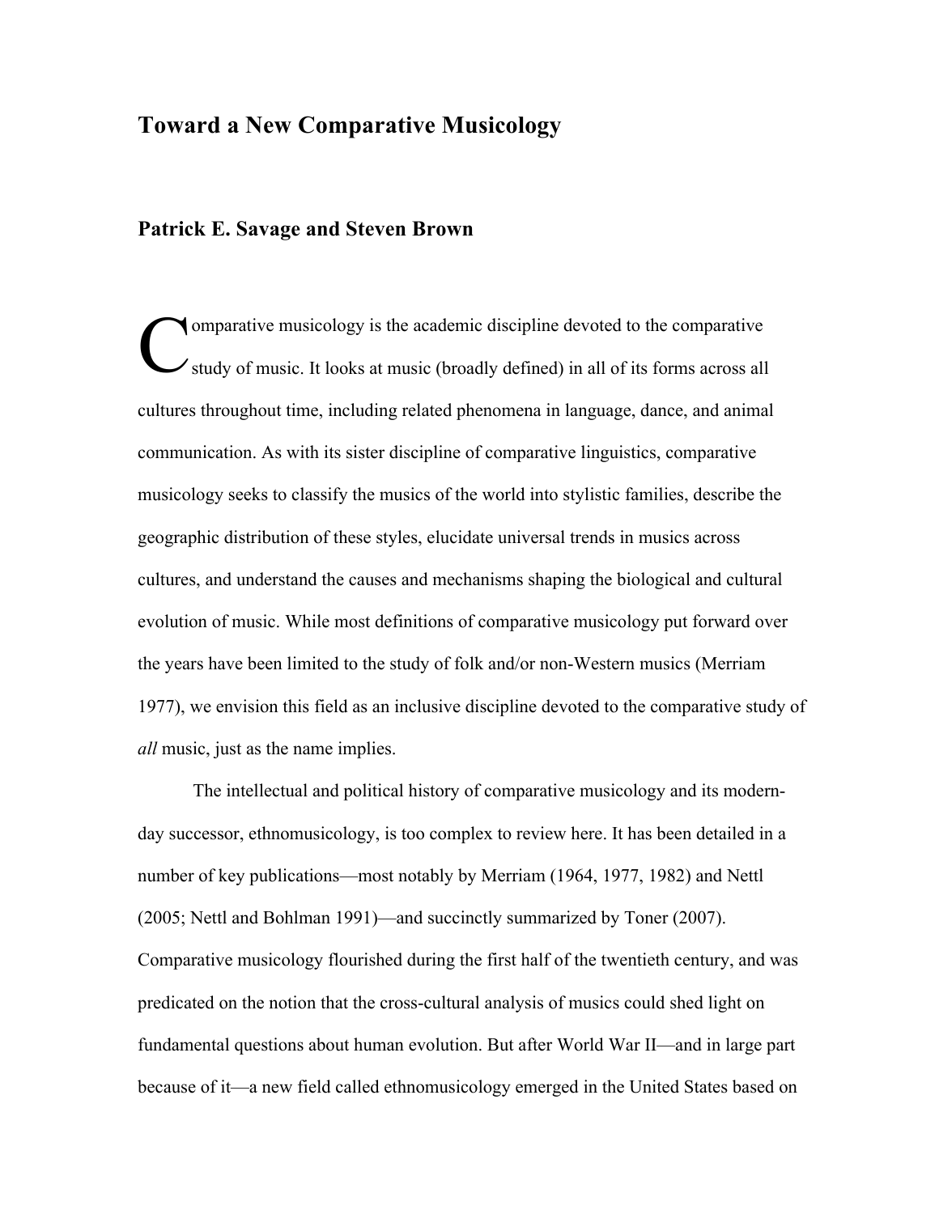# Toward a New Comparative Musicology

## Patrick E. Savage and Steven Brown

Comparative musicology is the academic discipline devoted to the comparative study of music. It looks at music (broadly defined) in all of its forms across all cultures throughout time, including related phenomena in language, dance, and animal communication. As with its sister discipline of comparative linguistics, comparative musicology seeks to classify the musics of the world into stylistic families, describe the geographic distribution of these styles, elucidate universal trends in musics across cultures, and understand the causes and mechanisms shaping the biological and cultural evolution of music. While most definitions of comparative musicology put forward over the years have been limited to the study of folk and/or non-Western musics (Merriam 1977), we envision this field as an inclusive discipline devoted to the comparative study of *all* music, just as the name implies.

The intellectual and political history of comparative musicology and its modern-day successor, ethnomusicology, is too complex to review here. It has been detailed in a number of key publications—most notably by Merriam (1964, 1977, 1982) and Nettl (2005; Nettl and Bohlman 1991)—and succinctly summarized by Toner (2007). Comparative musicology flourished during the first half of the twentieth century, and was predicated on the notion that the cross-cultural analysis of musics could shed light on fundamental questions about human evolution. But after World War II—and in large part because of it—a new field called ethnomusicology emerged in the United States based on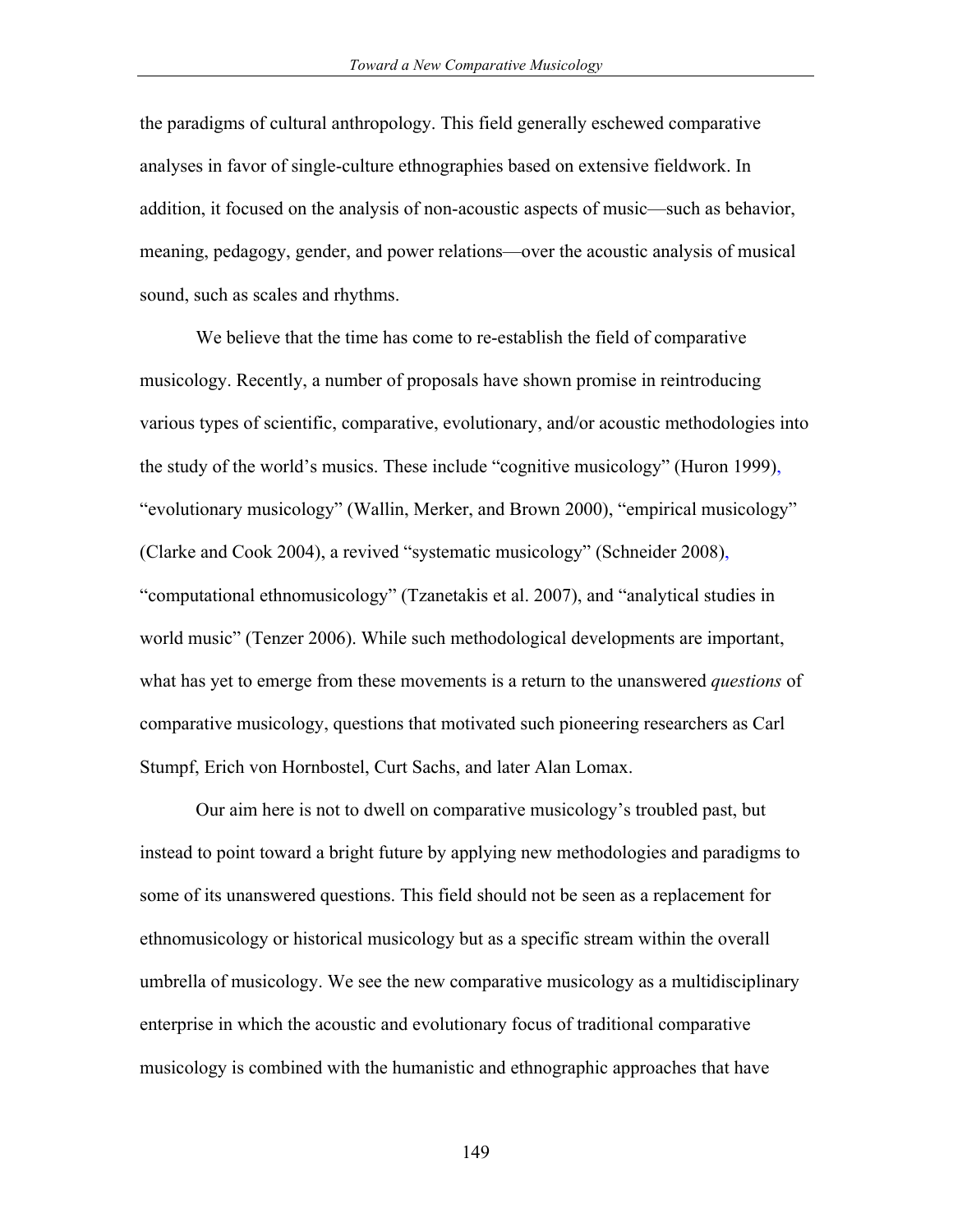the paradigms of cultural anthropology. This field generally eschewed comparative analyses in favor of single-culture ethnographies based on extensive fieldwork. In addition, it focused on the analysis of non-acoustic aspects of music—such as behavior, meaning, pedagogy, gender, and power relations—over the acoustic analysis of musical sound, such as scales and rhythms.

We believe that the time has come to re-establish the field of comparative musicology. Recently, a number of proposals have shown promise in reintroducing various types of scientific, comparative, evolutionary, and/or acoustic methodologies into the study of the world's musics. These include "cognitive musicology" (Huron 1999), "evolutionary musicology" (Wallin, Merker, and Brown 2000), "empirical musicology" (Clarke and Cook 2004), a revived "systematic musicology" (Schneider 2008), "computational ethnomusicology" (Tzanetakis et al. 2007), and "analytical studies in world music" (Tenzer 2006). While such methodological developments are important, what has yet to emerge from these movements is a return to the unanswered *questions* of comparative musicology, questions that motivated such pioneering researchers as Carl Stumpf, Erich von Hornbostel, Curt Sachs, and later Alan Lomax.

Our aim here is not to dwell on comparative musicology's troubled past, but instead to point toward a bright future by applying new methodologies and paradigms to some of its unanswered questions. This field should not be seen as a replacement for ethnomusicology or historical musicology but as a specific stream within the overall umbrella of musicology. We see the new comparative musicology as a multidisciplinary enterprise in which the acoustic and evolutionary focus of traditional comparative musicology is combined with the humanistic and ethnographic approaches that have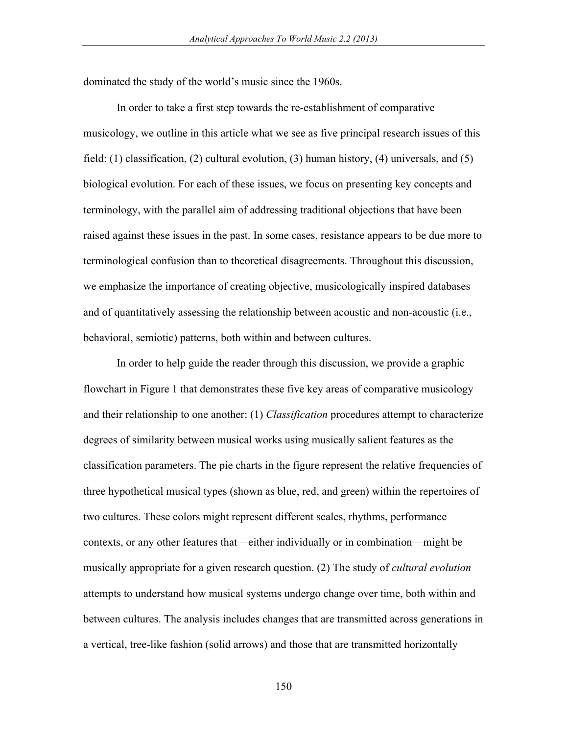dominated the study of the world's music since the 1960s.

In order to take a first step towards the re-establishment of comparative musicology, we outline in this article what we see as five principal research issues of this field: (1) classification, (2) cultural evolution, (3) human history, (4) universals, and (5) biological evolution. For each of these issues, we focus on presenting key concepts and terminology, with the parallel aim of addressing traditional objections that have been raised against these issues in the past. In some cases, resistance appears to be due more to terminological confusion than to theoretical disagreements. Throughout this discussion, we emphasize the importance of creating objective, musicologically inspired databases and of quantitatively assessing the relationship between acoustic and non-acoustic (i.e., behavioral, semiotic) patterns, both within and between cultures.

In order to help guide the reader through this discussion, we provide a graphic flowchart in Figure 1 that demonstrates these five key areas of comparative musicology and their relationship to one another: (1) *Classification* procedures attempt to characterize degrees of similarity between musical works using musically salient features as the classification parameters. The pie charts in the figure represent the relative frequencies of three hypothetical musical types (shown as blue, red, and green) within the repertoires of two cultures. These colors might represent different scales, rhythms, performance contexts, or any other features that—either individually or in combination—might be musically appropriate for a given research question. (2) The study of *cultural evolution* attempts to understand how musical systems undergo change over time, both within and between cultures. The analysis includes changes that are transmitted across generations in a vertical, tree-like fashion (solid arrows) and those that are transmitted horizontally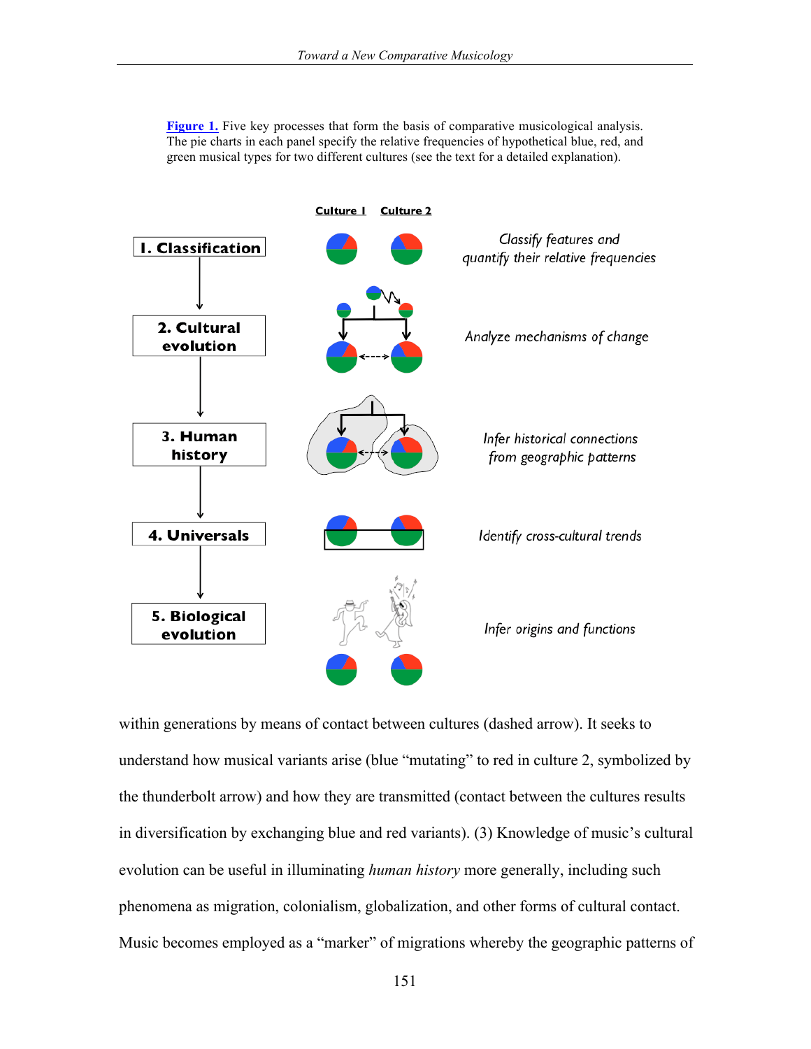**Figure 1.** Five key processes that form the basis of comparative musicological analysis. The pie charts in each panel specify the relative frequencies of hypothetical blue, red, and green musical types for two different cultures (see the text for a detailed explanation).

| | Culture 1 / Culture 2 | |
|---|---|---|
| 1. Classification | | Classify features and quantify their relative frequencies |
| 2. Cultural evolution | | Analyze mechanisms of change |
| 3. Human history | | Infer historical connections from geographic patterns |
| 4. Universals | | Identify cross-cultural trends |
| 5. Biological evolution | | Infer origins and functions |

within generations by means of contact between cultures (dashed arrow). It seeks to understand how musical variants arise (blue "mutating" to red in culture 2, symbolized by the thunderbolt arrow) and how they are transmitted (contact between the cultures results in diversification by exchanging blue and red variants). (3) Knowledge of music's cultural evolution can be useful in illuminating *human history* more generally, including such phenomena as migration, colonialism, globalization, and other forms of cultural contact. Music becomes employed as a "marker" of migrations whereby the geographic patterns of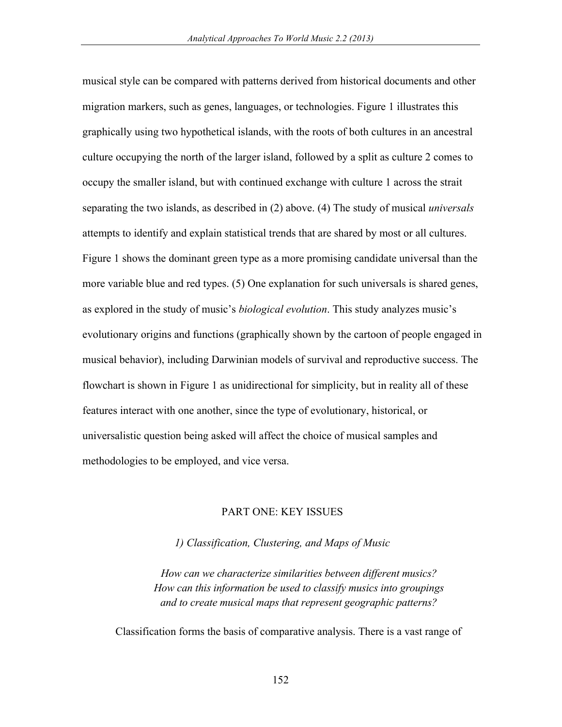musical style can be compared with patterns derived from historical documents and other migration markers, such as genes, languages, or technologies. Figure 1 illustrates this graphically using two hypothetical islands, with the roots of both cultures in an ancestral culture occupying the north of the larger island, followed by a split as culture 2 comes to occupy the smaller island, but with continued exchange with culture 1 across the strait separating the two islands, as described in (2) above. (4) The study of musical *universals* attempts to identify and explain statistical trends that are shared by most or all cultures. Figure 1 shows the dominant green type as a more promising candidate universal than the more variable blue and red types. (5) One explanation for such universals is shared genes, as explored in the study of music's *biological evolution*. This study analyzes music's evolutionary origins and functions (graphically shown by the cartoon of people engaged in musical behavior), including Darwinian models of survival and reproductive success. The flowchart is shown in Figure 1 as unidirectional for simplicity, but in reality all of these features interact with one another, since the type of evolutionary, historical, or universalistic question being asked will affect the choice of musical samples and methodologies to be employed, and vice versa.

## PART ONE: KEY ISSUES

### *1) Classification, Clustering, and Maps of Music*

*How can we characterize similarities between different musics?*
*How can this information be used to classify musics into groupings and to create musical maps that represent geographic patterns?*

Classification forms the basis of comparative analysis. There is a vast range of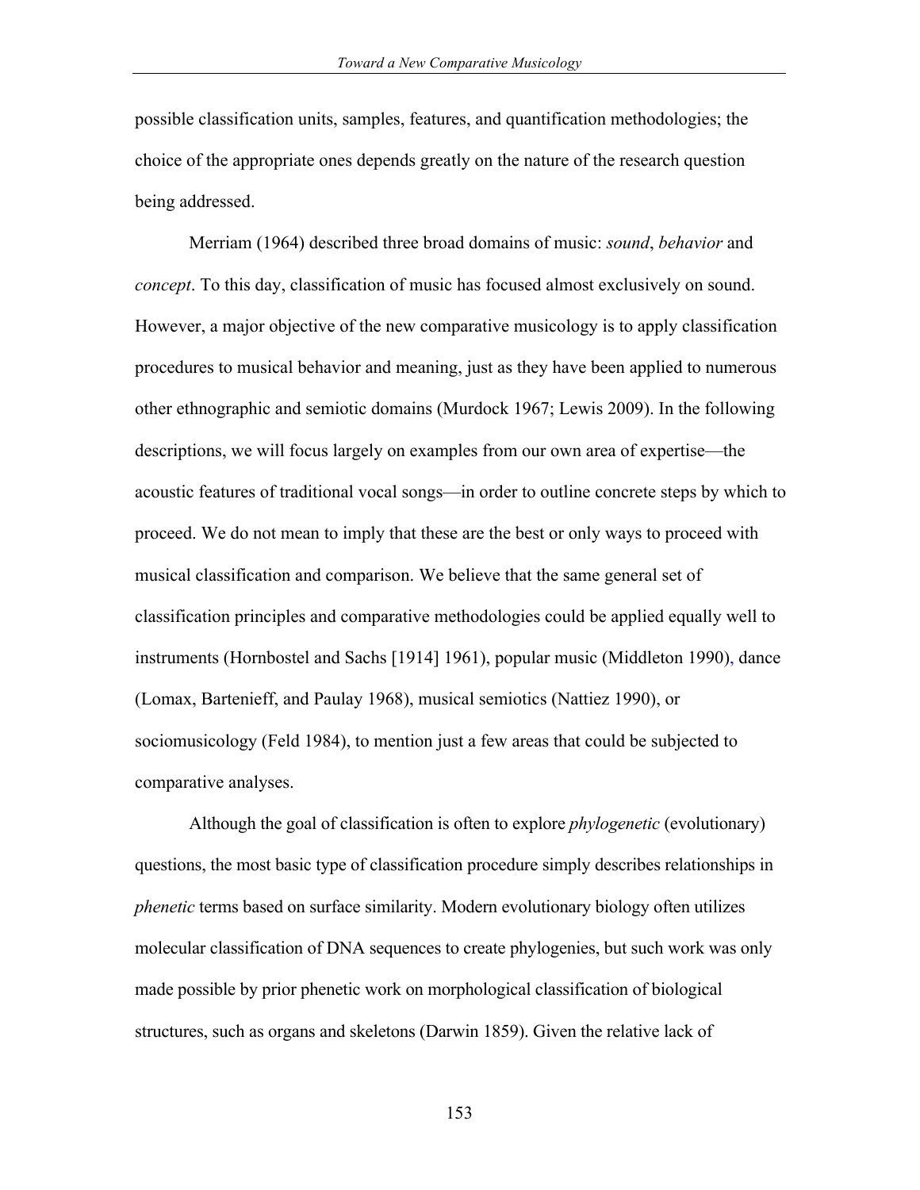possible classification units, samples, features, and quantification methodologies; the choice of the appropriate ones depends greatly on the nature of the research question being addressed.

Merriam (1964) described three broad domains of music: *sound*, *behavior* and *concept*. To this day, classification of music has focused almost exclusively on sound. However, a major objective of the new comparative musicology is to apply classification procedures to musical behavior and meaning, just as they have been applied to numerous other ethnographic and semiotic domains (Murdock 1967; Lewis 2009). In the following descriptions, we will focus largely on examples from our own area of expertise—the acoustic features of traditional vocal songs—in order to outline concrete steps by which to proceed. We do not mean to imply that these are the best or only ways to proceed with musical classification and comparison. We believe that the same general set of classification principles and comparative methodologies could be applied equally well to instruments (Hornbostel and Sachs [1914] 1961), popular music (Middleton 1990), dance (Lomax, Bartenieff, and Paulay 1968), musical semiotics (Nattiez 1990), or sociomusicology (Feld 1984), to mention just a few areas that could be subjected to comparative analyses.

Although the goal of classification is often to explore *phylogenetic* (evolutionary) questions, the most basic type of classification procedure simply describes relationships in *phenetic* terms based on surface similarity. Modern evolutionary biology often utilizes molecular classification of DNA sequences to create phylogenies, but such work was only made possible by prior phenetic work on morphological classification of biological structures, such as organs and skeletons (Darwin 1859). Given the relative lack of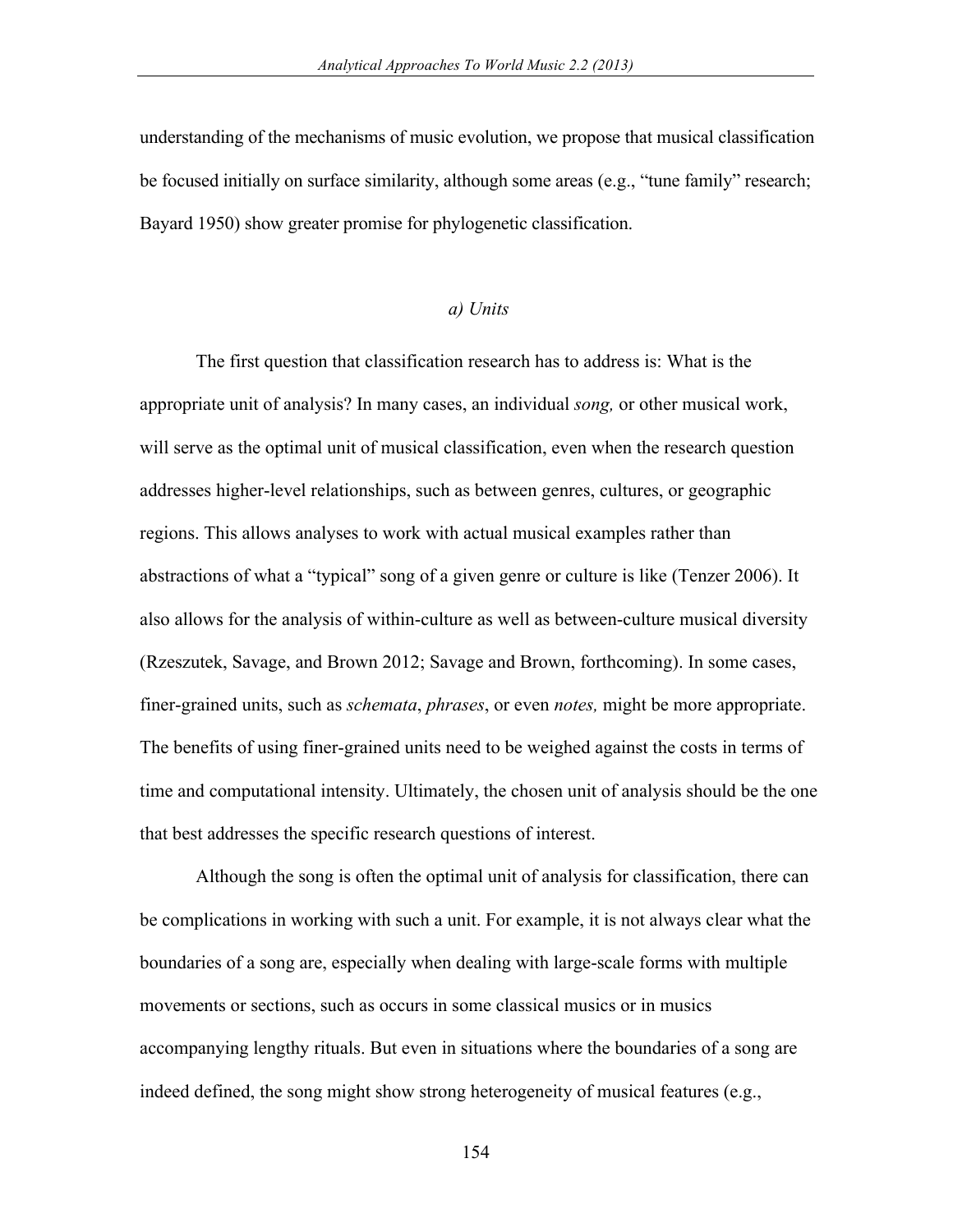understanding of the mechanisms of music evolution, we propose that musical classification be focused initially on surface similarity, although some areas (e.g., "tune family" research; Bayard 1950) show greater promise for phylogenetic classification.

### *a) Units*

The first question that classification research has to address is: What is the appropriate unit of analysis? In many cases, an individual *song,* or other musical work, will serve as the optimal unit of musical classification, even when the research question addresses higher-level relationships, such as between genres, cultures, or geographic regions. This allows analyses to work with actual musical examples rather than abstractions of what a "typical" song of a given genre or culture is like (Tenzer 2006). It also allows for the analysis of within-culture as well as between-culture musical diversity (Rzeszutek, Savage, and Brown 2012; Savage and Brown, forthcoming). In some cases, finer-grained units, such as *schemata*, *phrases*, or even *notes,* might be more appropriate. The benefits of using finer-grained units need to be weighed against the costs in terms of time and computational intensity. Ultimately, the chosen unit of analysis should be the one that best addresses the specific research questions of interest.

Although the song is often the optimal unit of analysis for classification, there can be complications in working with such a unit. For example, it is not always clear what the boundaries of a song are, especially when dealing with large-scale forms with multiple movements or sections, such as occurs in some classical musics or in musics accompanying lengthy rituals. But even in situations where the boundaries of a song are indeed defined, the song might show strong heterogeneity of musical features (e.g.,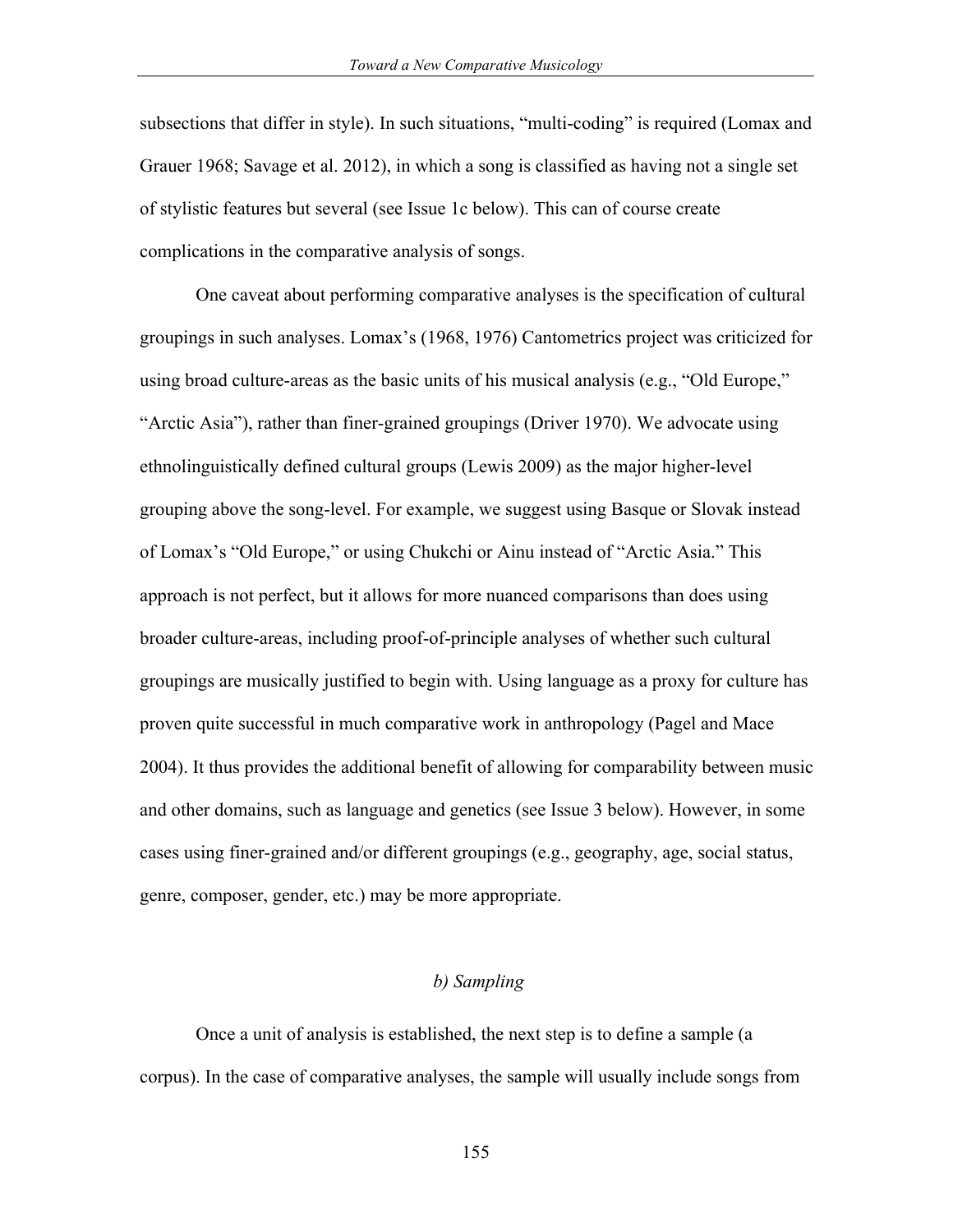subsections that differ in style). In such situations, "multi-coding" is required (Lomax and Grauer 1968; Savage et al. 2012), in which a song is classified as having not a single set of stylistic features but several (see Issue 1c below). This can of course create complications in the comparative analysis of songs.

One caveat about performing comparative analyses is the specification of cultural groupings in such analyses. Lomax's (1968, 1976) Cantometrics project was criticized for using broad culture-areas as the basic units of his musical analysis (e.g., "Old Europe," "Arctic Asia"), rather than finer-grained groupings (Driver 1970). We advocate using ethnolinguistically defined cultural groups (Lewis 2009) as the major higher-level grouping above the song-level. For example, we suggest using Basque or Slovak instead of Lomax's "Old Europe," or using Chukchi or Ainu instead of "Arctic Asia." This approach is not perfect, but it allows for more nuanced comparisons than does using broader culture-areas, including proof-of-principle analyses of whether such cultural groupings are musically justified to begin with. Using language as a proxy for culture has proven quite successful in much comparative work in anthropology (Pagel and Mace 2004). It thus provides the additional benefit of allowing for comparability between music and other domains, such as language and genetics (see Issue 3 below). However, in some cases using finer-grained and/or different groupings (e.g., geography, age, social status, genre, composer, gender, etc.) may be more appropriate.

### *b) Sampling*

Once a unit of analysis is established, the next step is to define a sample (a corpus). In the case of comparative analyses, the sample will usually include songs from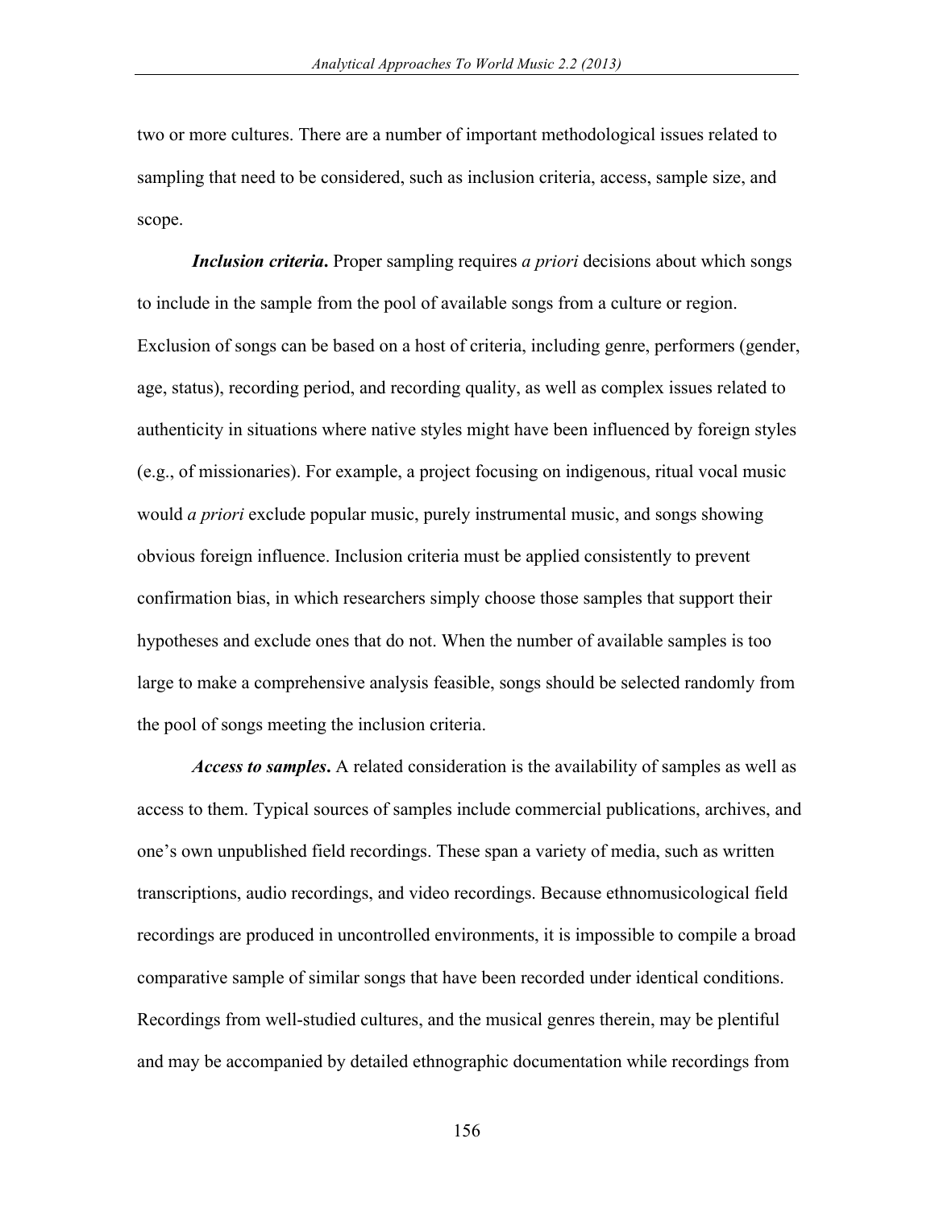two or more cultures. There are a number of important methodological issues related to sampling that need to be considered, such as inclusion criteria, access, sample size, and scope.

***Inclusion criteria*.** Proper sampling requires *a priori* decisions about which songs to include in the sample from the pool of available songs from a culture or region. Exclusion of songs can be based on a host of criteria, including genre, performers (gender, age, status), recording period, and recording quality, as well as complex issues related to authenticity in situations where native styles might have been influenced by foreign styles (e.g., of missionaries). For example, a project focusing on indigenous, ritual vocal music would *a priori* exclude popular music, purely instrumental music, and songs showing obvious foreign influence. Inclusion criteria must be applied consistently to prevent confirmation bias, in which researchers simply choose those samples that support their hypotheses and exclude ones that do not. When the number of available samples is too large to make a comprehensive analysis feasible, songs should be selected randomly from the pool of songs meeting the inclusion criteria.

***Access to samples*.** A related consideration is the availability of samples as well as access to them. Typical sources of samples include commercial publications, archives, and one's own unpublished field recordings. These span a variety of media, such as written transcriptions, audio recordings, and video recordings. Because ethnomusicological field recordings are produced in uncontrolled environments, it is impossible to compile a broad comparative sample of similar songs that have been recorded under identical conditions. Recordings from well-studied cultures, and the musical genres therein, may be plentiful and may be accompanied by detailed ethnographic documentation while recordings from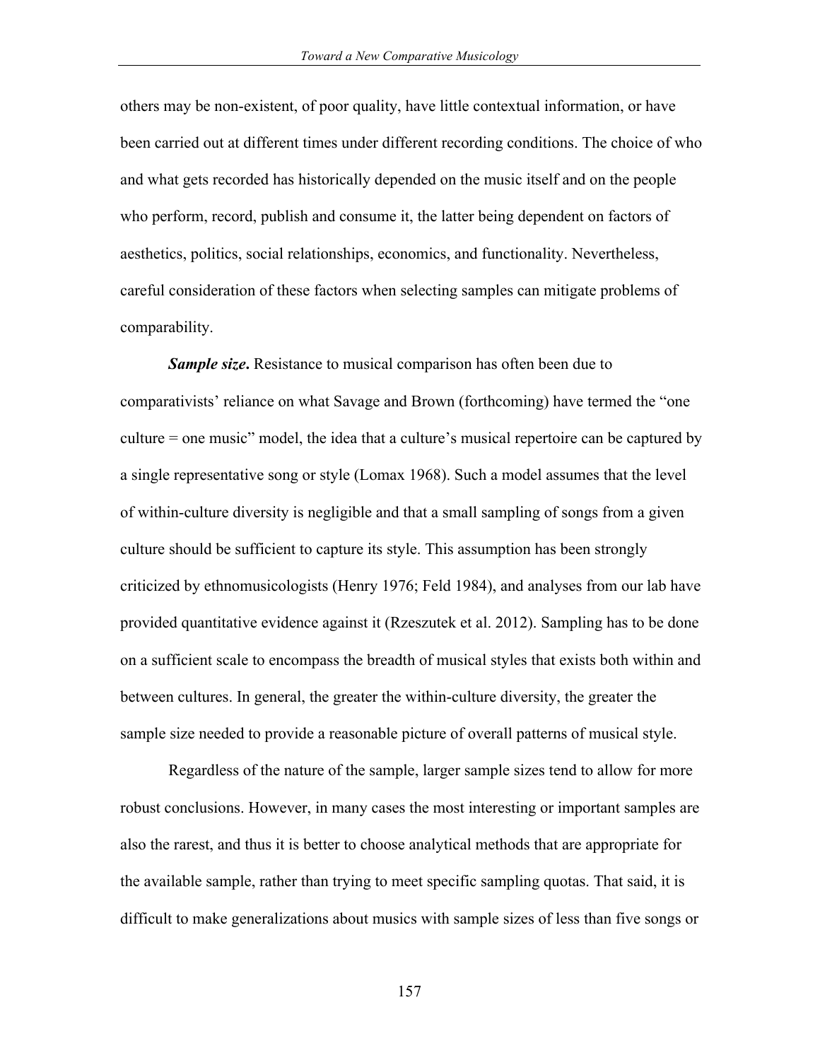others may be non-existent, of poor quality, have little contextual information, or have been carried out at different times under different recording conditions. The choice of who and what gets recorded has historically depended on the music itself and on the people who perform, record, publish and consume it, the latter being dependent on factors of aesthetics, politics, social relationships, economics, and functionality. Nevertheless, careful consideration of these factors when selecting samples can mitigate problems of comparability.

***Sample size***. Resistance to musical comparison has often been due to comparativists' reliance on what Savage and Brown (forthcoming) have termed the "one culture = one music" model, the idea that a culture's musical repertoire can be captured by a single representative song or style (Lomax 1968). Such a model assumes that the level of within-culture diversity is negligible and that a small sampling of songs from a given culture should be sufficient to capture its style. This assumption has been strongly criticized by ethnomusicologists (Henry 1976; Feld 1984), and analyses from our lab have provided quantitative evidence against it (Rzeszutek et al. 2012). Sampling has to be done on a sufficient scale to encompass the breadth of musical styles that exists both within and between cultures. In general, the greater the within-culture diversity, the greater the sample size needed to provide a reasonable picture of overall patterns of musical style.

Regardless of the nature of the sample, larger sample sizes tend to allow for more robust conclusions. However, in many cases the most interesting or important samples are also the rarest, and thus it is better to choose analytical methods that are appropriate for the available sample, rather than trying to meet specific sampling quotas. That said, it is difficult to make generalizations about musics with sample sizes of less than five songs or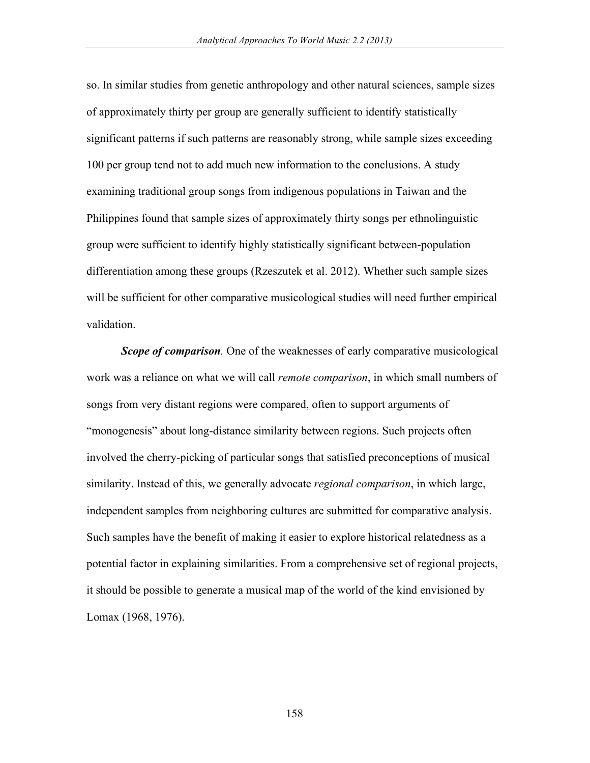so. In similar studies from genetic anthropology and other natural sciences, sample sizes of approximately thirty per group are generally sufficient to identify statistically significant patterns if such patterns are reasonably strong, while sample sizes exceeding 100 per group tend not to add much new information to the conclusions. A study examining traditional group songs from indigenous populations in Taiwan and the Philippines found that sample sizes of approximately thirty songs per ethnolinguistic group were sufficient to identify highly statistically significant between-population differentiation among these groups (Rzeszutek et al. 2012). Whether such sample sizes will be sufficient for other comparative musicological studies will need further empirical validation.

***Scope of comparison*.** One of the weaknesses of early comparative musicological work was a reliance on what we will call *remote comparison*, in which small numbers of songs from very distant regions were compared, often to support arguments of "monogenesis" about long-distance similarity between regions. Such projects often involved the cherry-picking of particular songs that satisfied preconceptions of musical similarity. Instead of this, we generally advocate *regional comparison*, in which large, independent samples from neighboring cultures are submitted for comparative analysis. Such samples have the benefit of making it easier to explore historical relatedness as a potential factor in explaining similarities. From a comprehensive set of regional projects, it should be possible to generate a musical map of the world of the kind envisioned by Lomax (1968, 1976).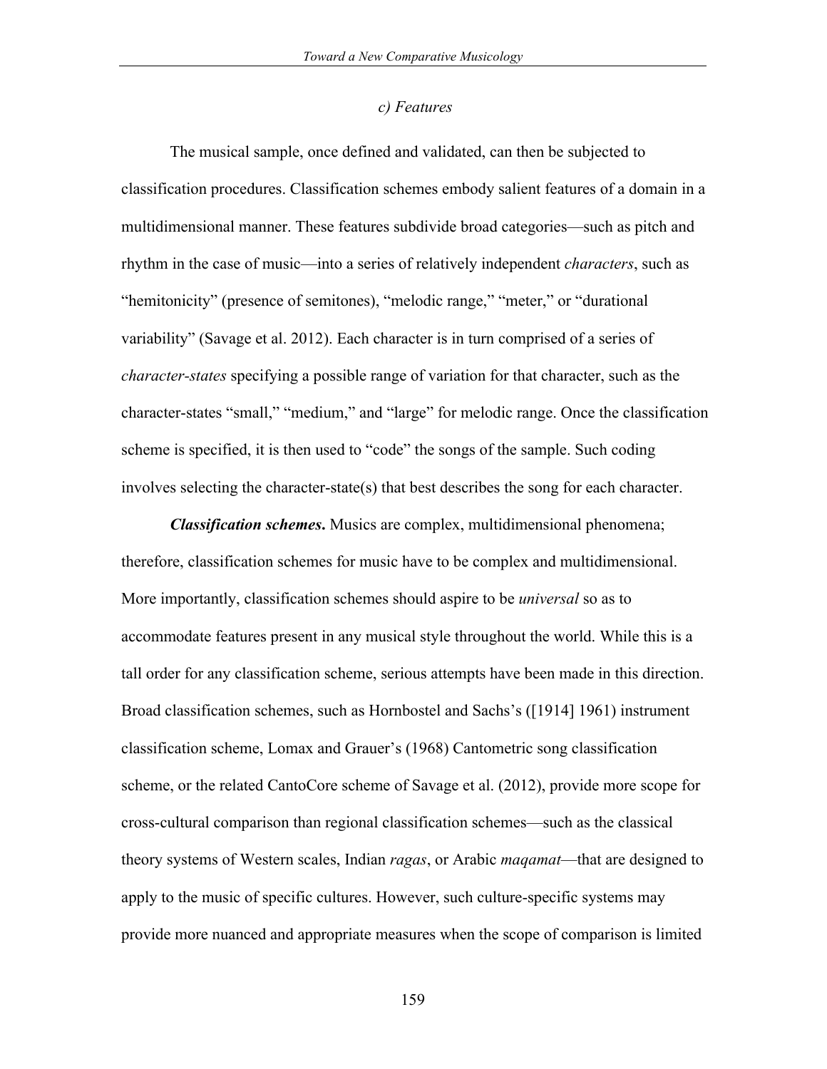### *c) Features*

The musical sample, once defined and validated, can then be subjected to classification procedures. Classification schemes embody salient features of a domain in a multidimensional manner. These features subdivide broad categories—such as pitch and rhythm in the case of music—into a series of relatively independent *characters*, such as "hemitonicity" (presence of semitones), "melodic range," "meter," or "durational variability" (Savage et al. 2012). Each character is in turn comprised of a series of *character-states* specifying a possible range of variation for that character, such as the character-states "small," "medium," and "large" for melodic range. Once the classification scheme is specified, it is then used to "code" the songs of the sample. Such coding involves selecting the character-state(s) that best describes the song for each character.

***Classification schemes.*** Musics are complex, multidimensional phenomena; therefore, classification schemes for music have to be complex and multidimensional. More importantly, classification schemes should aspire to be *universal* so as to accommodate features present in any musical style throughout the world. While this is a tall order for any classification scheme, serious attempts have been made in this direction. Broad classification schemes, such as Hornbostel and Sachs's ([1914] 1961) instrument classification scheme, Lomax and Grauer's (1968) Cantometric song classification scheme, or the related CantoCore scheme of Savage et al. (2012), provide more scope for cross-cultural comparison than regional classification schemes—such as the classical theory systems of Western scales, Indian *ragas*, or Arabic *maqamat*—that are designed to apply to the music of specific cultures. However, such culture-specific systems may provide more nuanced and appropriate measures when the scope of comparison is limited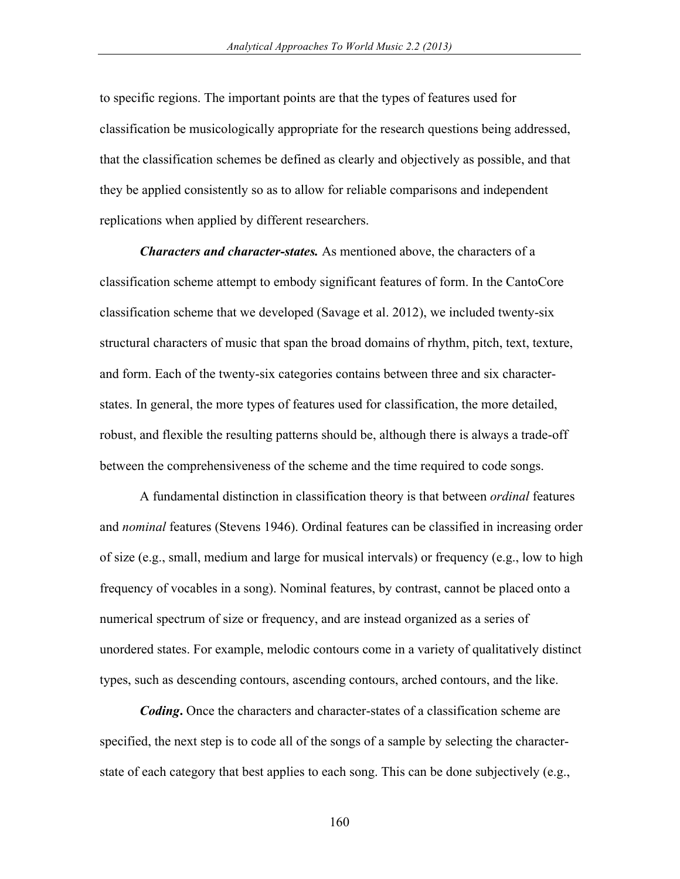to specific regions. The important points are that the types of features used for classification be musicologically appropriate for the research questions being addressed, that the classification schemes be defined as clearly and objectively as possible, and that they be applied consistently so as to allow for reliable comparisons and independent replications when applied by different researchers.

***Characters and character-states.*** As mentioned above, the characters of a classification scheme attempt to embody significant features of form. In the CantoCore classification scheme that we developed (Savage et al. 2012), we included twenty-six structural characters of music that span the broad domains of rhythm, pitch, text, texture, and form. Each of the twenty-six categories contains between three and six character-states. In general, the more types of features used for classification, the more detailed, robust, and flexible the resulting patterns should be, although there is always a trade-off between the comprehensiveness of the scheme and the time required to code songs.

A fundamental distinction in classification theory is that between *ordinal* features and *nominal* features (Stevens 1946). Ordinal features can be classified in increasing order of size (e.g., small, medium and large for musical intervals) or frequency (e.g., low to high frequency of vocables in a song). Nominal features, by contrast, cannot be placed onto a numerical spectrum of size or frequency, and are instead organized as a series of unordered states. For example, melodic contours come in a variety of qualitatively distinct types, such as descending contours, ascending contours, arched contours, and the like.

***Coding*.** Once the characters and character-states of a classification scheme are specified, the next step is to code all of the songs of a sample by selecting the character-state of each category that best applies to each song. This can be done subjectively (e.g.,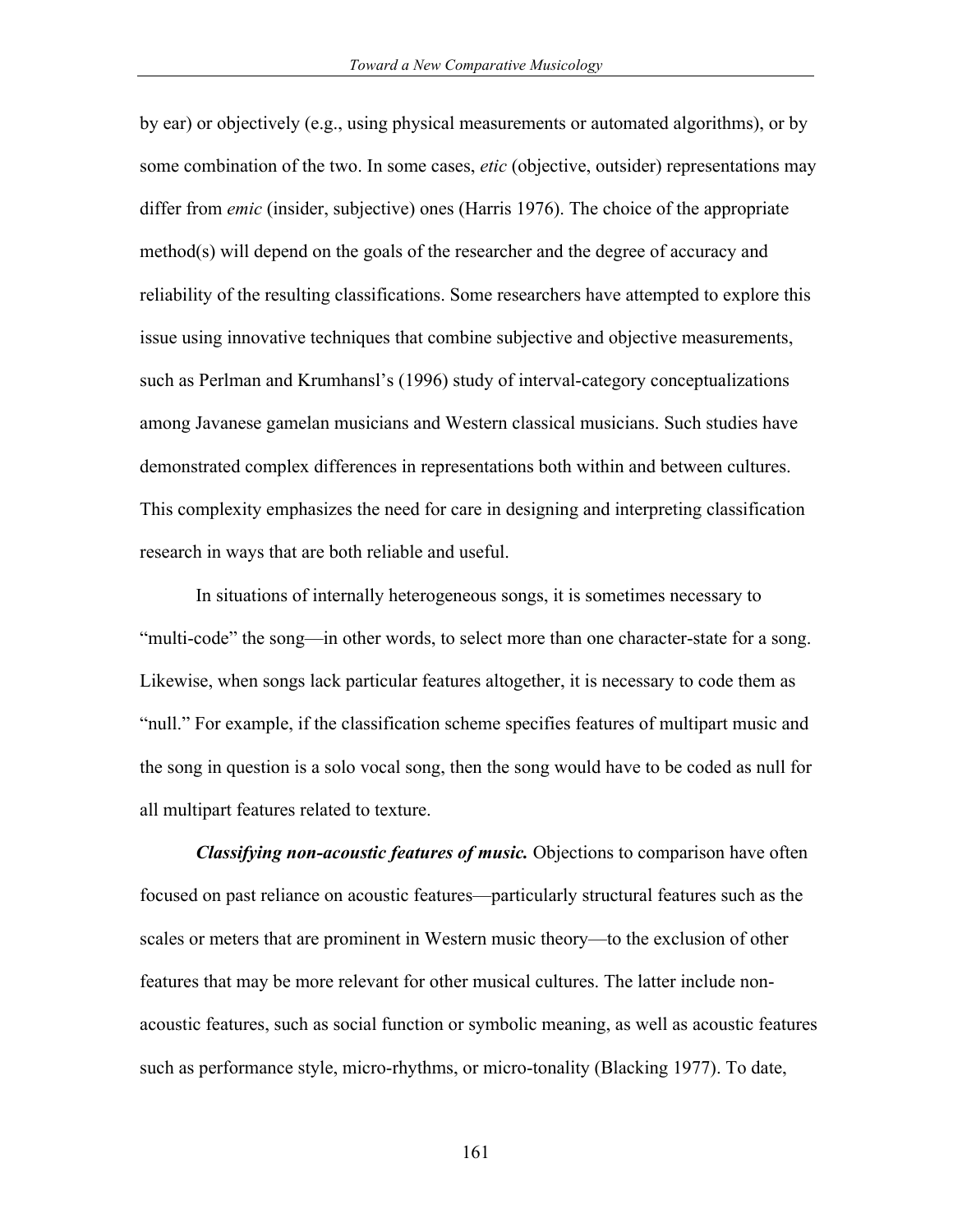by ear) or objectively (e.g., using physical measurements or automated algorithms), or by some combination of the two. In some cases, *etic* (objective, outsider) representations may differ from *emic* (insider, subjective) ones (Harris 1976). The choice of the appropriate method(s) will depend on the goals of the researcher and the degree of accuracy and reliability of the resulting classifications. Some researchers have attempted to explore this issue using innovative techniques that combine subjective and objective measurements, such as Perlman and Krumhansl's (1996) study of interval-category conceptualizations among Javanese gamelan musicians and Western classical musicians. Such studies have demonstrated complex differences in representations both within and between cultures. This complexity emphasizes the need for care in designing and interpreting classification research in ways that are both reliable and useful.

In situations of internally heterogeneous songs, it is sometimes necessary to "multi-code" the song—in other words, to select more than one character-state for a song. Likewise, when songs lack particular features altogether, it is necessary to code them as "null." For example, if the classification scheme specifies features of multipart music and the song in question is a solo vocal song, then the song would have to be coded as null for all multipart features related to texture.

***Classifying non-acoustic features of music.*** Objections to comparison have often focused on past reliance on acoustic features—particularly structural features such as the scales or meters that are prominent in Western music theory—to the exclusion of other features that may be more relevant for other musical cultures. The latter include non-acoustic features, such as social function or symbolic meaning, as well as acoustic features such as performance style, micro-rhythms, or micro-tonality (Blacking 1977). To date,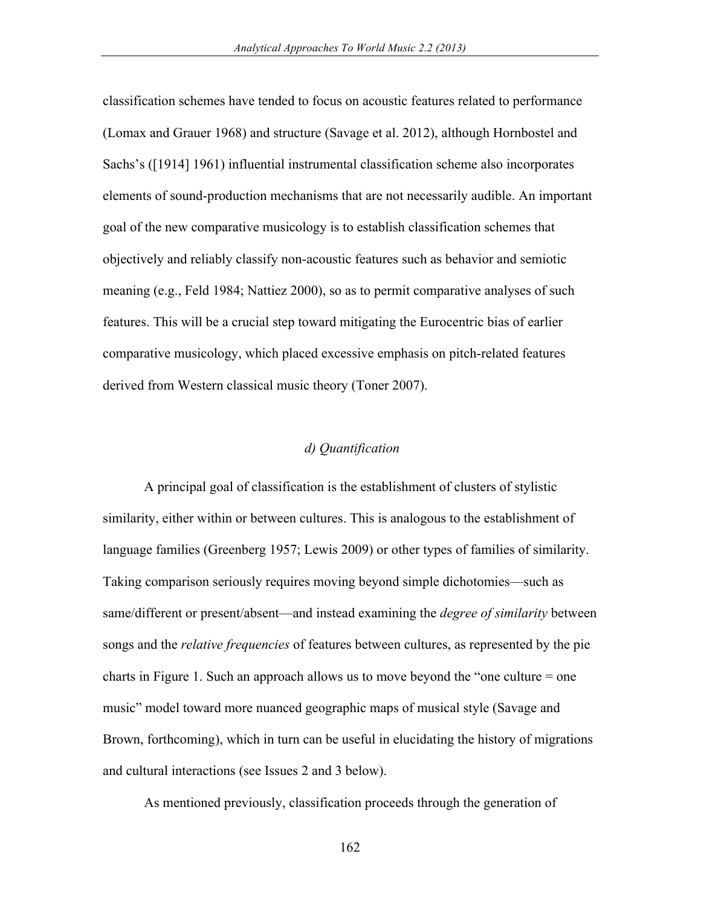classification schemes have tended to focus on acoustic features related to performance (Lomax and Grauer 1968) and structure (Savage et al. 2012), although Hornbostel and Sachs's ([1914] 1961) influential instrumental classification scheme also incorporates elements of sound-production mechanisms that are not necessarily audible. An important goal of the new comparative musicology is to establish classification schemes that objectively and reliably classify non-acoustic features such as behavior and semiotic meaning (e.g., Feld 1984; Nattiez 2000), so as to permit comparative analyses of such features. This will be a crucial step toward mitigating the Eurocentric bias of earlier comparative musicology, which placed excessive emphasis on pitch-related features derived from Western classical music theory (Toner 2007).

### *d) Quantification*

A principal goal of classification is the establishment of clusters of stylistic similarity, either within or between cultures. This is analogous to the establishment of language families (Greenberg 1957; Lewis 2009) or other types of families of similarity. Taking comparison seriously requires moving beyond simple dichotomies—such as same/different or present/absent—and instead examining the *degree of similarity* between songs and the *relative frequencies* of features between cultures, as represented by the pie charts in Figure 1. Such an approach allows us to move beyond the "one culture = one music" model toward more nuanced geographic maps of musical style (Savage and Brown, forthcoming), which in turn can be useful in elucidating the history of migrations and cultural interactions (see Issues 2 and 3 below).

As mentioned previously, classification proceeds through the generation of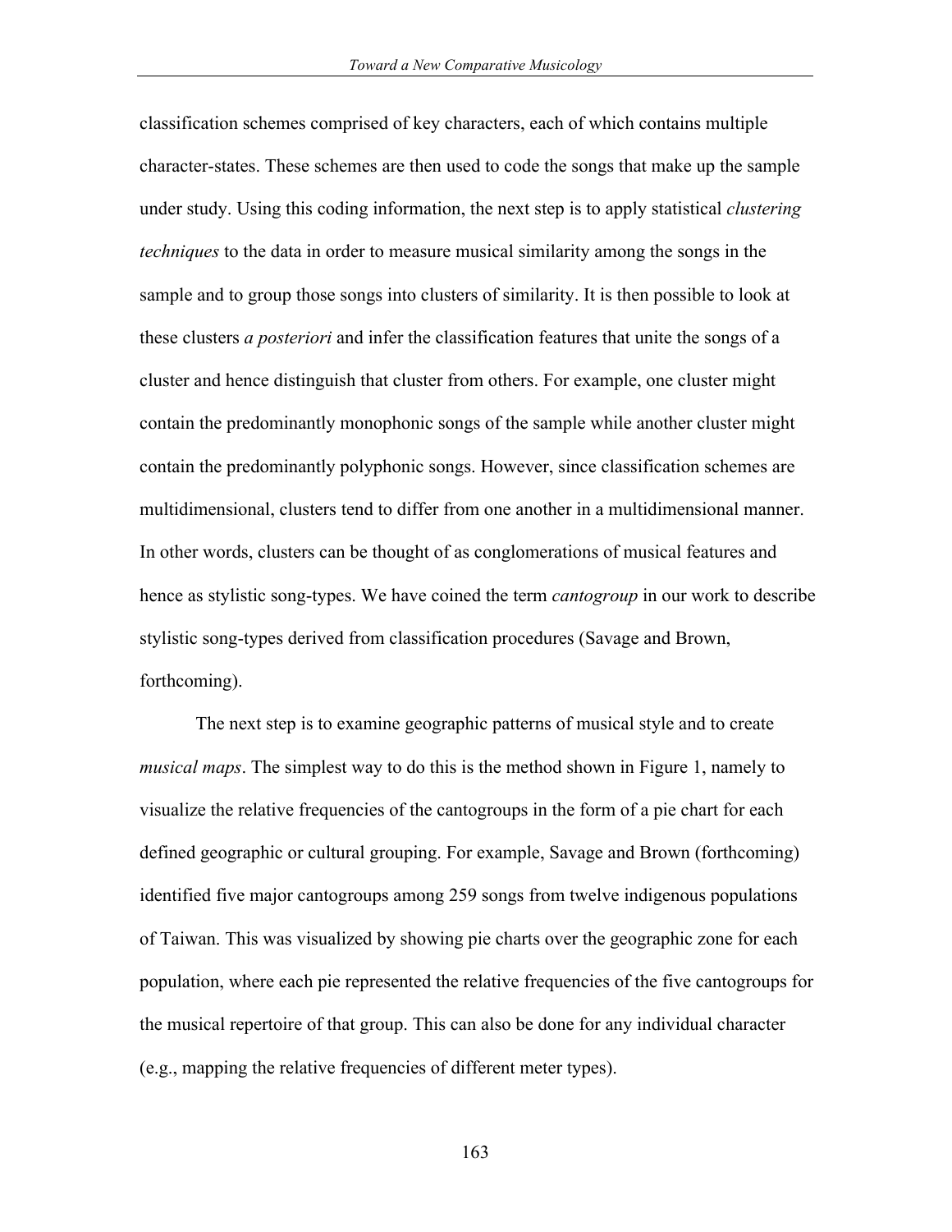classification schemes comprised of key characters, each of which contains multiple character-states. These schemes are then used to code the songs that make up the sample under study. Using this coding information, the next step is to apply statistical *clustering techniques* to the data in order to measure musical similarity among the songs in the sample and to group those songs into clusters of similarity. It is then possible to look at these clusters *a posteriori* and infer the classification features that unite the songs of a cluster and hence distinguish that cluster from others. For example, one cluster might contain the predominantly monophonic songs of the sample while another cluster might contain the predominantly polyphonic songs. However, since classification schemes are multidimensional, clusters tend to differ from one another in a multidimensional manner. In other words, clusters can be thought of as conglomerations of musical features and hence as stylistic song-types. We have coined the term *cantogroup* in our work to describe stylistic song-types derived from classification procedures (Savage and Brown, forthcoming).

The next step is to examine geographic patterns of musical style and to create *musical maps*. The simplest way to do this is the method shown in Figure 1, namely to visualize the relative frequencies of the cantogroups in the form of a pie chart for each defined geographic or cultural grouping. For example, Savage and Brown (forthcoming) identified five major cantogroups among 259 songs from twelve indigenous populations of Taiwan. This was visualized by showing pie charts over the geographic zone for each population, where each pie represented the relative frequencies of the five cantogroups for the musical repertoire of that group. This can also be done for any individual character (e.g., mapping the relative frequencies of different meter types).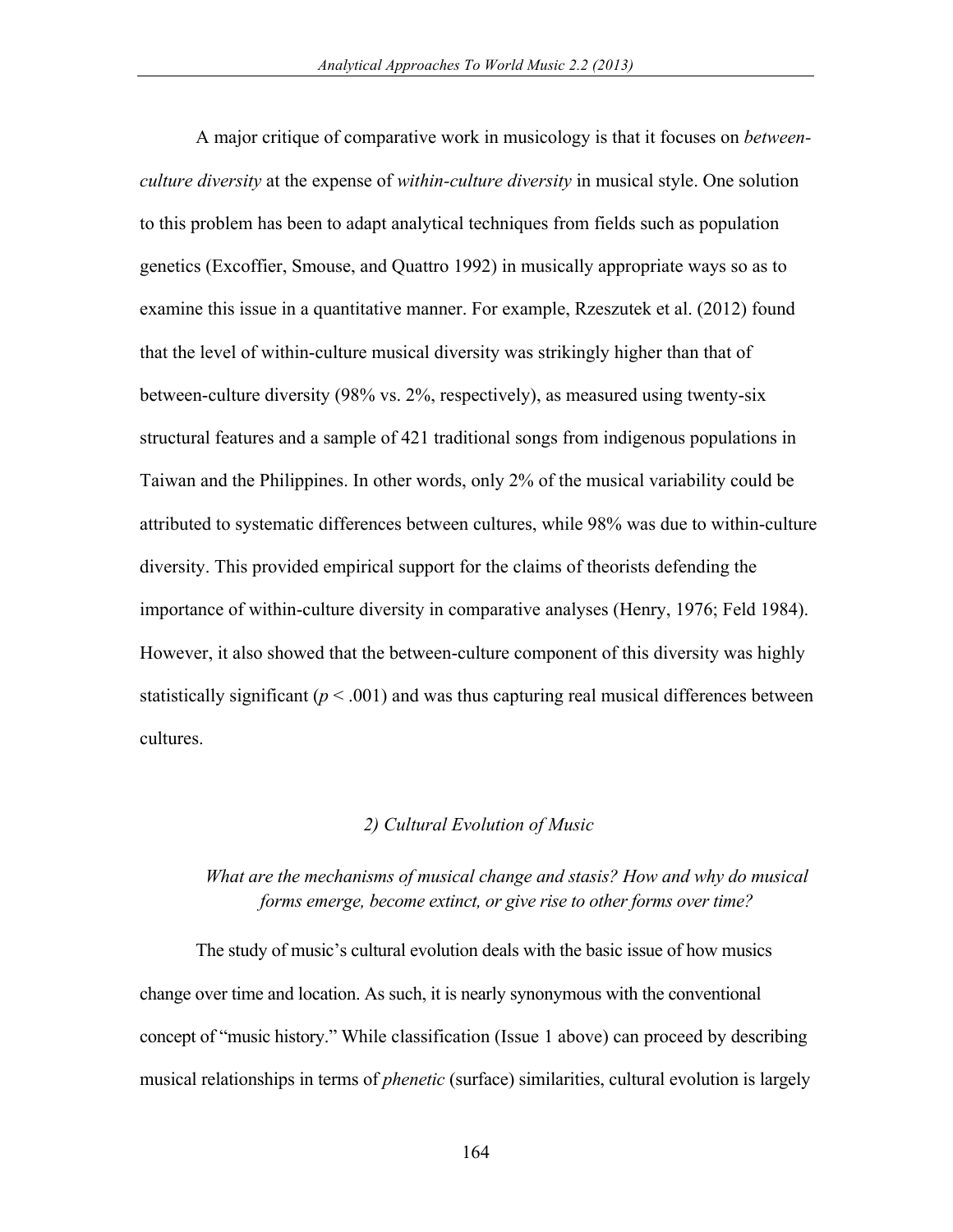A major critique of comparative work in musicology is that it focuses on *between-culture diversity* at the expense of *within-culture diversity* in musical style. One solution to this problem has been to adapt analytical techniques from fields such as population genetics (Excoffier, Smouse, and Quattro 1992) in musically appropriate ways so as to examine this issue in a quantitative manner. For example, Rzeszutek et al. (2012) found that the level of within-culture musical diversity was strikingly higher than that of between-culture diversity (98% vs. 2%, respectively), as measured using twenty-six structural features and a sample of 421 traditional songs from indigenous populations in Taiwan and the Philippines. In other words, only 2% of the musical variability could be attributed to systematic differences between cultures, while 98% was due to within-culture diversity. This provided empirical support for the claims of theorists defending the importance of within-culture diversity in comparative analyses (Henry, 1976; Feld 1984). However, it also showed that the between-culture component of this diversity was highly statistically significant ($p < .001$) and was thus capturing real musical differences between cultures.

### *2) Cultural Evolution of Music*

*What are the mechanisms of musical change and stasis? How and why do musical forms emerge, become extinct, or give rise to other forms over time?*

The study of music's cultural evolution deals with the basic issue of how musics change over time and location. As such, it is nearly synonymous with the conventional concept of "music history." While classification (Issue 1 above) can proceed by describing musical relationships in terms of *phenetic* (surface) similarities, cultural evolution is largely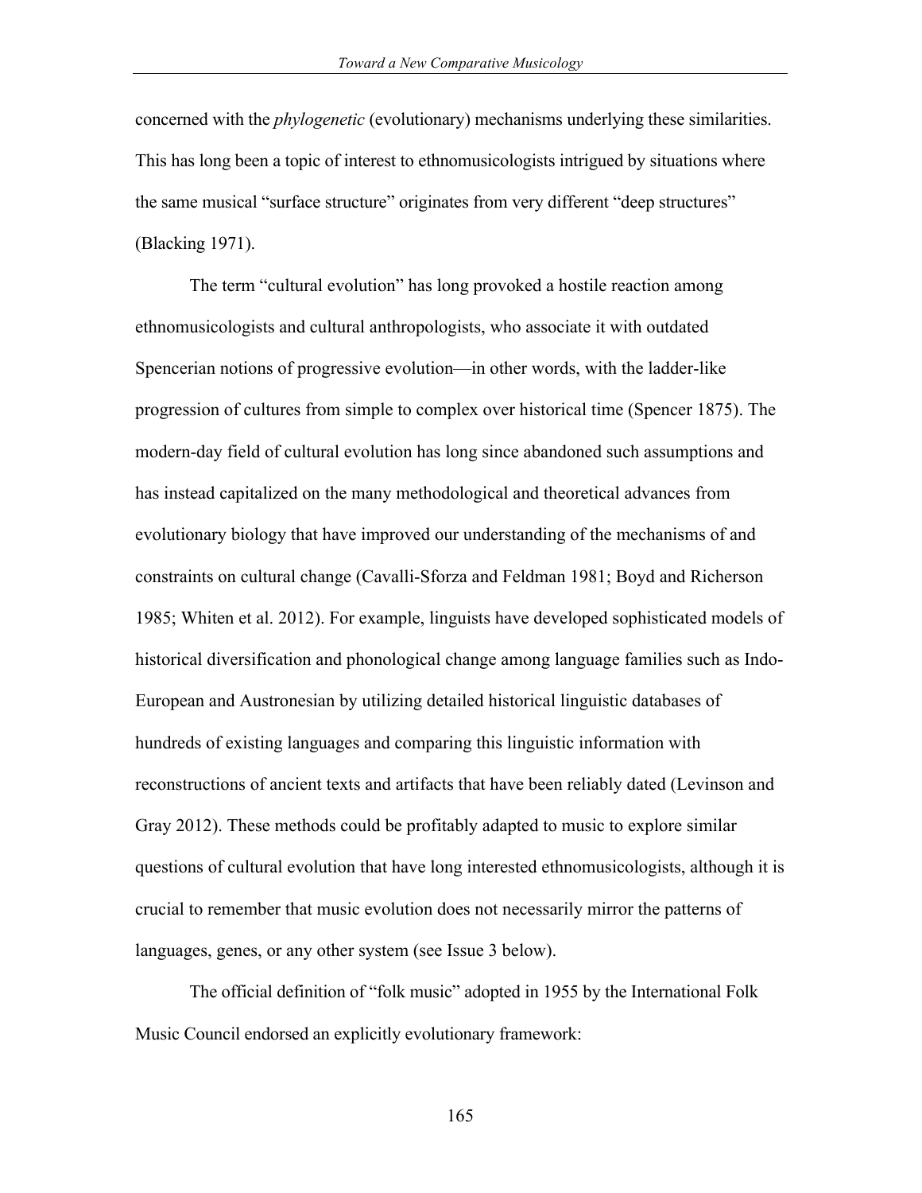concerned with the *phylogenetic* (evolutionary) mechanisms underlying these similarities. This has long been a topic of interest to ethnomusicologists intrigued by situations where the same musical "surface structure" originates from very different "deep structures" (Blacking 1971).

The term "cultural evolution" has long provoked a hostile reaction among ethnomusicologists and cultural anthropologists, who associate it with outdated Spencerian notions of progressive evolution—in other words, with the ladder-like progression of cultures from simple to complex over historical time (Spencer 1875). The modern-day field of cultural evolution has long since abandoned such assumptions and has instead capitalized on the many methodological and theoretical advances from evolutionary biology that have improved our understanding of the mechanisms of and constraints on cultural change (Cavalli-Sforza and Feldman 1981; Boyd and Richerson 1985; Whiten et al. 2012). For example, linguists have developed sophisticated models of historical diversification and phonological change among language families such as Indo-European and Austronesian by utilizing detailed historical linguistic databases of hundreds of existing languages and comparing this linguistic information with reconstructions of ancient texts and artifacts that have been reliably dated (Levinson and Gray 2012). These methods could be profitably adapted to music to explore similar questions of cultural evolution that have long interested ethnomusicologists, although it is crucial to remember that music evolution does not necessarily mirror the patterns of languages, genes, or any other system (see Issue 3 below).

The official definition of "folk music" adopted in 1955 by the International Folk Music Council endorsed an explicitly evolutionary framework: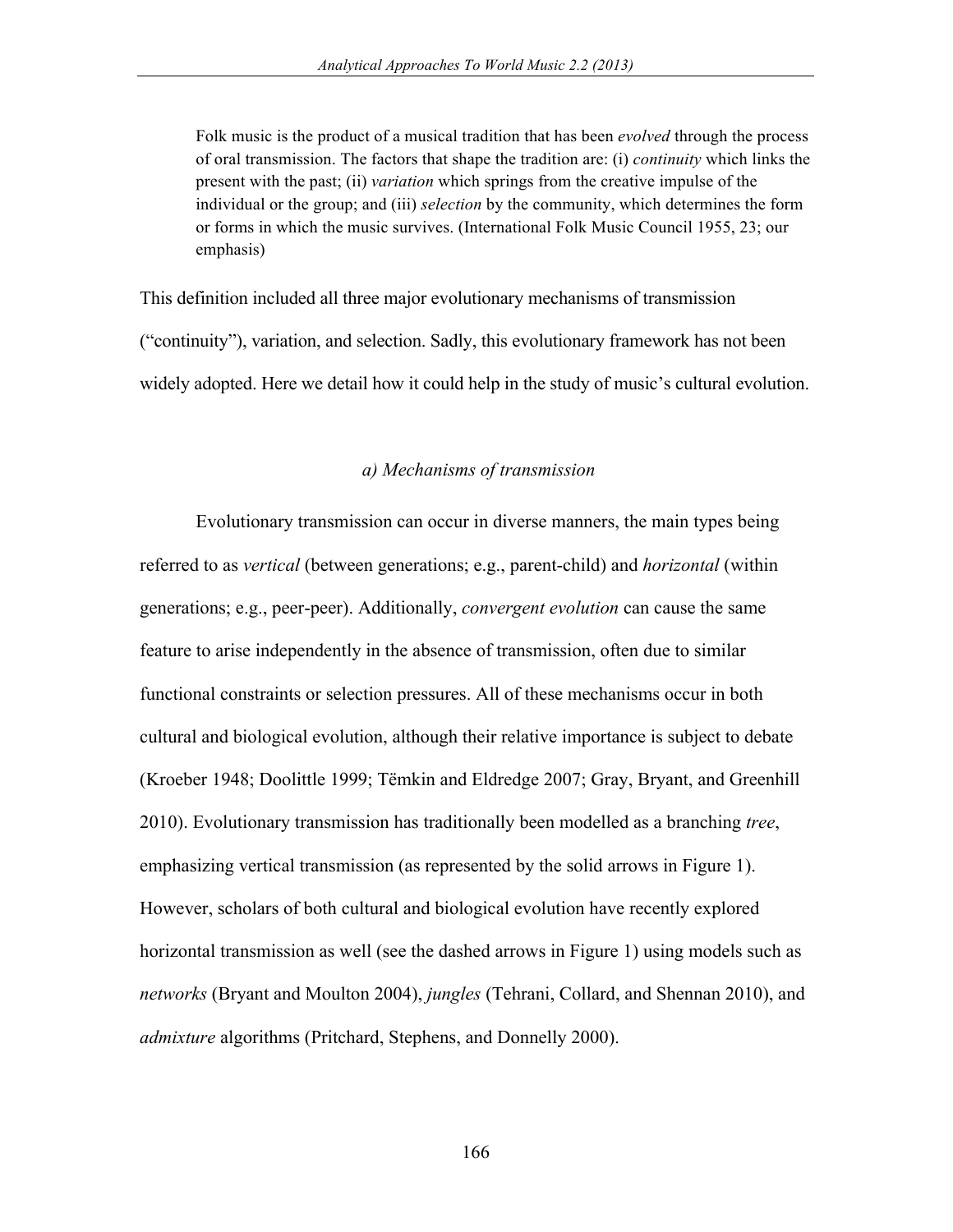> Folk music is the product of a musical tradition that has been *evolved* through the process of oral transmission. The factors that shape the tradition are: (i) *continuity* which links the present with the past; (ii) *variation* which springs from the creative impulse of the individual or the group; and (iii) *selection* by the community, which determines the form or forms in which the music survives. (International Folk Music Council 1955, 23; our emphasis)

This definition included all three major evolutionary mechanisms of transmission ("continuity"), variation, and selection. Sadly, this evolutionary framework has not been widely adopted. Here we detail how it could help in the study of music's cultural evolution.

### *a) Mechanisms of transmission*

Evolutionary transmission can occur in diverse manners, the main types being referred to as *vertical* (between generations; e.g., parent-child) and *horizontal* (within generations; e.g., peer-peer). Additionally, *convergent evolution* can cause the same feature to arise independently in the absence of transmission, often due to similar functional constraints or selection pressures. All of these mechanisms occur in both cultural and biological evolution, although their relative importance is subject to debate (Kroeber 1948; Doolittle 1999; Tëmkin and Eldredge 2007; Gray, Bryant, and Greenhill 2010). Evolutionary transmission has traditionally been modelled as a branching *tree*, emphasizing vertical transmission (as represented by the solid arrows in Figure 1). However, scholars of both cultural and biological evolution have recently explored horizontal transmission as well (see the dashed arrows in Figure 1) using models such as *networks* (Bryant and Moulton 2004), *jungles* (Tehrani, Collard, and Shennan 2010), and *admixture* algorithms (Pritchard, Stephens, and Donnelly 2000).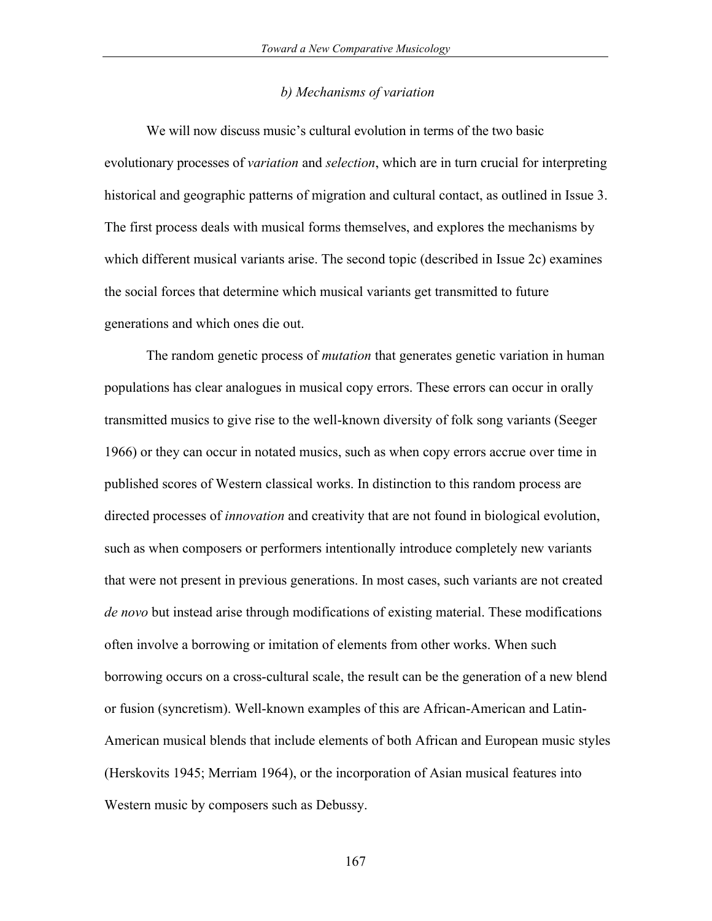### *b) Mechanisms of variation*

We will now discuss music's cultural evolution in terms of the two basic evolutionary processes of *variation* and *selection*, which are in turn crucial for interpreting historical and geographic patterns of migration and cultural contact, as outlined in Issue 3. The first process deals with musical forms themselves, and explores the mechanisms by which different musical variants arise. The second topic (described in Issue 2c) examines the social forces that determine which musical variants get transmitted to future generations and which ones die out.

The random genetic process of *mutation* that generates genetic variation in human populations has clear analogues in musical copy errors. These errors can occur in orally transmitted musics to give rise to the well-known diversity of folk song variants (Seeger 1966) or they can occur in notated musics, such as when copy errors accrue over time in published scores of Western classical works. In distinction to this random process are directed processes of *innovation* and creativity that are not found in biological evolution, such as when composers or performers intentionally introduce completely new variants that were not present in previous generations. In most cases, such variants are not created *de novo* but instead arise through modifications of existing material. These modifications often involve a borrowing or imitation of elements from other works. When such borrowing occurs on a cross-cultural scale, the result can be the generation of a new blend or fusion (syncretism). Well-known examples of this are African-American and Latin-American musical blends that include elements of both African and European music styles (Herskovits 1945; Merriam 1964), or the incorporation of Asian musical features into Western music by composers such as Debussy.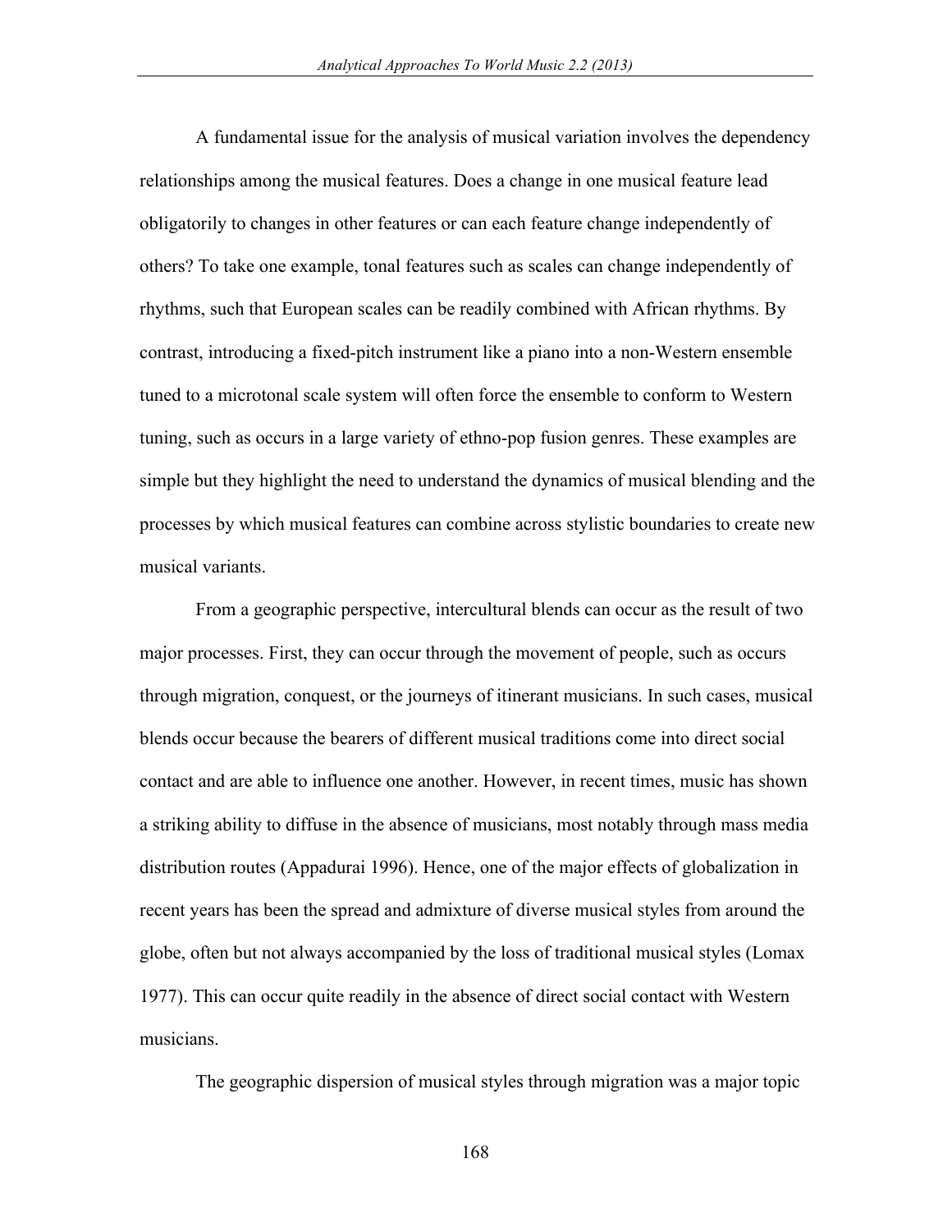A fundamental issue for the analysis of musical variation involves the dependency relationships among the musical features. Does a change in one musical feature lead obligatorily to changes in other features or can each feature change independently of others? To take one example, tonal features such as scales can change independently of rhythms, such that European scales can be readily combined with African rhythms. By contrast, introducing a fixed-pitch instrument like a piano into a non-Western ensemble tuned to a microtonal scale system will often force the ensemble to conform to Western tuning, such as occurs in a large variety of ethno-pop fusion genres. These examples are simple but they highlight the need to understand the dynamics of musical blending and the processes by which musical features can combine across stylistic boundaries to create new musical variants.

From a geographic perspective, intercultural blends can occur as the result of two major processes. First, they can occur through the movement of people, such as occurs through migration, conquest, or the journeys of itinerant musicians. In such cases, musical blends occur because the bearers of different musical traditions come into direct social contact and are able to influence one another. However, in recent times, music has shown a striking ability to diffuse in the absence of musicians, most notably through mass media distribution routes (Appadurai 1996). Hence, one of the major effects of globalization in recent years has been the spread and admixture of diverse musical styles from around the globe, often but not always accompanied by the loss of traditional musical styles (Lomax 1977). This can occur quite readily in the absence of direct social contact with Western musicians.

The geographic dispersion of musical styles through migration was a major topic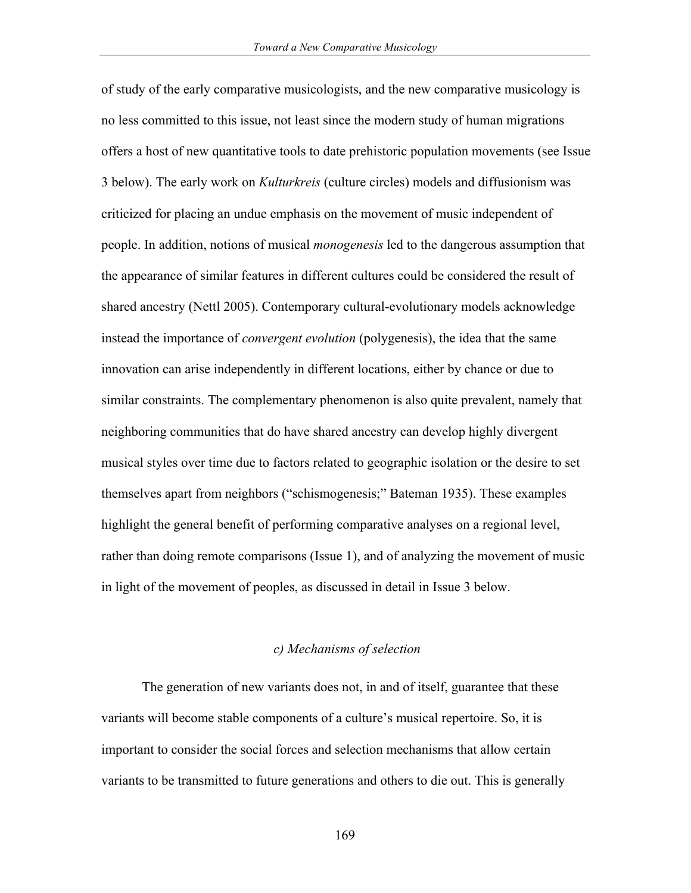of study of the early comparative musicologists, and the new comparative musicology is no less committed to this issue, not least since the modern study of human migrations offers a host of new quantitative tools to date prehistoric population movements (see Issue 3 below). The early work on *Kulturkreis* (culture circles) models and diffusionism was criticized for placing an undue emphasis on the movement of music independent of people. In addition, notions of musical *monogenesis* led to the dangerous assumption that the appearance of similar features in different cultures could be considered the result of shared ancestry (Nettl 2005). Contemporary cultural-evolutionary models acknowledge instead the importance of *convergent evolution* (polygenesis), the idea that the same innovation can arise independently in different locations, either by chance or due to similar constraints. The complementary phenomenon is also quite prevalent, namely that neighboring communities that do have shared ancestry can develop highly divergent musical styles over time due to factors related to geographic isolation or the desire to set themselves apart from neighbors ("schismogenesis;" Bateman 1935). These examples highlight the general benefit of performing comparative analyses on a regional level, rather than doing remote comparisons (Issue 1), and of analyzing the movement of music in light of the movement of peoples, as discussed in detail in Issue 3 below.

### *c) Mechanisms of selection*

The generation of new variants does not, in and of itself, guarantee that these variants will become stable components of a culture's musical repertoire. So, it is important to consider the social forces and selection mechanisms that allow certain variants to be transmitted to future generations and others to die out. This is generally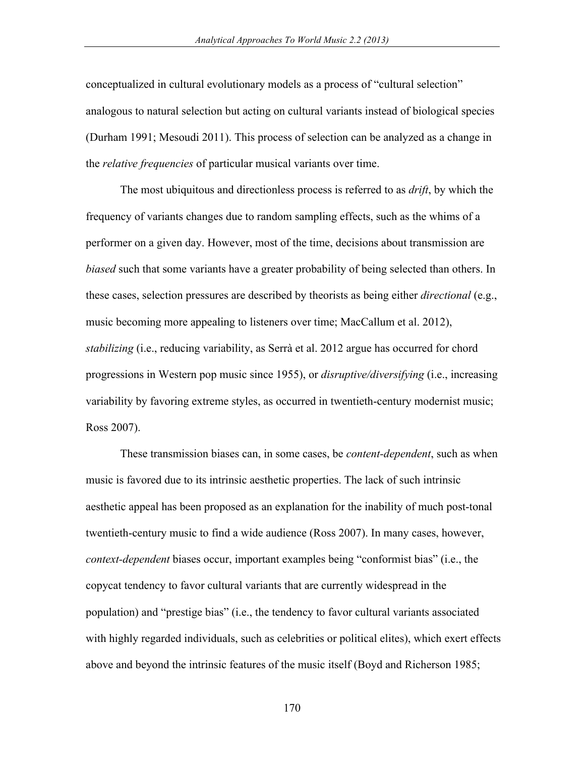conceptualized in cultural evolutionary models as a process of "cultural selection" analogous to natural selection but acting on cultural variants instead of biological species (Durham 1991; Mesoudi 2011). This process of selection can be analyzed as a change in the *relative frequencies* of particular musical variants over time.

The most ubiquitous and directionless process is referred to as *drift*, by which the frequency of variants changes due to random sampling effects, such as the whims of a performer on a given day. However, most of the time, decisions about transmission are *biased* such that some variants have a greater probability of being selected than others. In these cases, selection pressures are described by theorists as being either *directional* (e.g., music becoming more appealing to listeners over time; MacCallum et al. 2012), *stabilizing* (i.e., reducing variability, as Serrà et al. 2012 argue has occurred for chord progressions in Western pop music since 1955), or *disruptive/diversifying* (i.e., increasing variability by favoring extreme styles, as occurred in twentieth-century modernist music; Ross 2007).

These transmission biases can, in some cases, be *content-dependent*, such as when music is favored due to its intrinsic aesthetic properties. The lack of such intrinsic aesthetic appeal has been proposed as an explanation for the inability of much post-tonal twentieth-century music to find a wide audience (Ross 2007). In many cases, however, *context-dependent* biases occur, important examples being "conformist bias" (i.e., the copycat tendency to favor cultural variants that are currently widespread in the population) and "prestige bias" (i.e., the tendency to favor cultural variants associated with highly regarded individuals, such as celebrities or political elites), which exert effects above and beyond the intrinsic features of the music itself (Boyd and Richerson 1985;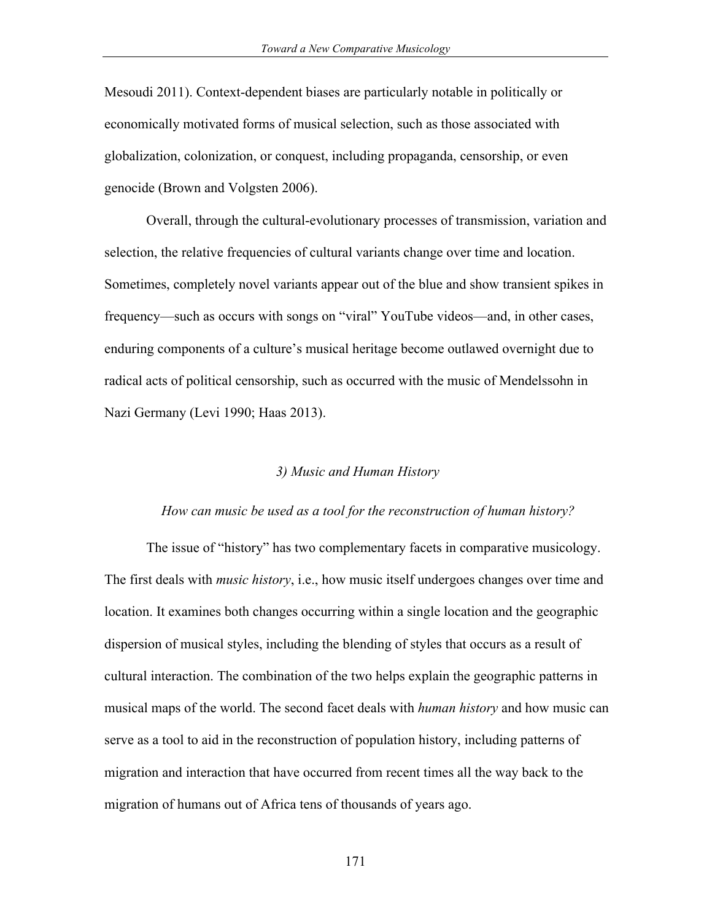Mesoudi 2011). Context-dependent biases are particularly notable in politically or economically motivated forms of musical selection, such as those associated with globalization, colonization, or conquest, including propaganda, censorship, or even genocide (Brown and Volgsten 2006).

Overall, through the cultural-evolutionary processes of transmission, variation and selection, the relative frequencies of cultural variants change over time and location. Sometimes, completely novel variants appear out of the blue and show transient spikes in frequency—such as occurs with songs on "viral" YouTube videos—and, in other cases, enduring components of a culture's musical heritage become outlawed overnight due to radical acts of political censorship, such as occurred with the music of Mendelssohn in Nazi Germany (Levi 1990; Haas 2013).

### *3) Music and Human History*

*How can music be used as a tool for the reconstruction of human history?*

The issue of "history" has two complementary facets in comparative musicology. The first deals with *music history*, i.e., how music itself undergoes changes over time and location. It examines both changes occurring within a single location and the geographic dispersion of musical styles, including the blending of styles that occurs as a result of cultural interaction. The combination of the two helps explain the geographic patterns in musical maps of the world. The second facet deals with *human history* and how music can serve as a tool to aid in the reconstruction of population history, including patterns of migration and interaction that have occurred from recent times all the way back to the migration of humans out of Africa tens of thousands of years ago.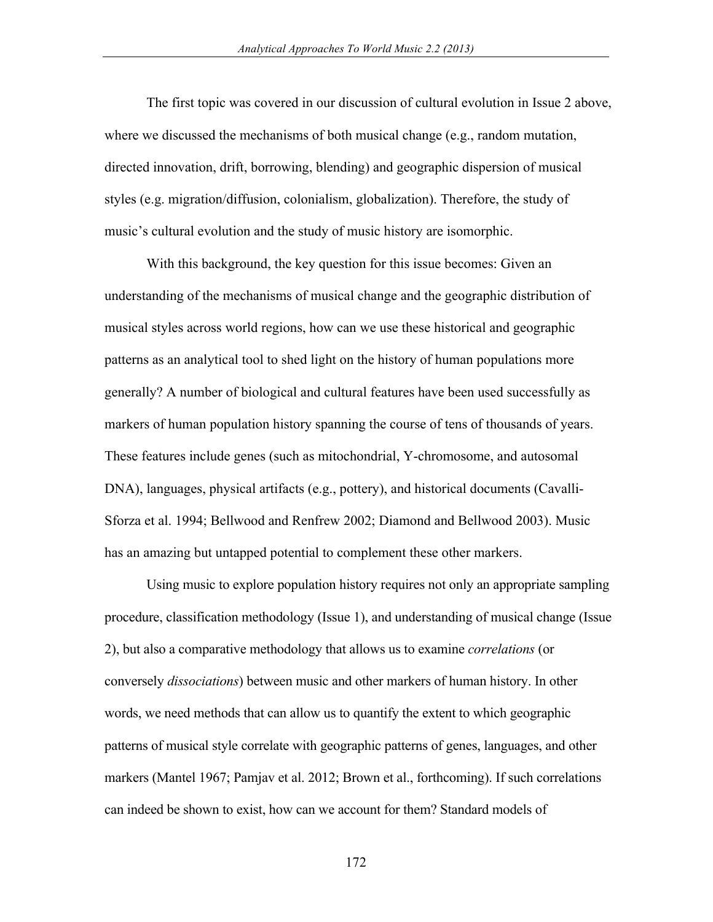The first topic was covered in our discussion of cultural evolution in Issue 2 above, where we discussed the mechanisms of both musical change (e.g., random mutation, directed innovation, drift, borrowing, blending) and geographic dispersion of musical styles (e.g. migration/diffusion, colonialism, globalization). Therefore, the study of music's cultural evolution and the study of music history are isomorphic.

With this background, the key question for this issue becomes: Given an understanding of the mechanisms of musical change and the geographic distribution of musical styles across world regions, how can we use these historical and geographic patterns as an analytical tool to shed light on the history of human populations more generally? A number of biological and cultural features have been used successfully as markers of human population history spanning the course of tens of thousands of years. These features include genes (such as mitochondrial, Y-chromosome, and autosomal DNA), languages, physical artifacts (e.g., pottery), and historical documents (Cavalli-Sforza et al. 1994; Bellwood and Renfrew 2002; Diamond and Bellwood 2003). Music has an amazing but untapped potential to complement these other markers.

Using music to explore population history requires not only an appropriate sampling procedure, classification methodology (Issue 1), and understanding of musical change (Issue 2), but also a comparative methodology that allows us to examine *correlations* (or conversely *dissociations*) between music and other markers of human history. In other words, we need methods that can allow us to quantify the extent to which geographic patterns of musical style correlate with geographic patterns of genes, languages, and other markers (Mantel 1967; Pamjav et al. 2012; Brown et al., forthcoming). If such correlations can indeed be shown to exist, how can we account for them? Standard models of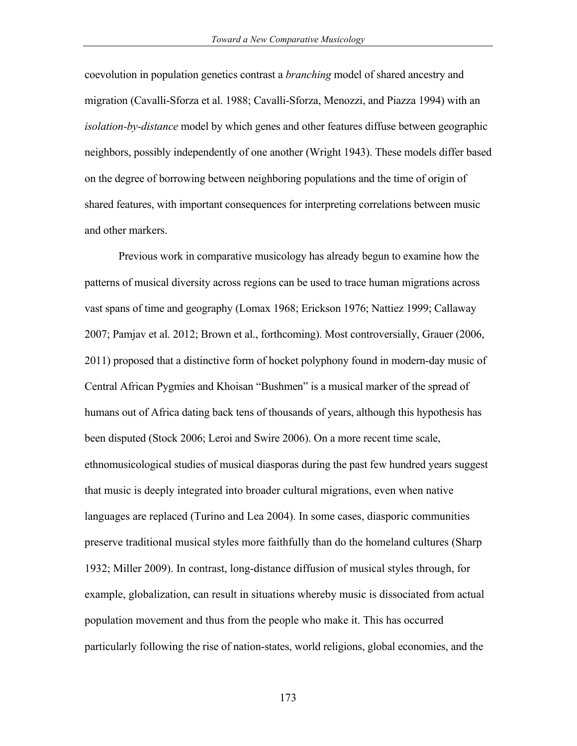coevolution in population genetics contrast a *branching* model of shared ancestry and migration (Cavalli-Sforza et al. 1988; Cavalli-Sforza, Menozzi, and Piazza 1994) with an *isolation-by-distance* model by which genes and other features diffuse between geographic neighbors, possibly independently of one another (Wright 1943). These models differ based on the degree of borrowing between neighboring populations and the time of origin of shared features, with important consequences for interpreting correlations between music and other markers.

Previous work in comparative musicology has already begun to examine how the patterns of musical diversity across regions can be used to trace human migrations across vast spans of time and geography (Lomax 1968; Erickson 1976; Nattiez 1999; Callaway 2007; Pamjav et al. 2012; Brown et al., forthcoming). Most controversially, Grauer (2006, 2011) proposed that a distinctive form of hocket polyphony found in modern-day music of Central African Pygmies and Khoisan "Bushmen" is a musical marker of the spread of humans out of Africa dating back tens of thousands of years, although this hypothesis has been disputed (Stock 2006; Leroi and Swire 2006). On a more recent time scale, ethnomusicological studies of musical diasporas during the past few hundred years suggest that music is deeply integrated into broader cultural migrations, even when native languages are replaced (Turino and Lea 2004). In some cases, diasporic communities preserve traditional musical styles more faithfully than do the homeland cultures (Sharp 1932; Miller 2009). In contrast, long-distance diffusion of musical styles through, for example, globalization, can result in situations whereby music is dissociated from actual population movement and thus from the people who make it. This has occurred particularly following the rise of nation-states, world religions, global economies, and the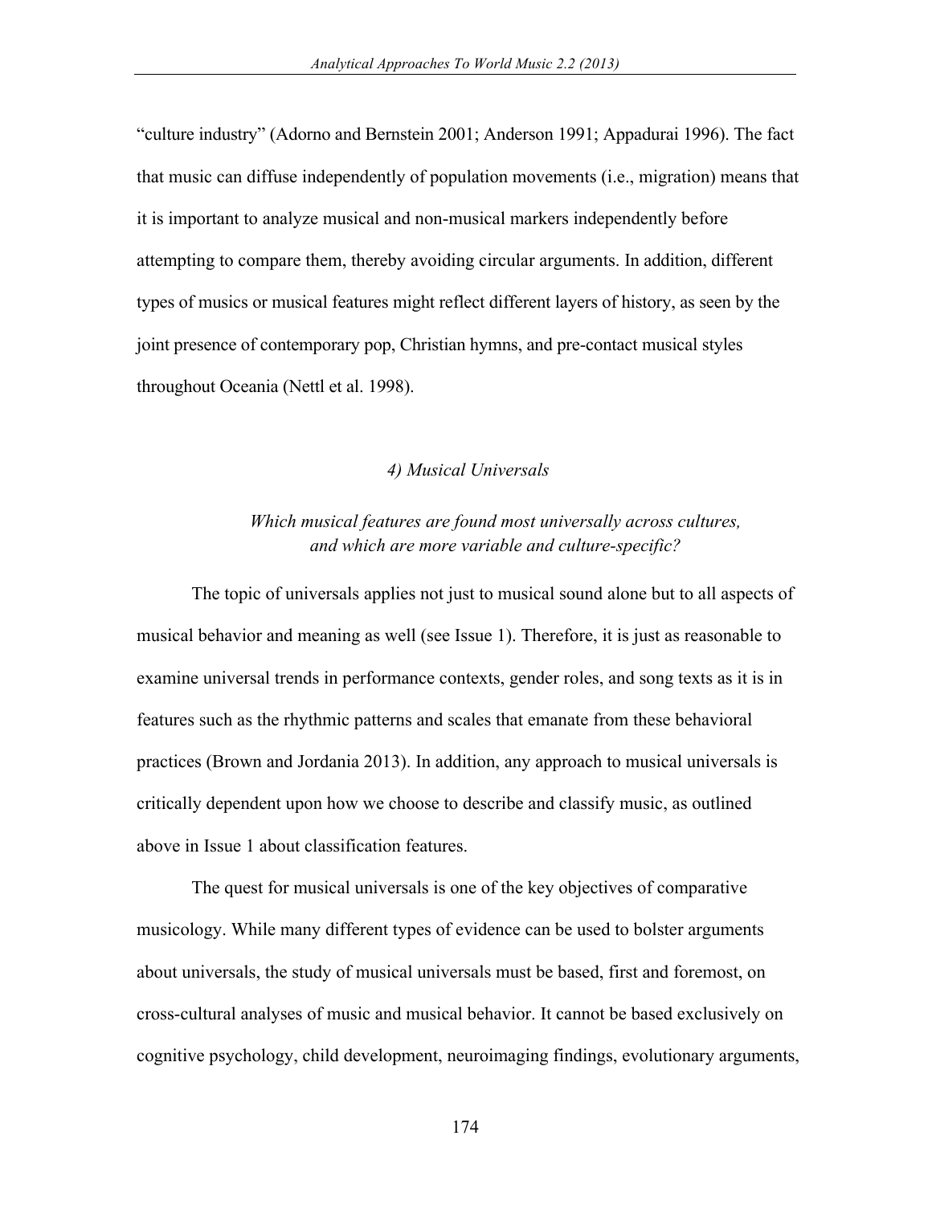"culture industry" (Adorno and Bernstein 2001; Anderson 1991; Appadurai 1996). The fact that music can diffuse independently of population movements (i.e., migration) means that it is important to analyze musical and non-musical markers independently before attempting to compare them, thereby avoiding circular arguments. In addition, different types of musics or musical features might reflect different layers of history, as seen by the joint presence of contemporary pop, Christian hymns, and pre-contact musical styles throughout Oceania (Nettl et al. 1998).

### *4) Musical Universals*

*Which musical features are found most universally across cultures, and which are more variable and culture-specific?*

The topic of universals applies not just to musical sound alone but to all aspects of musical behavior and meaning as well (see Issue 1). Therefore, it is just as reasonable to examine universal trends in performance contexts, gender roles, and song texts as it is in features such as the rhythmic patterns and scales that emanate from these behavioral practices (Brown and Jordania 2013). In addition, any approach to musical universals is critically dependent upon how we choose to describe and classify music, as outlined above in Issue 1 about classification features.

The quest for musical universals is one of the key objectives of comparative musicology. While many different types of evidence can be used to bolster arguments about universals, the study of musical universals must be based, first and foremost, on cross-cultural analyses of music and musical behavior. It cannot be based exclusively on cognitive psychology, child development, neuroimaging findings, evolutionary arguments,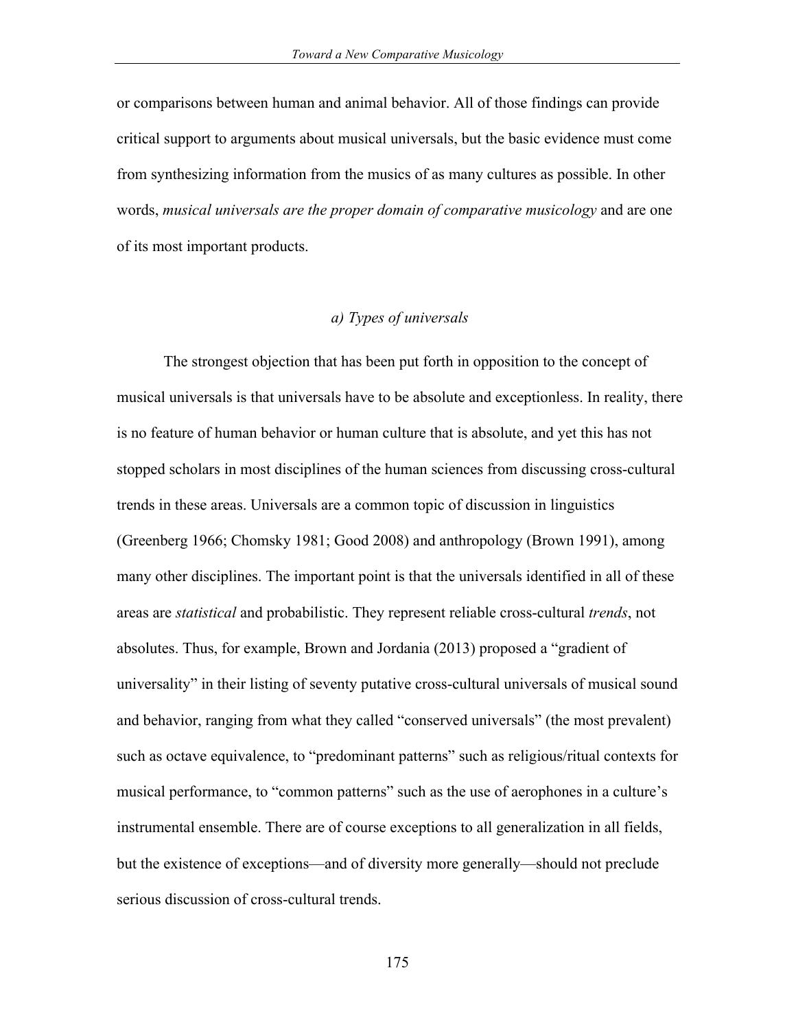or comparisons between human and animal behavior. All of those findings can provide critical support to arguments about musical universals, but the basic evidence must come from synthesizing information from the musics of as many cultures as possible. In other words, *musical universals are the proper domain of comparative musicology* and are one of its most important products.

### *a) Types of universals*

The strongest objection that has been put forth in opposition to the concept of musical universals is that universals have to be absolute and exceptionless. In reality, there is no feature of human behavior or human culture that is absolute, and yet this has not stopped scholars in most disciplines of the human sciences from discussing cross-cultural trends in these areas. Universals are a common topic of discussion in linguistics (Greenberg 1966; Chomsky 1981; Good 2008) and anthropology (Brown 1991), among many other disciplines. The important point is that the universals identified in all of these areas are *statistical* and probabilistic. They represent reliable cross-cultural *trends*, not absolutes. Thus, for example, Brown and Jordania (2013) proposed a "gradient of universality" in their listing of seventy putative cross-cultural universals of musical sound and behavior, ranging from what they called "conserved universals" (the most prevalent) such as octave equivalence, to "predominant patterns" such as religious/ritual contexts for musical performance, to "common patterns" such as the use of aerophones in a culture's instrumental ensemble. There are of course exceptions to all generalization in all fields, but the existence of exceptions—and of diversity more generally—should not preclude serious discussion of cross-cultural trends.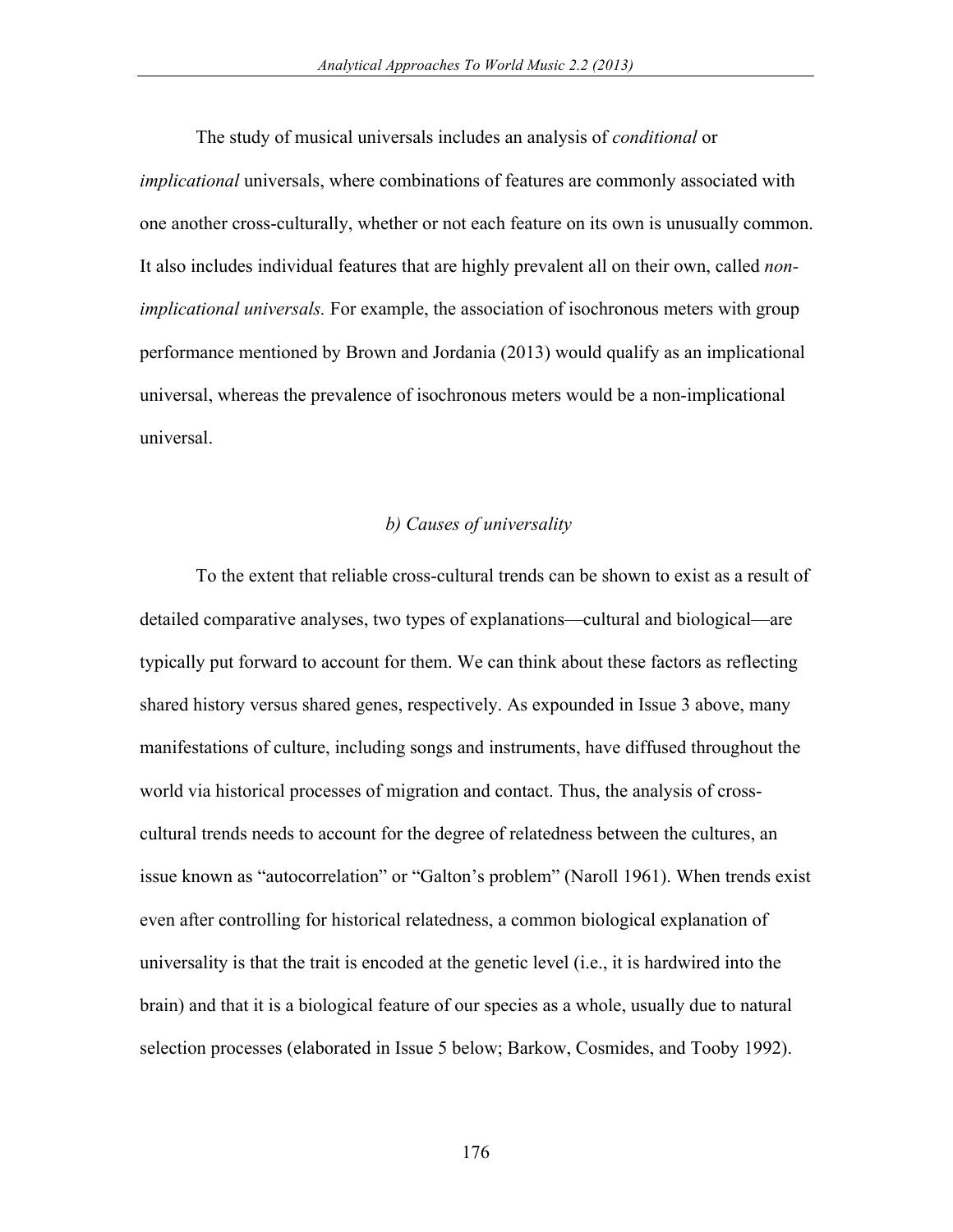The study of musical universals includes an analysis of *conditional* or *implicational* universals, where combinations of features are commonly associated with one another cross-culturally, whether or not each feature on its own is unusually common. It also includes individual features that are highly prevalent all on their own, called *non-implicational universals.* For example, the association of isochronous meters with group performance mentioned by Brown and Jordania (2013) would qualify as an implicational universal, whereas the prevalence of isochronous meters would be a non-implicational universal.

### *b) Causes of universality*

To the extent that reliable cross-cultural trends can be shown to exist as a result of detailed comparative analyses, two types of explanations—cultural and biological—are typically put forward to account for them. We can think about these factors as reflecting shared history versus shared genes, respectively. As expounded in Issue 3 above, many manifestations of culture, including songs and instruments, have diffused throughout the world via historical processes of migration and contact. Thus, the analysis of cross-cultural trends needs to account for the degree of relatedness between the cultures, an issue known as "autocorrelation" or "Galton's problem" (Naroll 1961). When trends exist even after controlling for historical relatedness, a common biological explanation of universality is that the trait is encoded at the genetic level (i.e., it is hardwired into the brain) and that it is a biological feature of our species as a whole, usually due to natural selection processes (elaborated in Issue 5 below; Barkow, Cosmides, and Tooby 1992).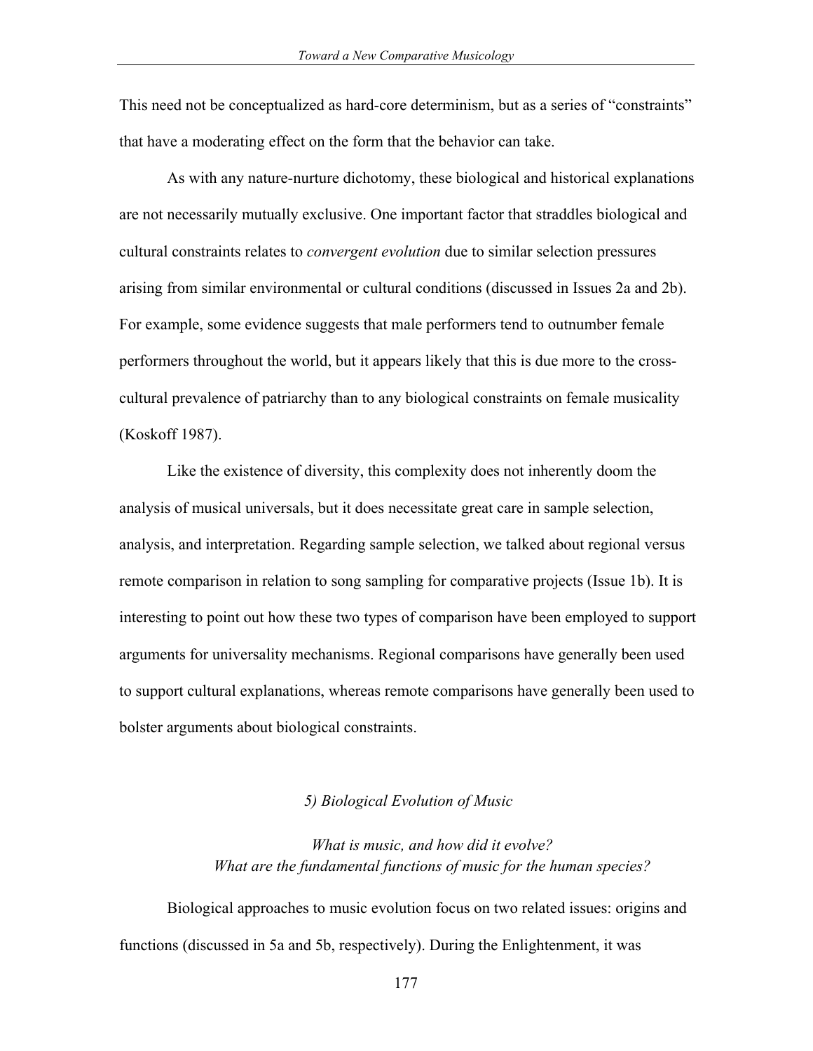This need not be conceptualized as hard-core determinism, but as a series of "constraints" that have a moderating effect on the form that the behavior can take.

As with any nature-nurture dichotomy, these biological and historical explanations are not necessarily mutually exclusive. One important factor that straddles biological and cultural constraints relates to *convergent evolution* due to similar selection pressures arising from similar environmental or cultural conditions (discussed in Issues 2a and 2b). For example, some evidence suggests that male performers tend to outnumber female performers throughout the world, but it appears likely that this is due more to the cross-cultural prevalence of patriarchy than to any biological constraints on female musicality (Koskoff 1987).

Like the existence of diversity, this complexity does not inherently doom the analysis of musical universals, but it does necessitate great care in sample selection, analysis, and interpretation. Regarding sample selection, we talked about regional versus remote comparison in relation to song sampling for comparative projects (Issue 1b). It is interesting to point out how these two types of comparison have been employed to support arguments for universality mechanisms. Regional comparisons have generally been used to support cultural explanations, whereas remote comparisons have generally been used to bolster arguments about biological constraints.

## *5) Biological Evolution of Music*

*What is music, and how did it evolve?*
*What are the fundamental functions of music for the human species?*

Biological approaches to music evolution focus on two related issues: origins and functions (discussed in 5a and 5b, respectively). During the Enlightenment, it was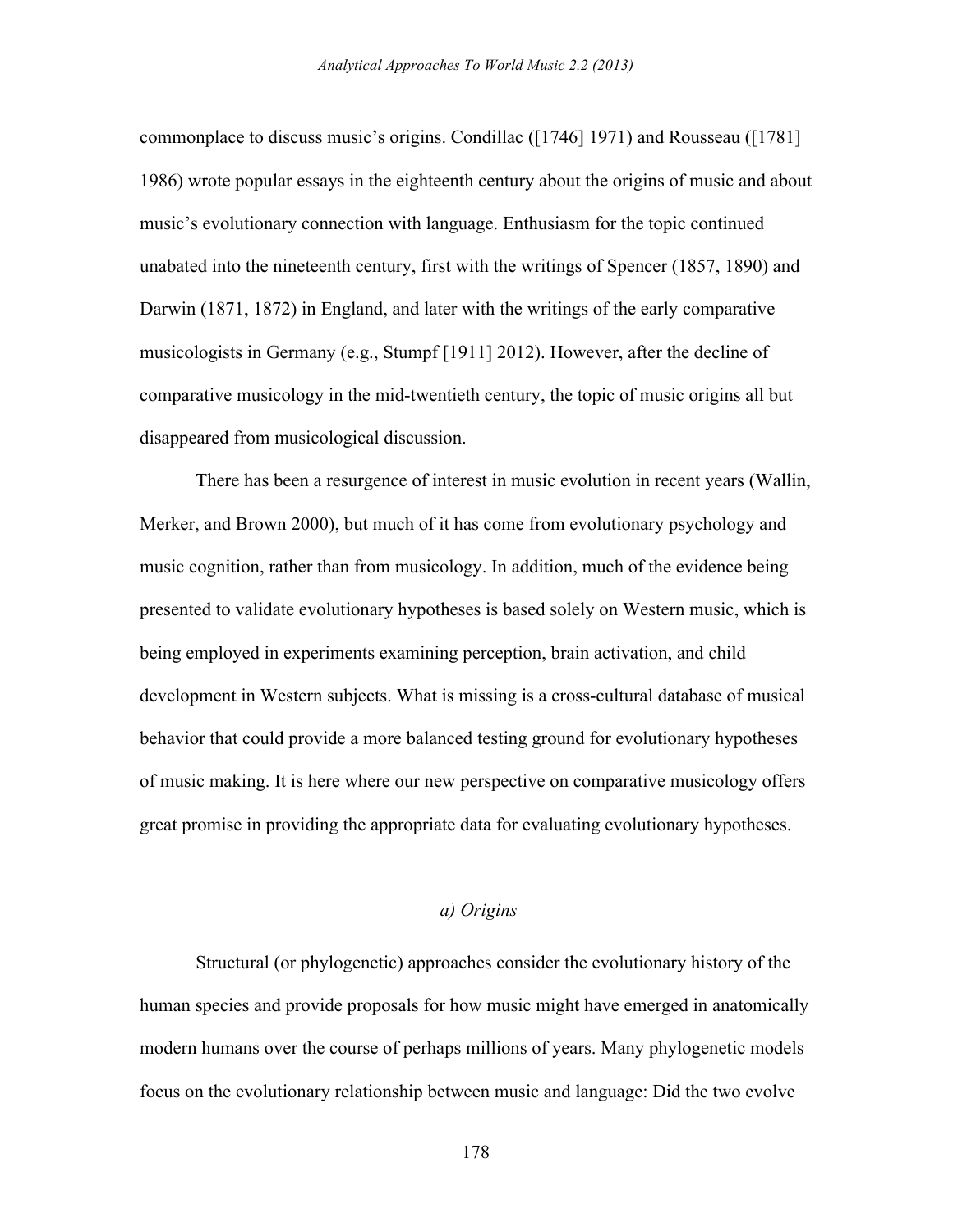commonplace to discuss music's origins. Condillac ([1746] 1971) and Rousseau ([1781] 1986) wrote popular essays in the eighteenth century about the origins of music and about music's evolutionary connection with language. Enthusiasm for the topic continued unabated into the nineteenth century, first with the writings of Spencer (1857, 1890) and Darwin (1871, 1872) in England, and later with the writings of the early comparative musicologists in Germany (e.g., Stumpf [1911] 2012). However, after the decline of comparative musicology in the mid-twentieth century, the topic of music origins all but disappeared from musicological discussion.

There has been a resurgence of interest in music evolution in recent years (Wallin, Merker, and Brown 2000), but much of it has come from evolutionary psychology and music cognition, rather than from musicology. In addition, much of the evidence being presented to validate evolutionary hypotheses is based solely on Western music, which is being employed in experiments examining perception, brain activation, and child development in Western subjects. What is missing is a cross-cultural database of musical behavior that could provide a more balanced testing ground for evolutionary hypotheses of music making. It is here where our new perspective on comparative musicology offers great promise in providing the appropriate data for evaluating evolutionary hypotheses.

*a) Origins*

Structural (or phylogenetic) approaches consider the evolutionary history of the human species and provide proposals for how music might have emerged in anatomically modern humans over the course of perhaps millions of years. Many phylogenetic models focus on the evolutionary relationship between music and language: Did the two evolve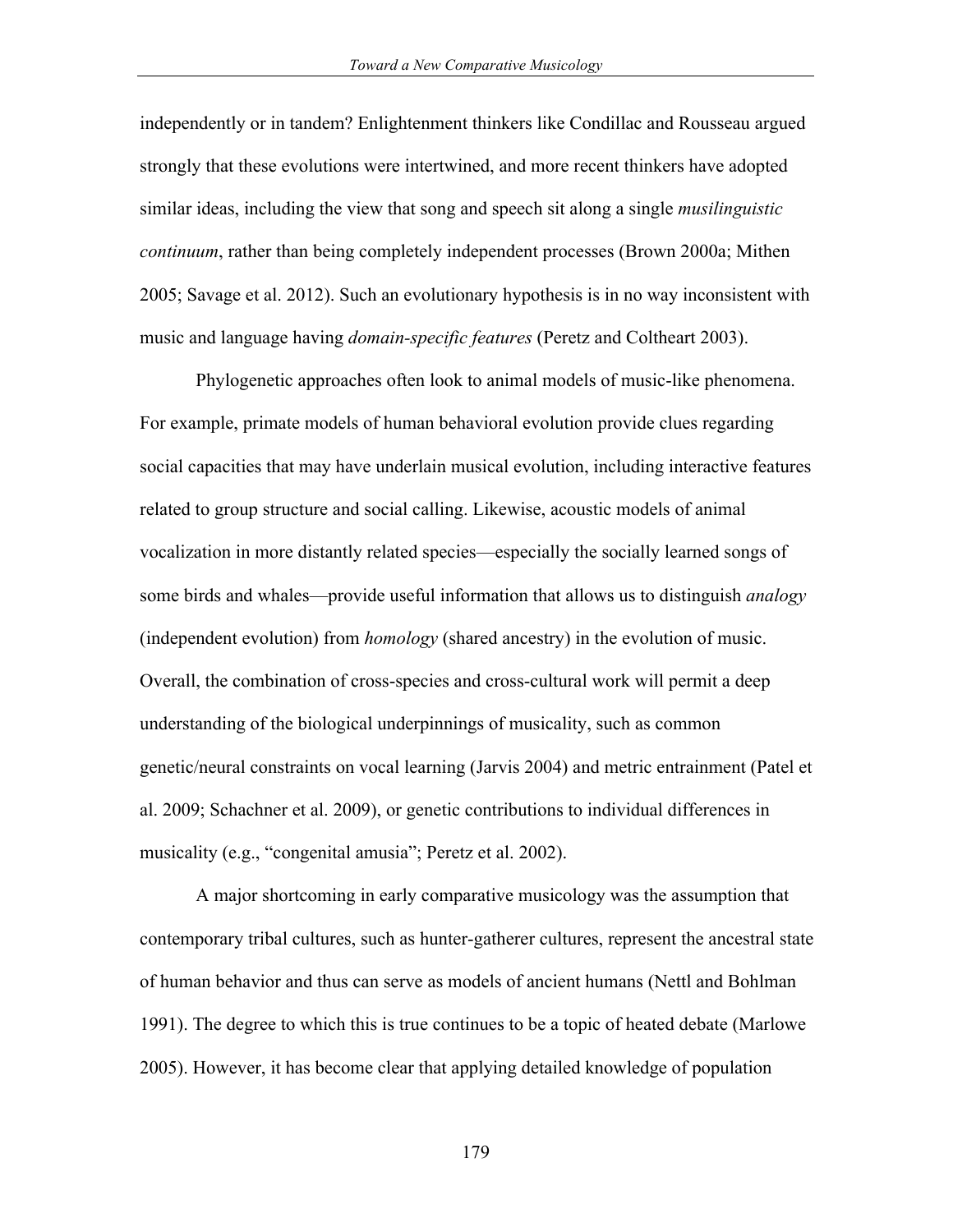independently or in tandem? Enlightenment thinkers like Condillac and Rousseau argued strongly that these evolutions were intertwined, and more recent thinkers have adopted similar ideas, including the view that song and speech sit along a single *musilinguistic continuum*, rather than being completely independent processes (Brown 2000a; Mithen 2005; Savage et al. 2012). Such an evolutionary hypothesis is in no way inconsistent with music and language having *domain-specific features* (Peretz and Coltheart 2003).

Phylogenetic approaches often look to animal models of music-like phenomena. For example, primate models of human behavioral evolution provide clues regarding social capacities that may have underlain musical evolution, including interactive features related to group structure and social calling. Likewise, acoustic models of animal vocalization in more distantly related species—especially the socially learned songs of some birds and whales—provide useful information that allows us to distinguish *analogy* (independent evolution) from *homology* (shared ancestry) in the evolution of music. Overall, the combination of cross-species and cross-cultural work will permit a deep understanding of the biological underpinnings of musicality, such as common genetic/neural constraints on vocal learning (Jarvis 2004) and metric entrainment (Patel et al. 2009; Schachner et al. 2009), or genetic contributions to individual differences in musicality (e.g., "congenital amusia"; Peretz et al. 2002).

A major shortcoming in early comparative musicology was the assumption that contemporary tribal cultures, such as hunter-gatherer cultures, represent the ancestral state of human behavior and thus can serve as models of ancient humans (Nettl and Bohlman 1991). The degree to which this is true continues to be a topic of heated debate (Marlowe 2005). However, it has become clear that applying detailed knowledge of population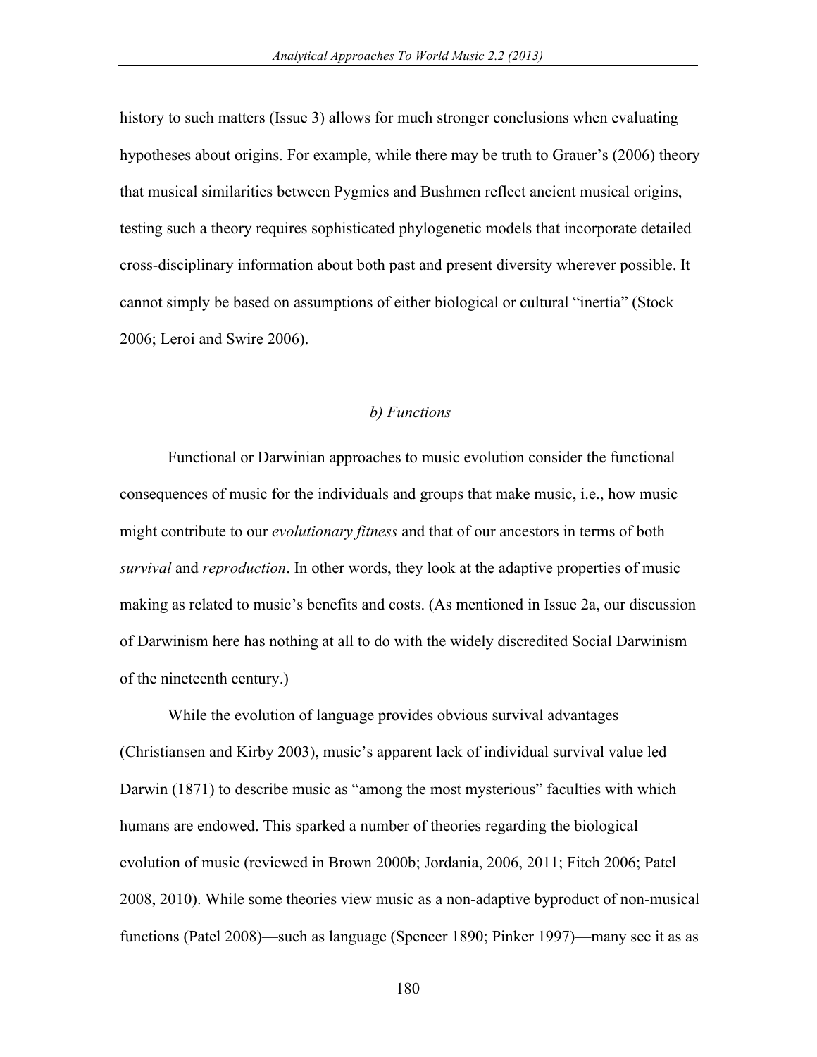history to such matters (Issue 3) allows for much stronger conclusions when evaluating hypotheses about origins. For example, while there may be truth to Grauer's (2006) theory that musical similarities between Pygmies and Bushmen reflect ancient musical origins, testing such a theory requires sophisticated phylogenetic models that incorporate detailed cross-disciplinary information about both past and present diversity wherever possible. It cannot simply be based on assumptions of either biological or cultural "inertia" (Stock 2006; Leroi and Swire 2006).

### *b) Functions*

Functional or Darwinian approaches to music evolution consider the functional consequences of music for the individuals and groups that make music, i.e., how music might contribute to our *evolutionary fitness* and that of our ancestors in terms of both *survival* and *reproduction*. In other words, they look at the adaptive properties of music making as related to music's benefits and costs. (As mentioned in Issue 2a, our discussion of Darwinism here has nothing at all to do with the widely discredited Social Darwinism of the nineteenth century.)

While the evolution of language provides obvious survival advantages (Christiansen and Kirby 2003), music's apparent lack of individual survival value led Darwin (1871) to describe music as "among the most mysterious" faculties with which humans are endowed. This sparked a number of theories regarding the biological evolution of music (reviewed in Brown 2000b; Jordania, 2006, 2011; Fitch 2006; Patel 2008, 2010). While some theories view music as a non-adaptive byproduct of non-musical functions (Patel 2008)—such as language (Spencer 1890; Pinker 1997)—many see it as as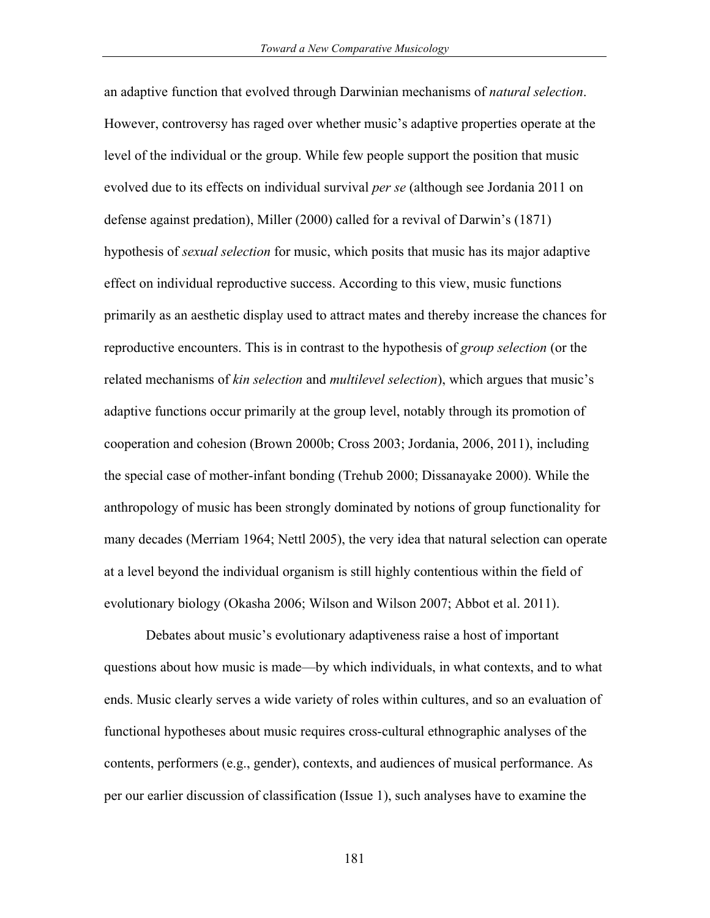an adaptive function that evolved through Darwinian mechanisms of *natural selection*. However, controversy has raged over whether music's adaptive properties operate at the level of the individual or the group. While few people support the position that music evolved due to its effects on individual survival *per se* (although see Jordania 2011 on defense against predation), Miller (2000) called for a revival of Darwin's (1871) hypothesis of *sexual selection* for music, which posits that music has its major adaptive effect on individual reproductive success. According to this view, music functions primarily as an aesthetic display used to attract mates and thereby increase the chances for reproductive encounters. This is in contrast to the hypothesis of *group selection* (or the related mechanisms of *kin selection* and *multilevel selection*), which argues that music's adaptive functions occur primarily at the group level, notably through its promotion of cooperation and cohesion (Brown 2000b; Cross 2003; Jordania, 2006, 2011), including the special case of mother-infant bonding (Trehub 2000; Dissanayake 2000). While the anthropology of music has been strongly dominated by notions of group functionality for many decades (Merriam 1964; Nettl 2005), the very idea that natural selection can operate at a level beyond the individual organism is still highly contentious within the field of evolutionary biology (Okasha 2006; Wilson and Wilson 2007; Abbot et al. 2011).

Debates about music's evolutionary adaptiveness raise a host of important questions about how music is made—by which individuals, in what contexts, and to what ends. Music clearly serves a wide variety of roles within cultures, and so an evaluation of functional hypotheses about music requires cross-cultural ethnographic analyses of the contents, performers (e.g., gender), contexts, and audiences of musical performance. As per our earlier discussion of classification (Issue 1), such analyses have to examine the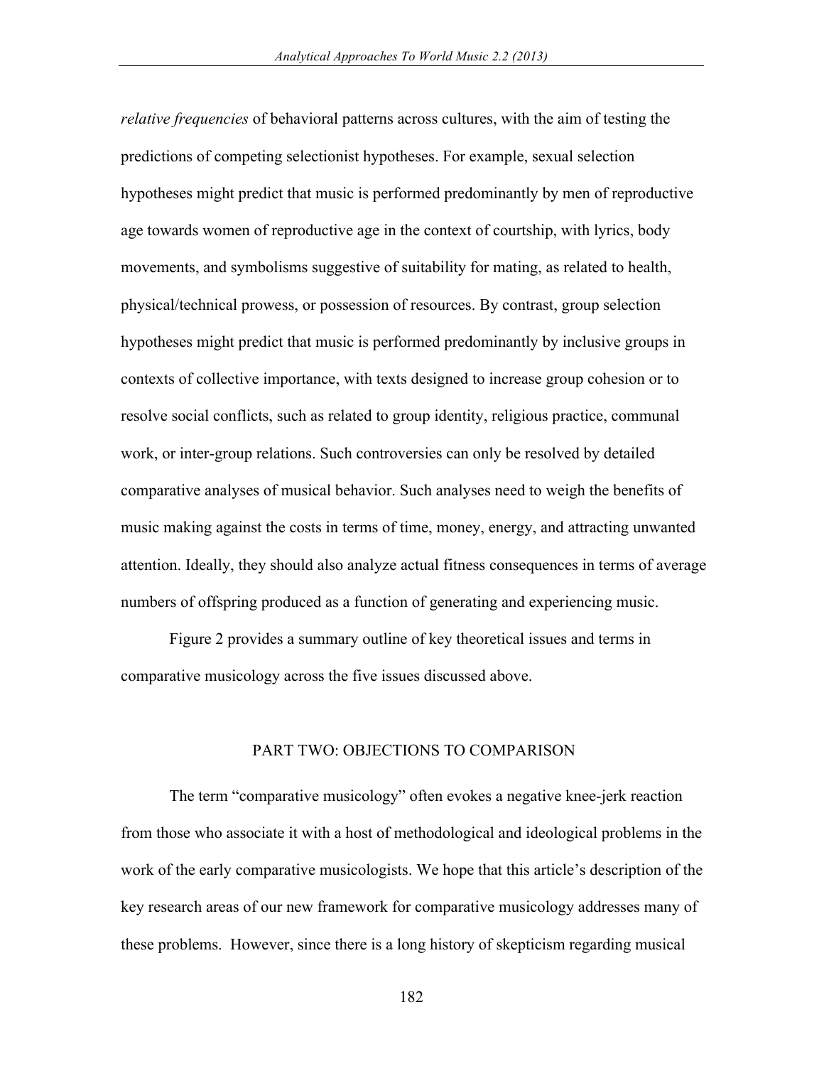*relative frequencies* of behavioral patterns across cultures, with the aim of testing the predictions of competing selectionist hypotheses. For example, sexual selection hypotheses might predict that music is performed predominantly by men of reproductive age towards women of reproductive age in the context of courtship, with lyrics, body movements, and symbolisms suggestive of suitability for mating, as related to health, physical/technical prowess, or possession of resources. By contrast, group selection hypotheses might predict that music is performed predominantly by inclusive groups in contexts of collective importance, with texts designed to increase group cohesion or to resolve social conflicts, such as related to group identity, religious practice, communal work, or inter-group relations. Such controversies can only be resolved by detailed comparative analyses of musical behavior. Such analyses need to weigh the benefits of music making against the costs in terms of time, money, energy, and attracting unwanted attention. Ideally, they should also analyze actual fitness consequences in terms of average numbers of offspring produced as a function of generating and experiencing music.

Figure 2 provides a summary outline of key theoretical issues and terms in comparative musicology across the five issues discussed above.

## PART TWO: OBJECTIONS TO COMPARISON

The term "comparative musicology" often evokes a negative knee-jerk reaction from those who associate it with a host of methodological and ideological problems in the work of the early comparative musicologists. We hope that this article's description of the key research areas of our new framework for comparative musicology addresses many of these problems. However, since there is a long history of skepticism regarding musical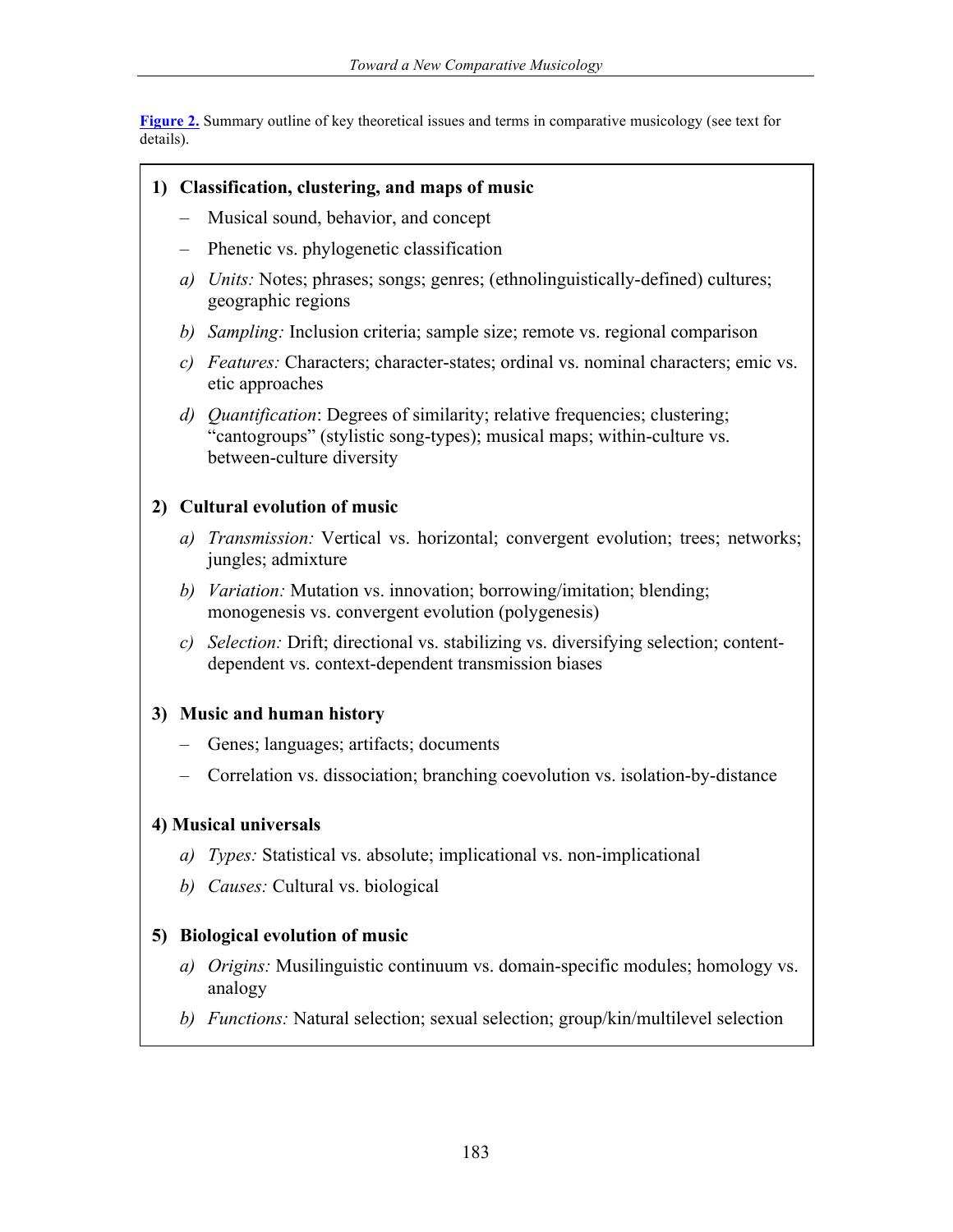**Figure 2.** Summary outline of key theoretical issues and terms in comparative musicology (see text for details).

**1) Classification, clustering, and maps of music**

- Musical sound, behavior, and concept
- Phenetic vs. phylogenetic classification

*a) Units:* Notes; phrases; songs; genres; (ethnolinguistically-defined) cultures; geographic regions

*b) Sampling:* Inclusion criteria; sample size; remote vs. regional comparison

*c) Features:* Characters; character-states; ordinal vs. nominal characters; emic vs. etic approaches

*d) Quantification*: Degrees of similarity; relative frequencies; clustering; "cantogroups" (stylistic song-types); musical maps; within-culture vs. between-culture diversity

**2) Cultural evolution of music**

*a) Transmission:* Vertical vs. horizontal; convergent evolution; trees; networks; jungles; admixture

*b) Variation:* Mutation vs. innovation; borrowing/imitation; blending; monogenesis vs. convergent evolution (polygenesis)

*c) Selection:* Drift; directional vs. stabilizing vs. diversifying selection; content-dependent vs. context-dependent transmission biases

**3) Music and human history**

- Genes; languages; artifacts; documents
- Correlation vs. dissociation; branching coevolution vs. isolation-by-distance

**4) Musical universals**

*a) Types:* Statistical vs. absolute; implicational vs. non-implicational

*b) Causes:* Cultural vs. biological

**5) Biological evolution of music**

*a) Origins:* Musilinguistic continuum vs. domain-specific modules; homology vs. analogy

*b) Functions:* Natural selection; sexual selection; group/kin/multilevel selection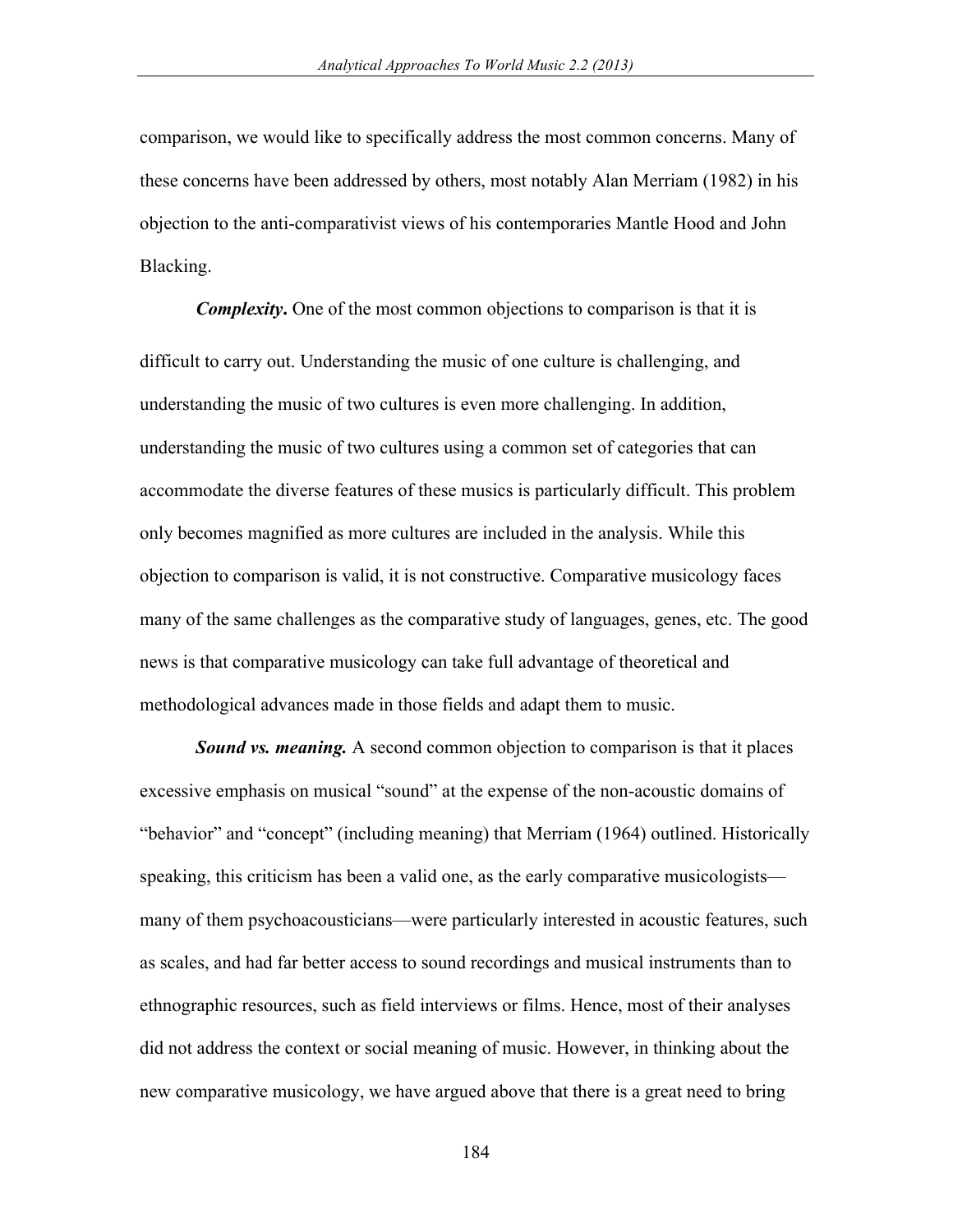comparison, we would like to specifically address the most common concerns. Many of these concerns have been addressed by others, most notably Alan Merriam (1982) in his objection to the anti-comparativist views of his contemporaries Mantle Hood and John Blacking.

***Complexity*.** One of the most common objections to comparison is that it is difficult to carry out. Understanding the music of one culture is challenging, and understanding the music of two cultures is even more challenging. In addition, understanding the music of two cultures using a common set of categories that can accommodate the diverse features of these musics is particularly difficult. This problem only becomes magnified as more cultures are included in the analysis. While this objection to comparison is valid, it is not constructive. Comparative musicology faces many of the same challenges as the comparative study of languages, genes, etc. The good news is that comparative musicology can take full advantage of theoretical and methodological advances made in those fields and adapt them to music.

***Sound vs. meaning.*** A second common objection to comparison is that it places excessive emphasis on musical "sound" at the expense of the non-acoustic domains of "behavior" and "concept" (including meaning) that Merriam (1964) outlined. Historically speaking, this criticism has been a valid one, as the early comparative musicologists—many of them psychoacousticians—were particularly interested in acoustic features, such as scales, and had far better access to sound recordings and musical instruments than to ethnographic resources, such as field interviews or films. Hence, most of their analyses did not address the context or social meaning of music. However, in thinking about the new comparative musicology, we have argued above that there is a great need to bring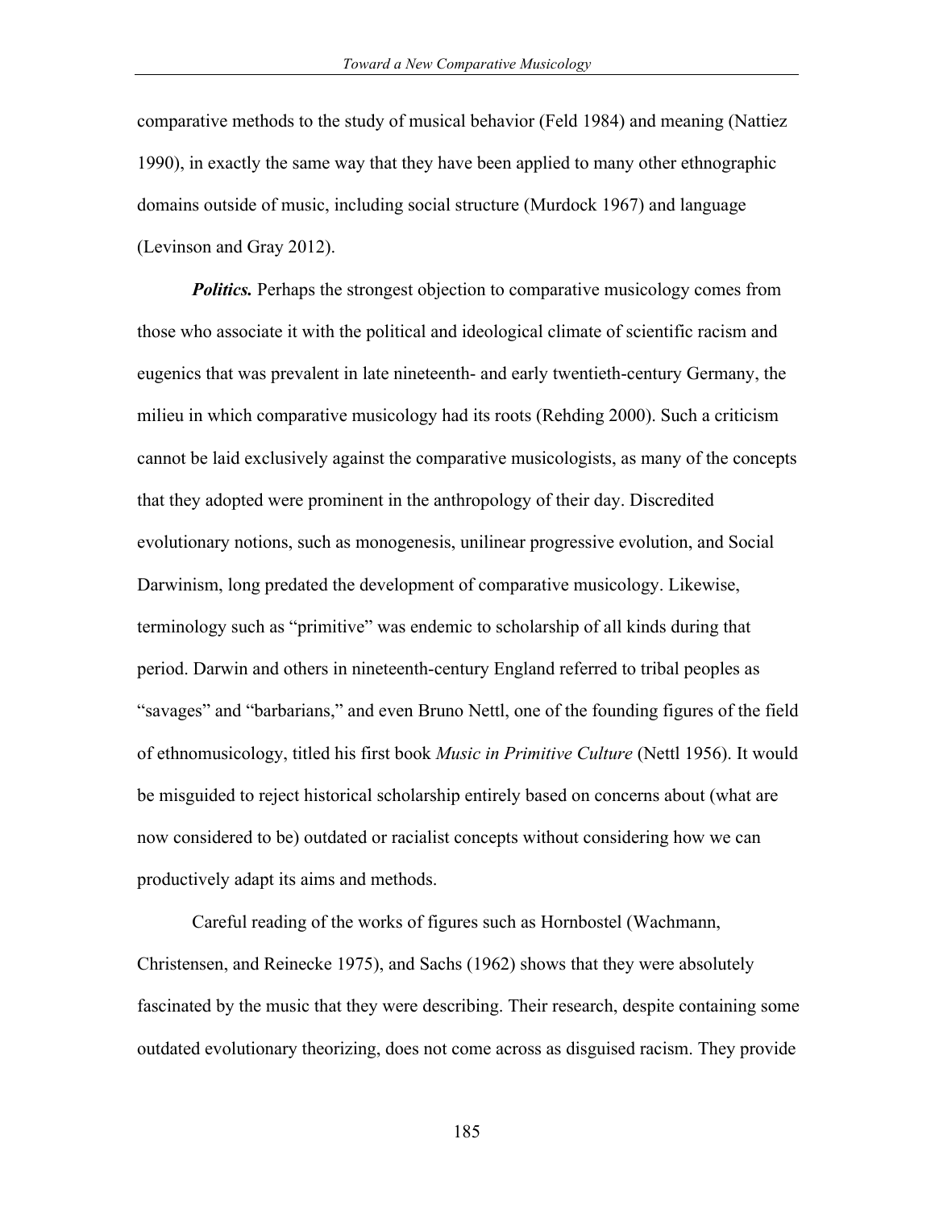comparative methods to the study of musical behavior (Feld 1984) and meaning (Nattiez 1990), in exactly the same way that they have been applied to many other ethnographic domains outside of music, including social structure (Murdock 1967) and language (Levinson and Gray 2012).

***Politics.*** Perhaps the strongest objection to comparative musicology comes from those who associate it with the political and ideological climate of scientific racism and eugenics that was prevalent in late nineteenth- and early twentieth-century Germany, the milieu in which comparative musicology had its roots (Rehding 2000). Such a criticism cannot be laid exclusively against the comparative musicologists, as many of the concepts that they adopted were prominent in the anthropology of their day. Discredited evolutionary notions, such as monogenesis, unilinear progressive evolution, and Social Darwinism, long predated the development of comparative musicology. Likewise, terminology such as "primitive" was endemic to scholarship of all kinds during that period. Darwin and others in nineteenth-century England referred to tribal peoples as "savages" and "barbarians," and even Bruno Nettl, one of the founding figures of the field of ethnomusicology, titled his first book *Music in Primitive Culture* (Nettl 1956). It would be misguided to reject historical scholarship entirely based on concerns about (what are now considered to be) outdated or racialist concepts without considering how we can productively adapt its aims and methods.

Careful reading of the works of figures such as Hornbostel (Wachmann, Christensen, and Reinecke 1975), and Sachs (1962) shows that they were absolutely fascinated by the music that they were describing. Their research, despite containing some outdated evolutionary theorizing, does not come across as disguised racism. They provide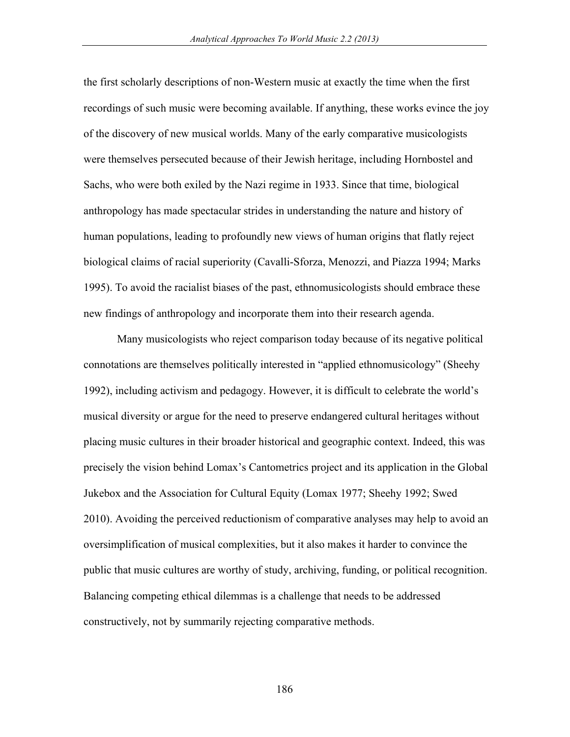the first scholarly descriptions of non-Western music at exactly the time when the first recordings of such music were becoming available. If anything, these works evince the joy of the discovery of new musical worlds. Many of the early comparative musicologists were themselves persecuted because of their Jewish heritage, including Hornbostel and Sachs, who were both exiled by the Nazi regime in 1933. Since that time, biological anthropology has made spectacular strides in understanding the nature and history of human populations, leading to profoundly new views of human origins that flatly reject biological claims of racial superiority (Cavalli-Sforza, Menozzi, and Piazza 1994; Marks 1995). To avoid the racialist biases of the past, ethnomusicologists should embrace these new findings of anthropology and incorporate them into their research agenda.

Many musicologists who reject comparison today because of its negative political connotations are themselves politically interested in "applied ethnomusicology" (Sheehy 1992), including activism and pedagogy. However, it is difficult to celebrate the world's musical diversity or argue for the need to preserve endangered cultural heritages without placing music cultures in their broader historical and geographic context. Indeed, this was precisely the vision behind Lomax's Cantometrics project and its application in the Global Jukebox and the Association for Cultural Equity (Lomax 1977; Sheehy 1992; Swed 2010). Avoiding the perceived reductionism of comparative analyses may help to avoid an oversimplification of musical complexities, but it also makes it harder to convince the public that music cultures are worthy of study, archiving, funding, or political recognition. Balancing competing ethical dilemmas is a challenge that needs to be addressed constructively, not by summarily rejecting comparative methods.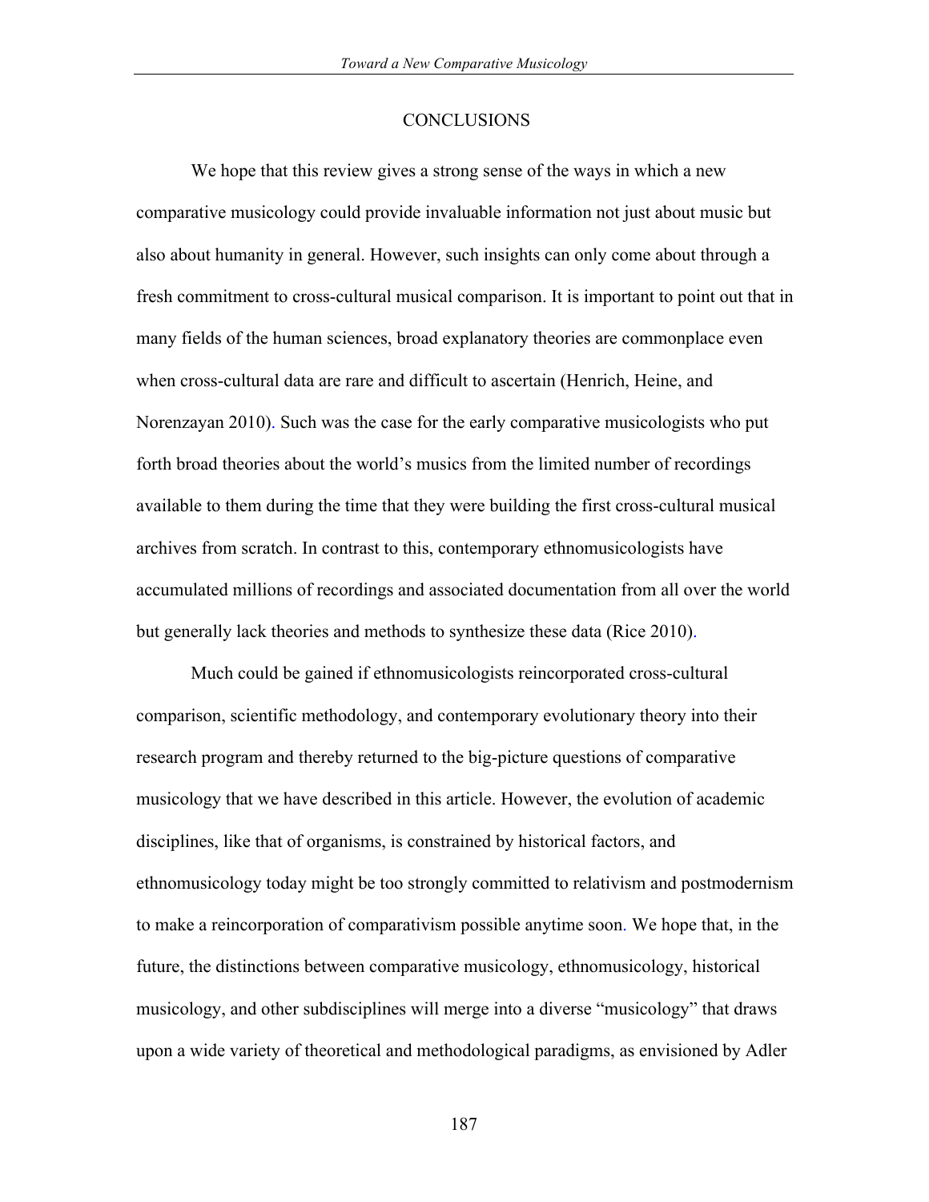## CONCLUSIONS

We hope that this review gives a strong sense of the ways in which a new comparative musicology could provide invaluable information not just about music but also about humanity in general. However, such insights can only come about through a fresh commitment to cross-cultural musical comparison. It is important to point out that in many fields of the human sciences, broad explanatory theories are commonplace even when cross-cultural data are rare and difficult to ascertain (Henrich, Heine, and Norenzayan 2010). Such was the case for the early comparative musicologists who put forth broad theories about the world's musics from the limited number of recordings available to them during the time that they were building the first cross-cultural musical archives from scratch. In contrast to this, contemporary ethnomusicologists have accumulated millions of recordings and associated documentation from all over the world but generally lack theories and methods to synthesize these data (Rice 2010).

Much could be gained if ethnomusicologists reincorporated cross-cultural comparison, scientific methodology, and contemporary evolutionary theory into their research program and thereby returned to the big-picture questions of comparative musicology that we have described in this article. However, the evolution of academic disciplines, like that of organisms, is constrained by historical factors, and ethnomusicology today might be too strongly committed to relativism and postmodernism to make a reincorporation of comparativism possible anytime soon. We hope that, in the future, the distinctions between comparative musicology, ethnomusicology, historical musicology, and other subdisciplines will merge into a diverse "musicology" that draws upon a wide variety of theoretical and methodological paradigms, as envisioned by Adler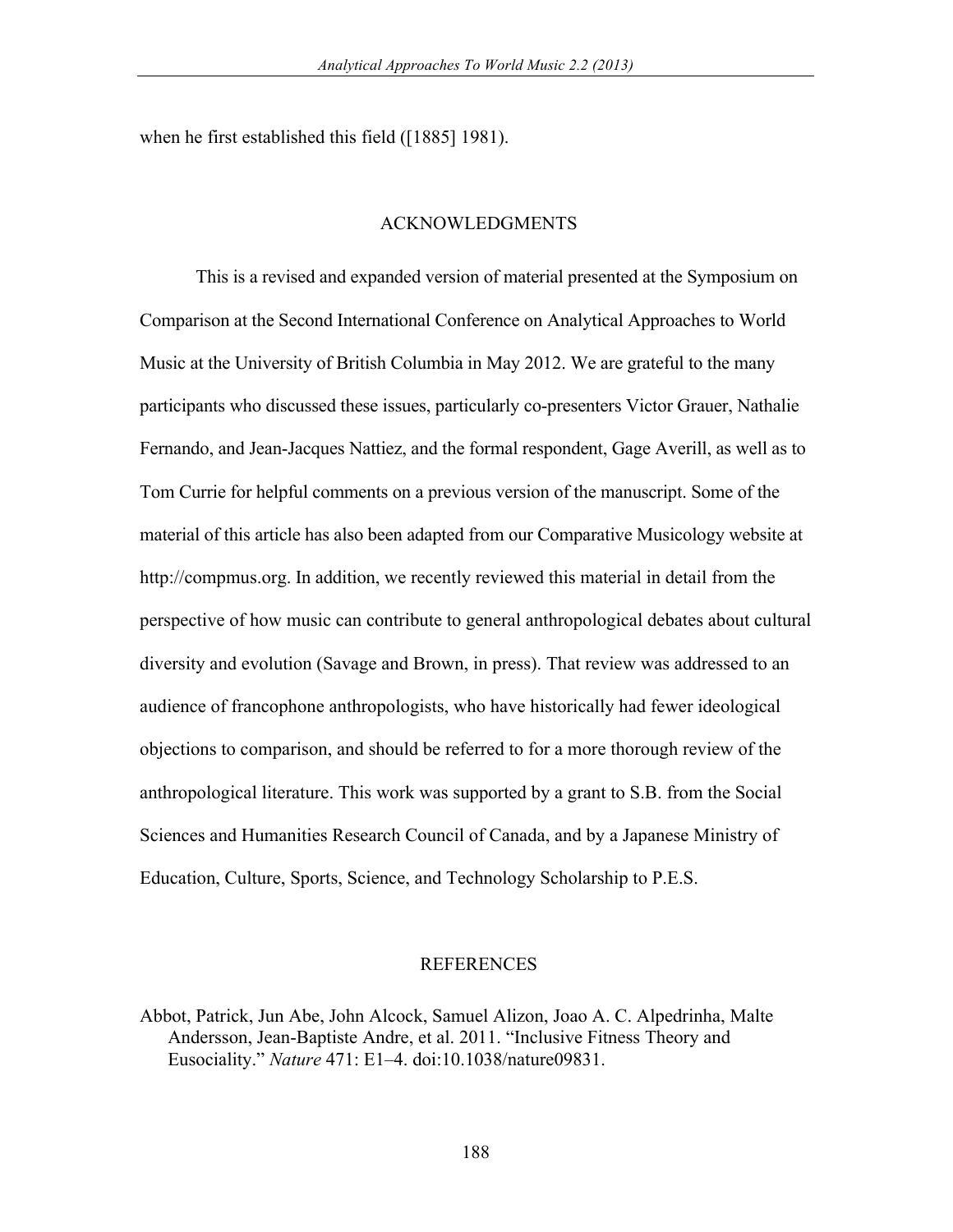when he first established this field ([1885] 1981).

## ACKNOWLEDGMENTS

This is a revised and expanded version of material presented at the Symposium on Comparison at the Second International Conference on Analytical Approaches to World Music at the University of British Columbia in May 2012. We are grateful to the many participants who discussed these issues, particularly co-presenters Victor Grauer, Nathalie Fernando, and Jean-Jacques Nattiez, and the formal respondent, Gage Averill, as well as to Tom Currie for helpful comments on a previous version of the manuscript. Some of the material of this article has also been adapted from our Comparative Musicology website at http://compmus.org. In addition, we recently reviewed this material in detail from the perspective of how music can contribute to general anthropological debates about cultural diversity and evolution (Savage and Brown, in press). That review was addressed to an audience of francophone anthropologists, who have historically had fewer ideological objections to comparison, and should be referred to for a more thorough review of the anthropological literature. This work was supported by a grant to S.B. from the Social Sciences and Humanities Research Council of Canada, and by a Japanese Ministry of Education, Culture, Sports, Science, and Technology Scholarship to P.E.S.

## REFERENCES

Abbot, Patrick, Jun Abe, John Alcock, Samuel Alizon, Joao A. C. Alpedrinha, Malte Andersson, Jean-Baptiste Andre, et al. 2011. "Inclusive Fitness Theory and Eusociality." *Nature* 471: E1–4. doi:10.1038/nature09831.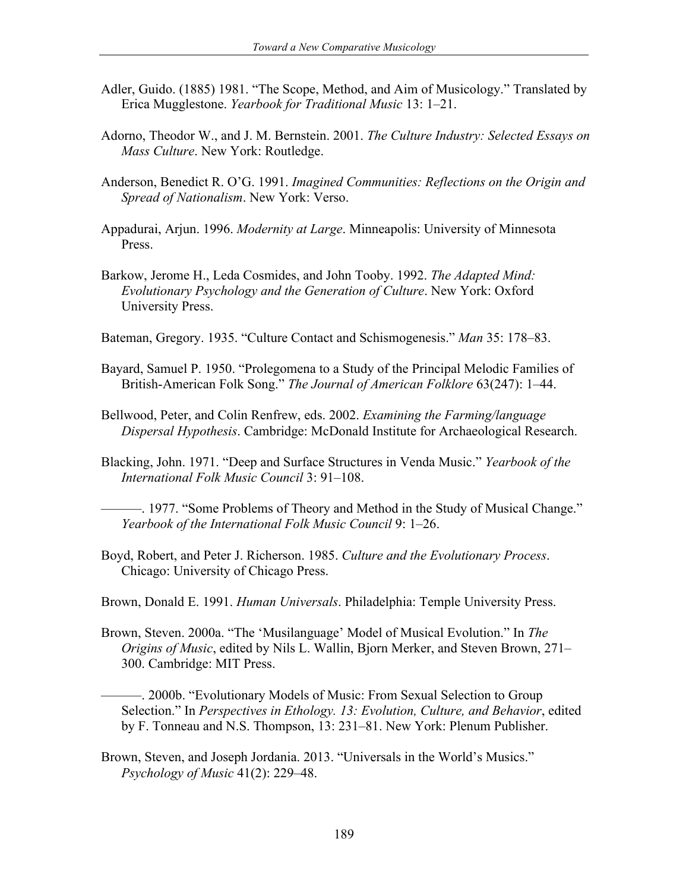Adler, Guido. (1885) 1981. "The Scope, Method, and Aim of Musicology." Translated by Erica Mugglestone. *Yearbook for Traditional Music* 13: 1–21.

Adorno, Theodor W., and J. M. Bernstein. 2001. *The Culture Industry: Selected Essays on Mass Culture*. New York: Routledge.

Anderson, Benedict R. O'G. 1991. *Imagined Communities: Reflections on the Origin and Spread of Nationalism*. New York: Verso.

Appadurai, Arjun. 1996. *Modernity at Large*. Minneapolis: University of Minnesota Press.

Barkow, Jerome H., Leda Cosmides, and John Tooby. 1992. *The Adapted Mind: Evolutionary Psychology and the Generation of Culture*. New York: Oxford University Press.

Bateman, Gregory. 1935. "Culture Contact and Schismogenesis." *Man* 35: 178–83.

Bayard, Samuel P. 1950. "Prolegomena to a Study of the Principal Melodic Families of British-American Folk Song." *The Journal of American Folklore* 63(247): 1–44.

Bellwood, Peter, and Colin Renfrew, eds. 2002. *Examining the Farming/language Dispersal Hypothesis*. Cambridge: McDonald Institute for Archaeological Research.

Blacking, John. 1971. "Deep and Surface Structures in Venda Music." *Yearbook of the International Folk Music Council* 3: 91–108.

———. 1977. "Some Problems of Theory and Method in the Study of Musical Change." *Yearbook of the International Folk Music Council* 9: 1–26.

Boyd, Robert, and Peter J. Richerson. 1985. *Culture and the Evolutionary Process*. Chicago: University of Chicago Press.

Brown, Donald E. 1991. *Human Universals*. Philadelphia: Temple University Press.

Brown, Steven. 2000a. "The 'Musilanguage' Model of Musical Evolution." In *The Origins of Music*, edited by Nils L. Wallin, Bjorn Merker, and Steven Brown, 271–300. Cambridge: MIT Press.

———. 2000b. "Evolutionary Models of Music: From Sexual Selection to Group Selection." In *Perspectives in Ethology. 13: Evolution, Culture, and Behavior*, edited by F. Tonneau and N.S. Thompson, 13: 231–81. New York: Plenum Publisher.

Brown, Steven, and Joseph Jordania. 2013. "Universals in the World's Musics." *Psychology of Music* 41(2): 229–48.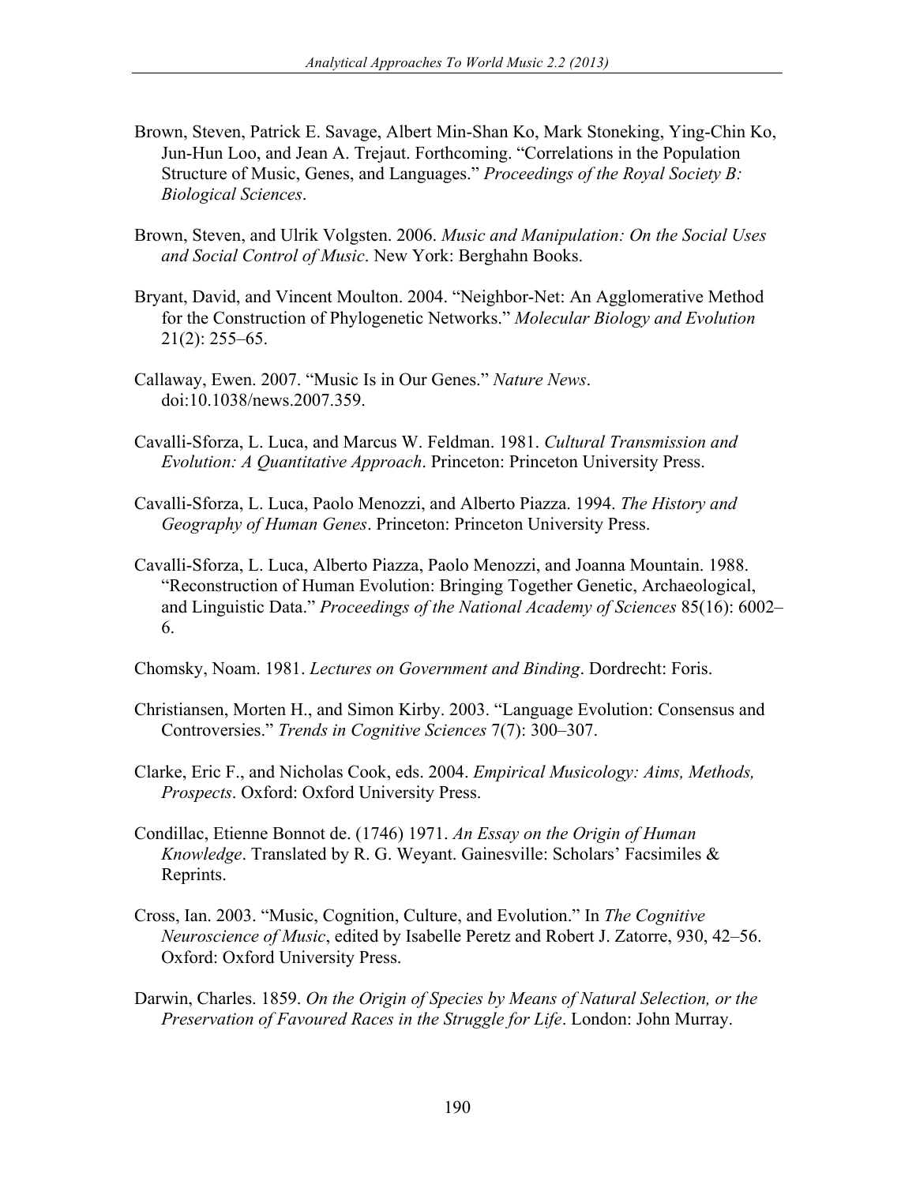Brown, Steven, Patrick E. Savage, Albert Min-Shan Ko, Mark Stoneking, Ying-Chin Ko, Jun-Hun Loo, and Jean A. Trejaut. Forthcoming. "Correlations in the Population Structure of Music, Genes, and Languages." *Proceedings of the Royal Society B: Biological Sciences*.

Brown, Steven, and Ulrik Volgsten. 2006. *Music and Manipulation: On the Social Uses and Social Control of Music*. New York: Berghahn Books.

Bryant, David, and Vincent Moulton. 2004. "Neighbor-Net: An Agglomerative Method for the Construction of Phylogenetic Networks." *Molecular Biology and Evolution* 21(2): 255–65.

Callaway, Ewen. 2007. "Music Is in Our Genes." *Nature News*. doi:10.1038/news.2007.359.

Cavalli-Sforza, L. Luca, and Marcus W. Feldman. 1981. *Cultural Transmission and Evolution: A Quantitative Approach*. Princeton: Princeton University Press.

Cavalli-Sforza, L. Luca, Paolo Menozzi, and Alberto Piazza. 1994. *The History and Geography of Human Genes*. Princeton: Princeton University Press.

Cavalli-Sforza, L. Luca, Alberto Piazza, Paolo Menozzi, and Joanna Mountain. 1988. "Reconstruction of Human Evolution: Bringing Together Genetic, Archaeological, and Linguistic Data." *Proceedings of the National Academy of Sciences* 85(16): 6002–6.

Chomsky, Noam. 1981. *Lectures on Government and Binding*. Dordrecht: Foris.

Christiansen, Morten H., and Simon Kirby. 2003. "Language Evolution: Consensus and Controversies." *Trends in Cognitive Sciences* 7(7): 300–307.

Clarke, Eric F., and Nicholas Cook, eds. 2004. *Empirical Musicology: Aims, Methods, Prospects*. Oxford: Oxford University Press.

Condillac, Etienne Bonnot de. (1746) 1971. *An Essay on the Origin of Human Knowledge*. Translated by R. G. Weyant. Gainesville: Scholars' Facsimiles & Reprints.

Cross, Ian. 2003. "Music, Cognition, Culture, and Evolution." In *The Cognitive Neuroscience of Music*, edited by Isabelle Peretz and Robert J. Zatorre, 930, 42–56. Oxford: Oxford University Press.

Darwin, Charles. 1859. *On the Origin of Species by Means of Natural Selection, or the Preservation of Favoured Races in the Struggle for Life*. London: John Murray.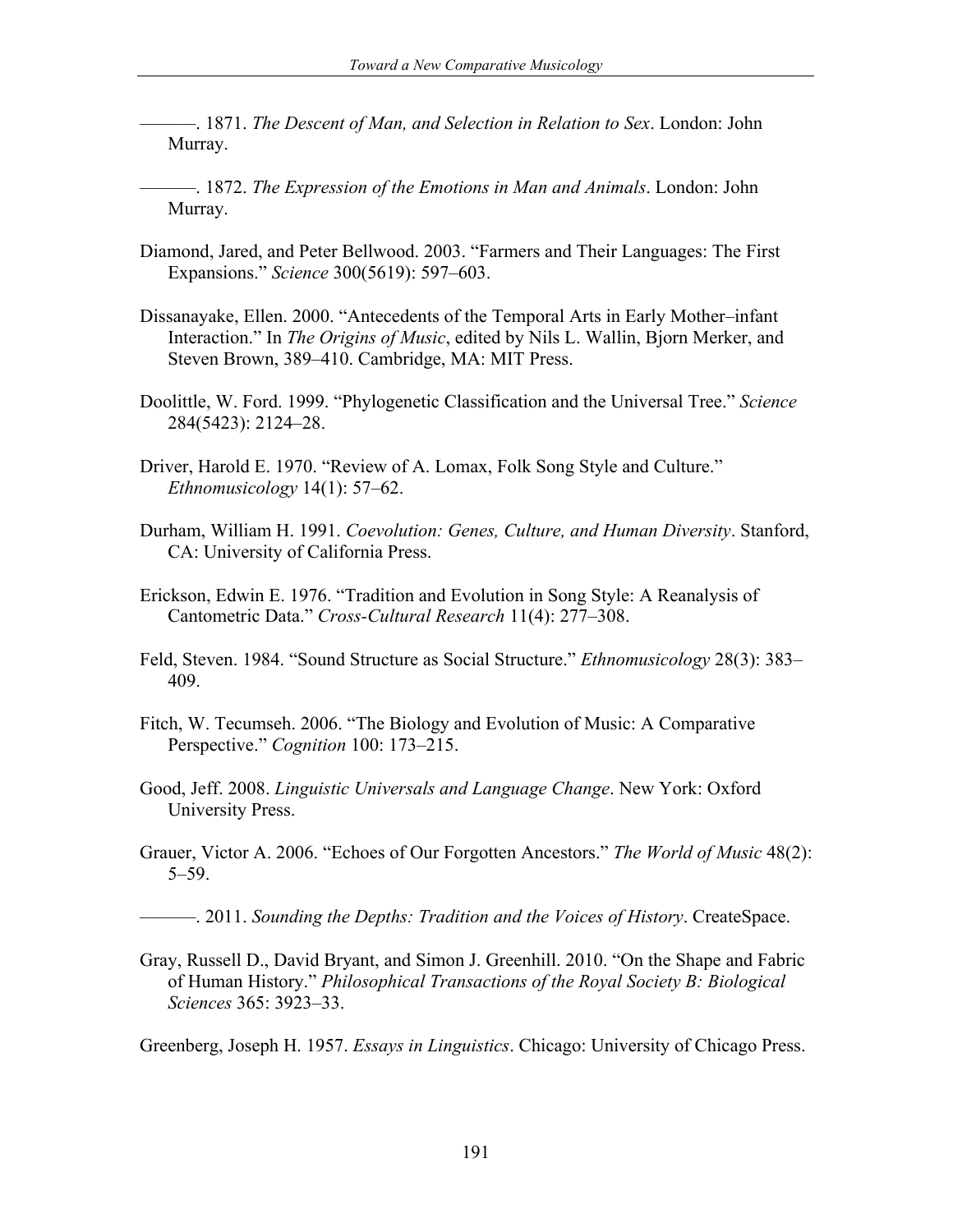———. 1871. *The Descent of Man, and Selection in Relation to Sex*. London: John Murray.

———. 1872. *The Expression of the Emotions in Man and Animals*. London: John Murray.

Diamond, Jared, and Peter Bellwood. 2003. "Farmers and Their Languages: The First Expansions." *Science* 300(5619): 597–603.

Dissanayake, Ellen. 2000. "Antecedents of the Temporal Arts in Early Mother–infant Interaction." In *The Origins of Music*, edited by Nils L. Wallin, Bjorn Merker, and Steven Brown, 389–410. Cambridge, MA: MIT Press.

Doolittle, W. Ford. 1999. "Phylogenetic Classification and the Universal Tree." *Science* 284(5423): 2124–28.

Driver, Harold E. 1970. "Review of A. Lomax, Folk Song Style and Culture." *Ethnomusicology* 14(1): 57–62.

Durham, William H. 1991. *Coevolution: Genes, Culture, and Human Diversity*. Stanford, CA: University of California Press.

Erickson, Edwin E. 1976. "Tradition and Evolution in Song Style: A Reanalysis of Cantometric Data." *Cross-Cultural Research* 11(4): 277–308.

Feld, Steven. 1984. "Sound Structure as Social Structure." *Ethnomusicology* 28(3): 383–409.

Fitch, W. Tecumseh. 2006. "The Biology and Evolution of Music: A Comparative Perspective." *Cognition* 100: 173–215.

Good, Jeff. 2008. *Linguistic Universals and Language Change*. New York: Oxford University Press.

Grauer, Victor A. 2006. "Echoes of Our Forgotten Ancestors." *The World of Music* 48(2): 5–59.

———. 2011. *Sounding the Depths: Tradition and the Voices of History*. CreateSpace.

Gray, Russell D., David Bryant, and Simon J. Greenhill. 2010. "On the Shape and Fabric of Human History." *Philosophical Transactions of the Royal Society B: Biological Sciences* 365: 3923–33.

Greenberg, Joseph H. 1957. *Essays in Linguistics*. Chicago: University of Chicago Press.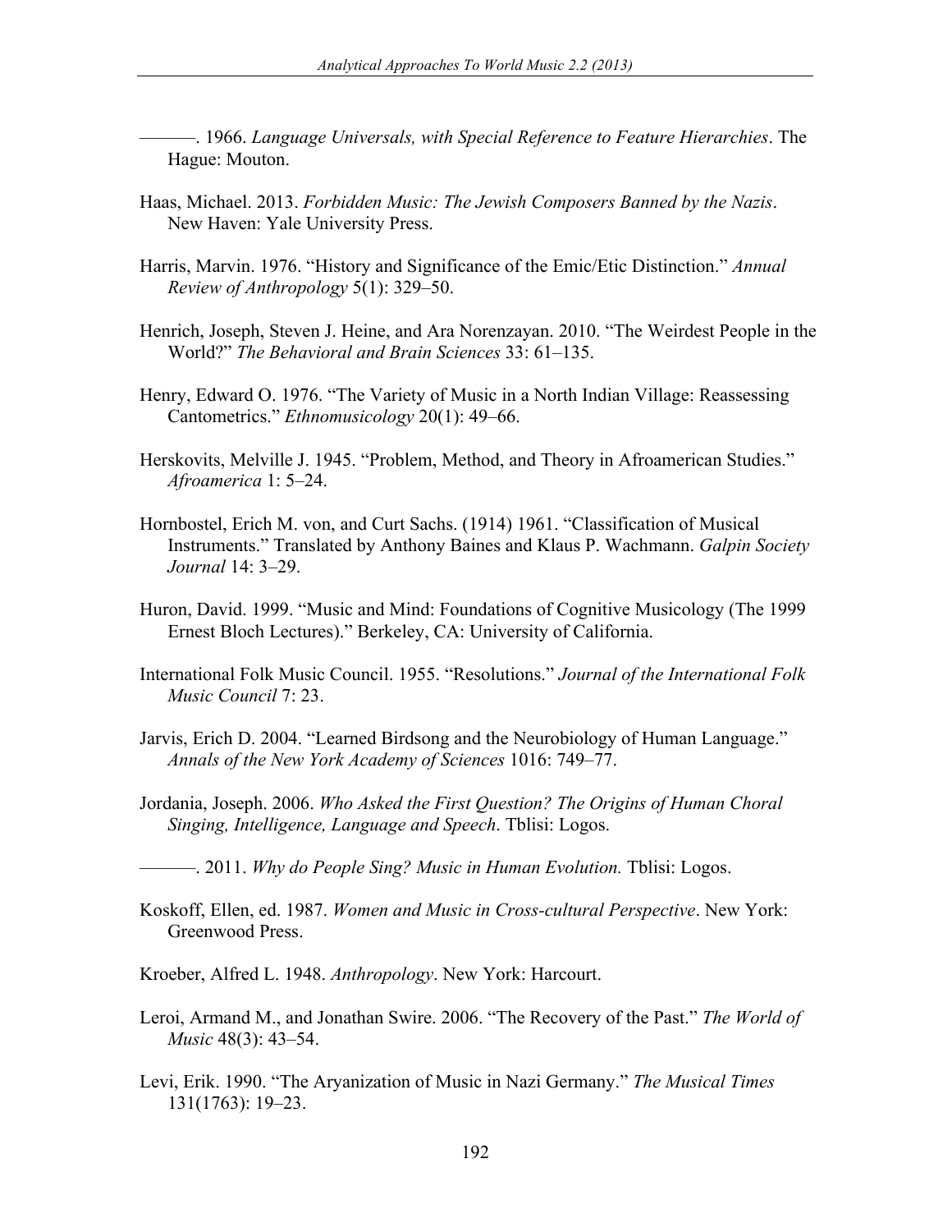———. 1966. *Language Universals, with Special Reference to Feature Hierarchies*. The Hague: Mouton.

Haas, Michael. 2013. *Forbidden Music: The Jewish Composers Banned by the Nazis*. New Haven: Yale University Press.

Harris, Marvin. 1976. "History and Significance of the Emic/Etic Distinction." *Annual Review of Anthropology* 5(1): 329–50.

Henrich, Joseph, Steven J. Heine, and Ara Norenzayan. 2010. "The Weirdest People in the World?" *The Behavioral and Brain Sciences* 33: 61–135.

Henry, Edward O. 1976. "The Variety of Music in a North Indian Village: Reassessing Cantometrics." *Ethnomusicology* 20(1): 49–66.

Herskovits, Melville J. 1945. "Problem, Method, and Theory in Afroamerican Studies." *Afroamerica* 1: 5–24.

Hornbostel, Erich M. von, and Curt Sachs. (1914) 1961. "Classification of Musical Instruments." Translated by Anthony Baines and Klaus P. Wachmann. *Galpin Society Journal* 14: 3–29.

Huron, David. 1999. "Music and Mind: Foundations of Cognitive Musicology (The 1999 Ernest Bloch Lectures)." Berkeley, CA: University of California.

International Folk Music Council. 1955. "Resolutions." *Journal of the International Folk Music Council* 7: 23.

Jarvis, Erich D. 2004. "Learned Birdsong and the Neurobiology of Human Language." *Annals of the New York Academy of Sciences* 1016: 749–77.

Jordania, Joseph. 2006. *Who Asked the First Question? The Origins of Human Choral Singing, Intelligence, Language and Speech*. Tblisi: Logos.

———. 2011. *Why do People Sing? Music in Human Evolution.* Tblisi: Logos.

Koskoff, Ellen, ed. 1987. *Women and Music in Cross-cultural Perspective*. New York: Greenwood Press.

Kroeber, Alfred L. 1948. *Anthropology*. New York: Harcourt.

Leroi, Armand M., and Jonathan Swire. 2006. "The Recovery of the Past." *The World of Music* 48(3): 43–54.

Levi, Erik. 1990. "The Aryanization of Music in Nazi Germany." *The Musical Times* 131(1763): 19–23.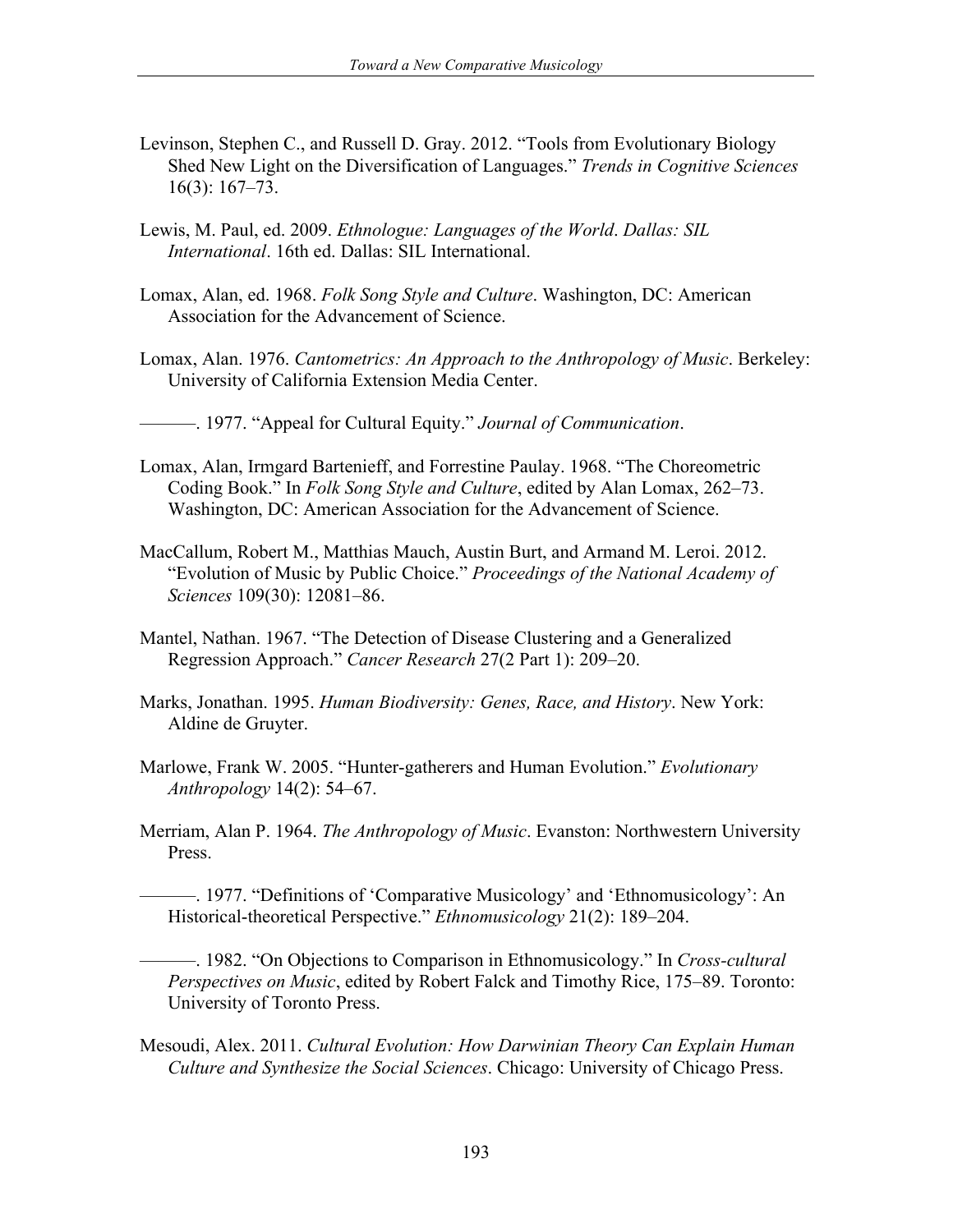Levinson, Stephen C., and Russell D. Gray. 2012. "Tools from Evolutionary Biology Shed New Light on the Diversification of Languages." *Trends in Cognitive Sciences* 16(3): 167–73.

Lewis, M. Paul, ed. 2009. *Ethnologue: Languages of the World*. *Dallas: SIL International*. 16th ed. Dallas: SIL International.

Lomax, Alan, ed. 1968. *Folk Song Style and Culture*. Washington, DC: American Association for the Advancement of Science.

Lomax, Alan. 1976. *Cantometrics: An Approach to the Anthropology of Music*. Berkeley: University of California Extension Media Center.

———. 1977. "Appeal for Cultural Equity." *Journal of Communication*.

Lomax, Alan, Irmgard Bartenieff, and Forrestine Paulay. 1968. "The Choreometric Coding Book." In *Folk Song Style and Culture*, edited by Alan Lomax, 262–73. Washington, DC: American Association for the Advancement of Science.

MacCallum, Robert M., Matthias Mauch, Austin Burt, and Armand M. Leroi. 2012. "Evolution of Music by Public Choice." *Proceedings of the National Academy of Sciences* 109(30): 12081–86.

Mantel, Nathan. 1967. "The Detection of Disease Clustering and a Generalized Regression Approach." *Cancer Research* 27(2 Part 1): 209–20.

Marks, Jonathan. 1995. *Human Biodiversity: Genes, Race, and History*. New York: Aldine de Gruyter.

Marlowe, Frank W. 2005. "Hunter-gatherers and Human Evolution." *Evolutionary Anthropology* 14(2): 54–67.

Merriam, Alan P. 1964. *The Anthropology of Music*. Evanston: Northwestern University Press.

———. 1977. "Definitions of 'Comparative Musicology' and 'Ethnomusicology': An Historical-theoretical Perspective." *Ethnomusicology* 21(2): 189–204.

———. 1982. "On Objections to Comparison in Ethnomusicology." In *Cross-cultural Perspectives on Music*, edited by Robert Falck and Timothy Rice, 175–89. Toronto: University of Toronto Press.

Mesoudi, Alex. 2011. *Cultural Evolution: How Darwinian Theory Can Explain Human Culture and Synthesize the Social Sciences*. Chicago: University of Chicago Press.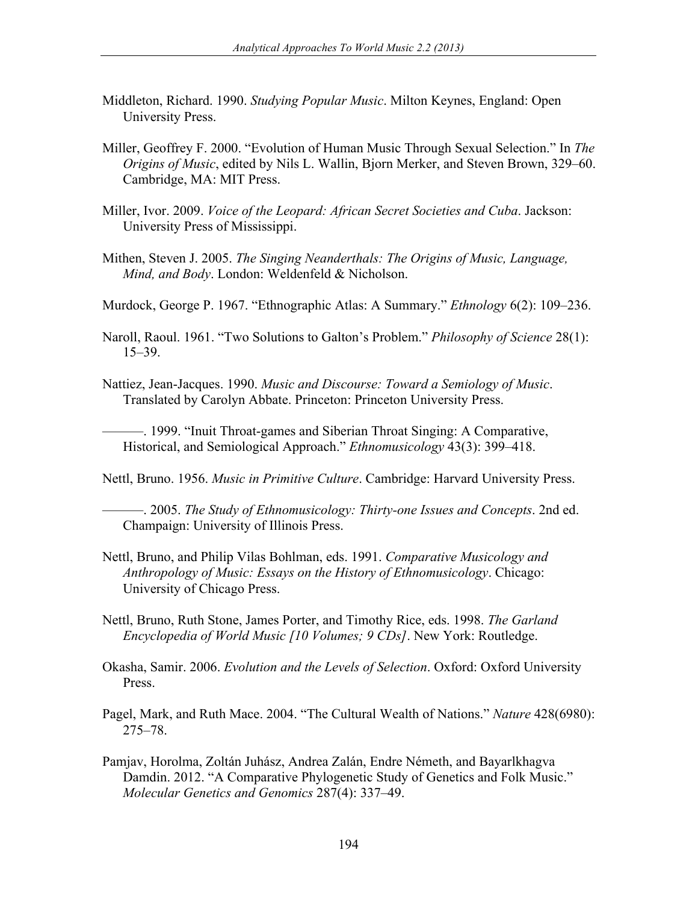Middleton, Richard. 1990. *Studying Popular Music*. Milton Keynes, England: Open University Press.

Miller, Geoffrey F. 2000. "Evolution of Human Music Through Sexual Selection." In *The Origins of Music*, edited by Nils L. Wallin, Bjorn Merker, and Steven Brown, 329–60. Cambridge, MA: MIT Press.

Miller, Ivor. 2009. *Voice of the Leopard: African Secret Societies and Cuba*. Jackson: University Press of Mississippi.

Mithen, Steven J. 2005. *The Singing Neanderthals: The Origins of Music, Language, Mind, and Body*. London: Weldenfeld & Nicholson.

Murdock, George P. 1967. "Ethnographic Atlas: A Summary." *Ethnology* 6(2): 109–236.

Naroll, Raoul. 1961. "Two Solutions to Galton's Problem." *Philosophy of Science* 28(1): 15–39.

Nattiez, Jean-Jacques. 1990. *Music and Discourse: Toward a Semiology of Music*. Translated by Carolyn Abbate. Princeton: Princeton University Press.

———. 1999. "Inuit Throat-games and Siberian Throat Singing: A Comparative, Historical, and Semiological Approach." *Ethnomusicology* 43(3): 399–418.

Nettl, Bruno. 1956. *Music in Primitive Culture*. Cambridge: Harvard University Press.

———. 2005. *The Study of Ethnomusicology: Thirty-one Issues and Concepts*. 2nd ed. Champaign: University of Illinois Press.

Nettl, Bruno, and Philip Vilas Bohlman, eds. 1991. *Comparative Musicology and Anthropology of Music: Essays on the History of Ethnomusicology*. Chicago: University of Chicago Press.

Nettl, Bruno, Ruth Stone, James Porter, and Timothy Rice, eds. 1998. *The Garland Encyclopedia of World Music [10 Volumes; 9 CDs]*. New York: Routledge.

Okasha, Samir. 2006. *Evolution and the Levels of Selection*. Oxford: Oxford University Press.

Pagel, Mark, and Ruth Mace. 2004. "The Cultural Wealth of Nations." *Nature* 428(6980): 275–78.

Pamjav, Horolma, Zoltán Juhász, Andrea Zalán, Endre Németh, and Bayarlkhagva Damdin. 2012. "A Comparative Phylogenetic Study of Genetics and Folk Music." *Molecular Genetics and Genomics* 287(4): 337–49.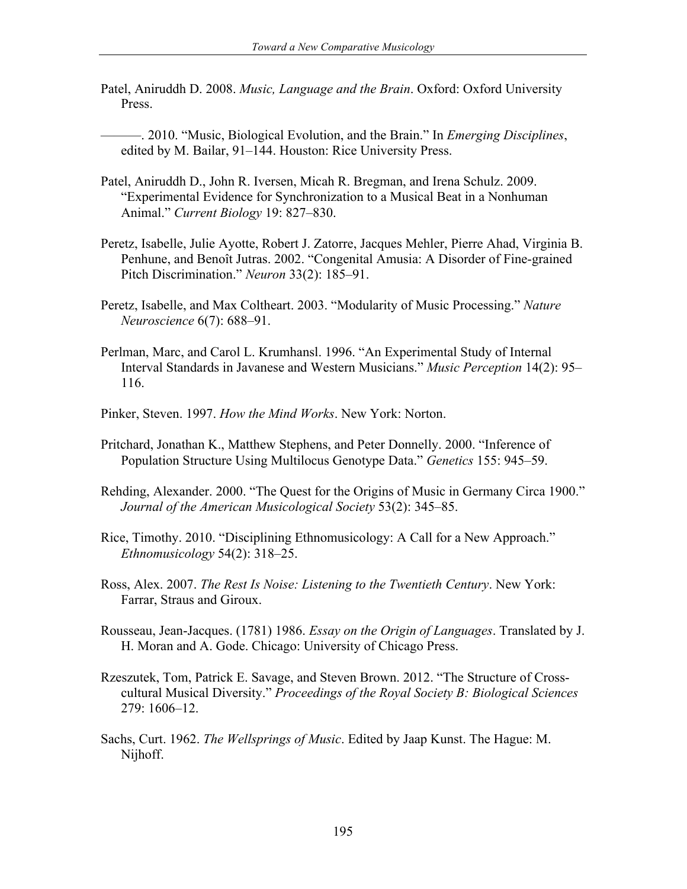Patel, Aniruddh D. 2008. *Music, Language and the Brain*. Oxford: Oxford University Press.

———. 2010. "Music, Biological Evolution, and the Brain." In *Emerging Disciplines*, edited by M. Bailar, 91–144. Houston: Rice University Press.

Patel, Aniruddh D., John R. Iversen, Micah R. Bregman, and Irena Schulz. 2009. "Experimental Evidence for Synchronization to a Musical Beat in a Nonhuman Animal." *Current Biology* 19: 827–830.

Peretz, Isabelle, Julie Ayotte, Robert J. Zatorre, Jacques Mehler, Pierre Ahad, Virginia B. Penhune, and Benoît Jutras. 2002. "Congenital Amusia: A Disorder of Fine-grained Pitch Discrimination." *Neuron* 33(2): 185–91.

Peretz, Isabelle, and Max Coltheart. 2003. "Modularity of Music Processing." *Nature Neuroscience* 6(7): 688–91.

Perlman, Marc, and Carol L. Krumhansl. 1996. "An Experimental Study of Internal Interval Standards in Javanese and Western Musicians." *Music Perception* 14(2): 95–116.

Pinker, Steven. 1997. *How the Mind Works*. New York: Norton.

Pritchard, Jonathan K., Matthew Stephens, and Peter Donnelly. 2000. "Inference of Population Structure Using Multilocus Genotype Data." *Genetics* 155: 945–59.

Rehding, Alexander. 2000. "The Quest for the Origins of Music in Germany Circa 1900." *Journal of the American Musicological Society* 53(2): 345–85.

Rice, Timothy. 2010. "Disciplining Ethnomusicology: A Call for a New Approach." *Ethnomusicology* 54(2): 318–25.

Ross, Alex. 2007. *The Rest Is Noise: Listening to the Twentieth Century*. New York: Farrar, Straus and Giroux.

Rousseau, Jean-Jacques. (1781) 1986. *Essay on the Origin of Languages*. Translated by J. H. Moran and A. Gode. Chicago: University of Chicago Press.

Rzeszutek, Tom, Patrick E. Savage, and Steven Brown. 2012. "The Structure of Cross-cultural Musical Diversity." *Proceedings of the Royal Society B: Biological Sciences* 279: 1606–12.

Sachs, Curt. 1962. *The Wellsprings of Music*. Edited by Jaap Kunst. The Hague: M. Nijhoff.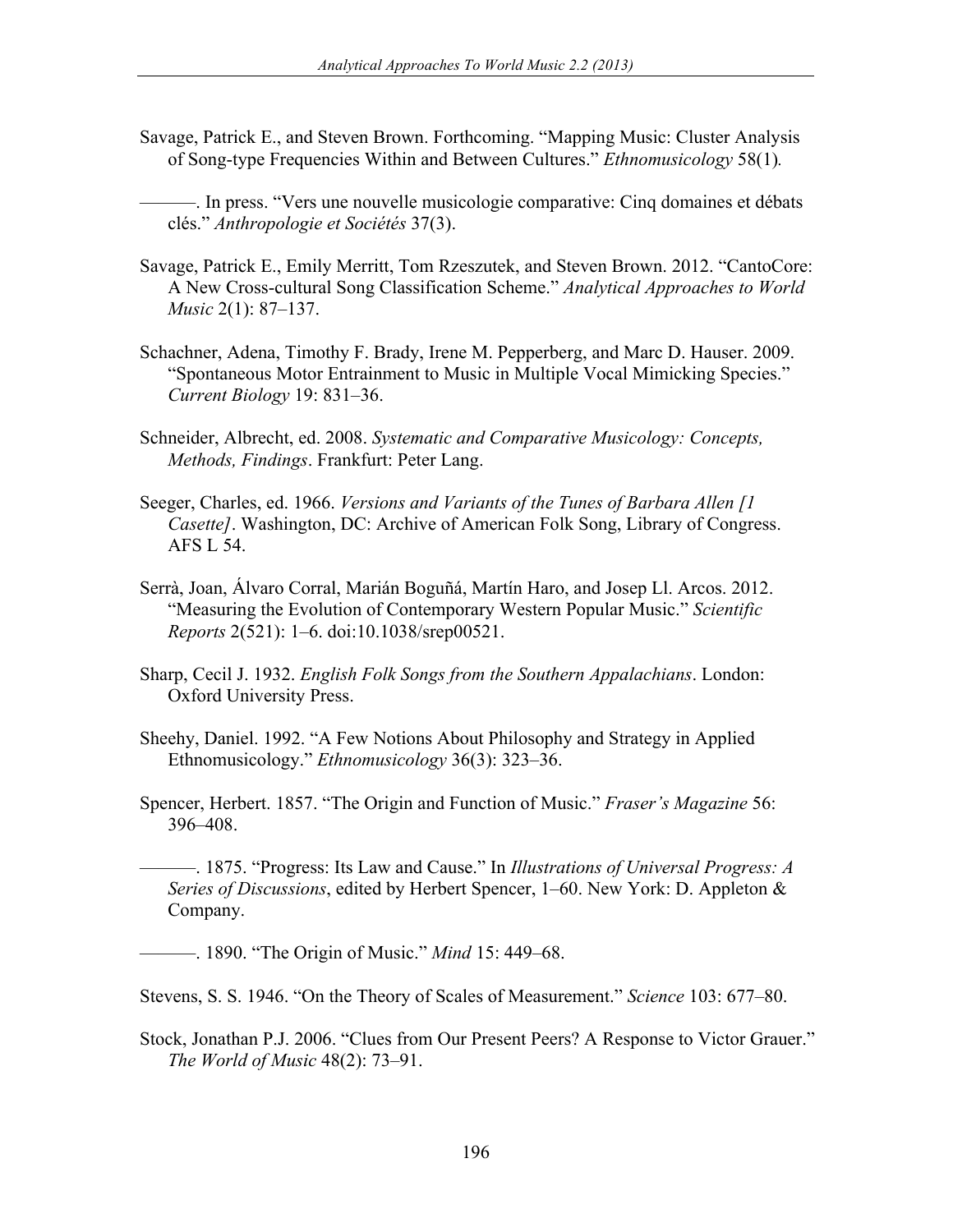Savage, Patrick E., and Steven Brown. Forthcoming. "Mapping Music: Cluster Analysis of Song-type Frequencies Within and Between Cultures." *Ethnomusicology* 58(1).

———. In press. "Vers une nouvelle musicologie comparative: Cinq domaines et débats clés." *Anthropologie et Sociétés* 37(3).

Savage, Patrick E., Emily Merritt, Tom Rzeszutek, and Steven Brown. 2012. "CantoCore: A New Cross-cultural Song Classification Scheme." *Analytical Approaches to World Music* 2(1): 87–137.

Schachner, Adena, Timothy F. Brady, Irene M. Pepperberg, and Marc D. Hauser. 2009. "Spontaneous Motor Entrainment to Music in Multiple Vocal Mimicking Species." *Current Biology* 19: 831–36.

Schneider, Albrecht, ed. 2008. *Systematic and Comparative Musicology: Concepts, Methods, Findings*. Frankfurt: Peter Lang.

Seeger, Charles, ed. 1966. *Versions and Variants of the Tunes of Barbara Allen [1 Casette]*. Washington, DC: Archive of American Folk Song, Library of Congress. AFS L 54.

Serrà, Joan, Álvaro Corral, Marián Boguñá, Martín Haro, and Josep Ll. Arcos. 2012. "Measuring the Evolution of Contemporary Western Popular Music." *Scientific Reports* 2(521): 1–6. doi:10.1038/srep00521.

Sharp, Cecil J. 1932. *English Folk Songs from the Southern Appalachians*. London: Oxford University Press.

Sheehy, Daniel. 1992. "A Few Notions About Philosophy and Strategy in Applied Ethnomusicology." *Ethnomusicology* 36(3): 323–36.

Spencer, Herbert. 1857. "The Origin and Function of Music." *Fraser's Magazine* 56: 396–408.

———. 1875. "Progress: Its Law and Cause." In *Illustrations of Universal Progress: A Series of Discussions*, edited by Herbert Spencer, 1–60. New York: D. Appleton & Company.

———. 1890. "The Origin of Music." *Mind* 15: 449–68.

Stevens, S. S. 1946. "On the Theory of Scales of Measurement." *Science* 103: 677–80.

Stock, Jonathan P.J. 2006. "Clues from Our Present Peers? A Response to Victor Grauer." *The World of Music* 48(2): 73–91.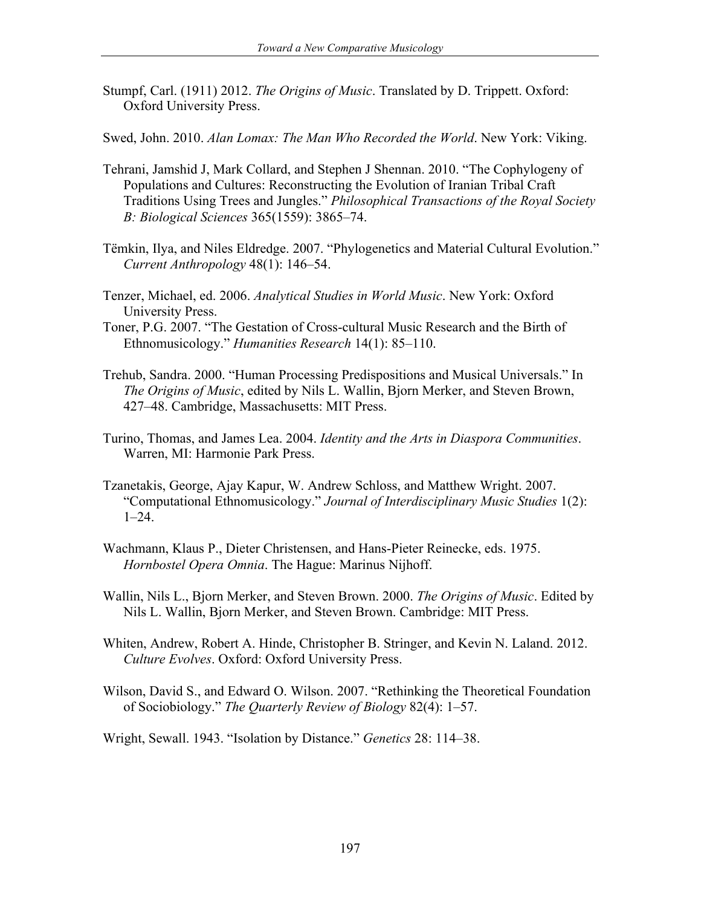Stumpf, Carl. (1911) 2012. *The Origins of Music*. Translated by D. Trippett. Oxford: Oxford University Press.

Swed, John. 2010. *Alan Lomax: The Man Who Recorded the World*. New York: Viking.

Tehrani, Jamshid J, Mark Collard, and Stephen J Shennan. 2010. "The Cophylogeny of Populations and Cultures: Reconstructing the Evolution of Iranian Tribal Craft Traditions Using Trees and Jungles." *Philosophical Transactions of the Royal Society B: Biological Sciences* 365(1559): 3865–74.

Tëmkin, Ilya, and Niles Eldredge. 2007. "Phylogenetics and Material Cultural Evolution." *Current Anthropology* 48(1): 146–54.

Tenzer, Michael, ed. 2006. *Analytical Studies in World Music*. New York: Oxford University Press.

Toner, P.G. 2007. "The Gestation of Cross-cultural Music Research and the Birth of Ethnomusicology." *Humanities Research* 14(1): 85–110.

Trehub, Sandra. 2000. "Human Processing Predispositions and Musical Universals." In *The Origins of Music*, edited by Nils L. Wallin, Bjorn Merker, and Steven Brown, 427–48. Cambridge, Massachusetts: MIT Press.

Turino, Thomas, and James Lea. 2004. *Identity and the Arts in Diaspora Communities*. Warren, MI: Harmonie Park Press.

Tzanetakis, George, Ajay Kapur, W. Andrew Schloss, and Matthew Wright. 2007. "Computational Ethnomusicology." *Journal of Interdisciplinary Music Studies* 1(2): 1–24.

Wachmann, Klaus P., Dieter Christensen, and Hans-Pieter Reinecke, eds. 1975. *Hornbostel Opera Omnia*. The Hague: Marinus Nijhoff.

Wallin, Nils L., Bjorn Merker, and Steven Brown. 2000. *The Origins of Music*. Edited by Nils L. Wallin, Bjorn Merker, and Steven Brown. Cambridge: MIT Press.

Whiten, Andrew, Robert A. Hinde, Christopher B. Stringer, and Kevin N. Laland. 2012. *Culture Evolves*. Oxford: Oxford University Press.

Wilson, David S., and Edward O. Wilson. 2007. "Rethinking the Theoretical Foundation of Sociobiology." *The Quarterly Review of Biology* 82(4): 1–57.

Wright, Sewall. 1943. "Isolation by Distance." *Genetics* 28: 114–38.